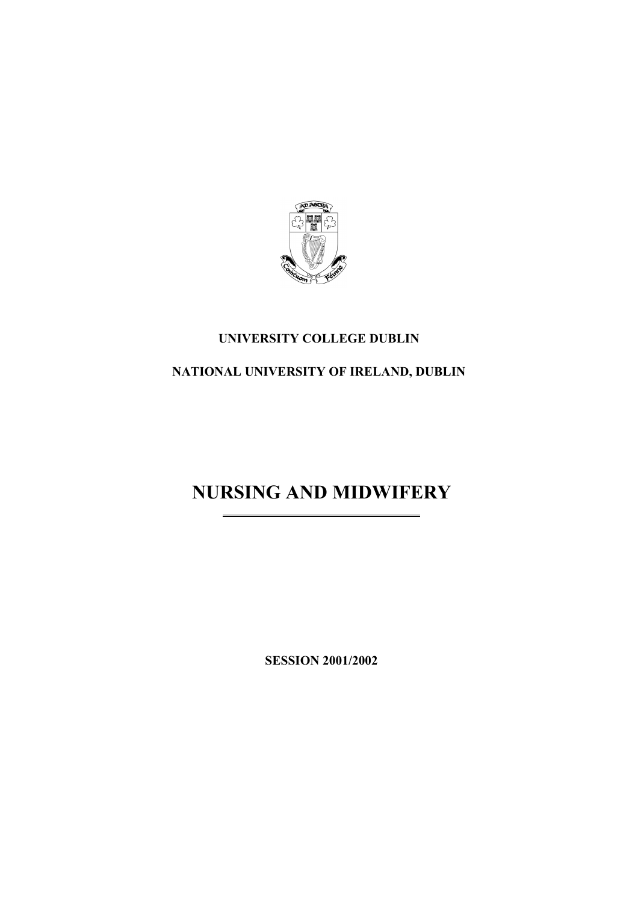**UNIVERSITY COLLEGE DUBLIN**

**NATIONAL UNIVERSITY OF IRELAND, DUBLIN**

# NURSING AND MIDWIFERY

**SESSION 2001/2002**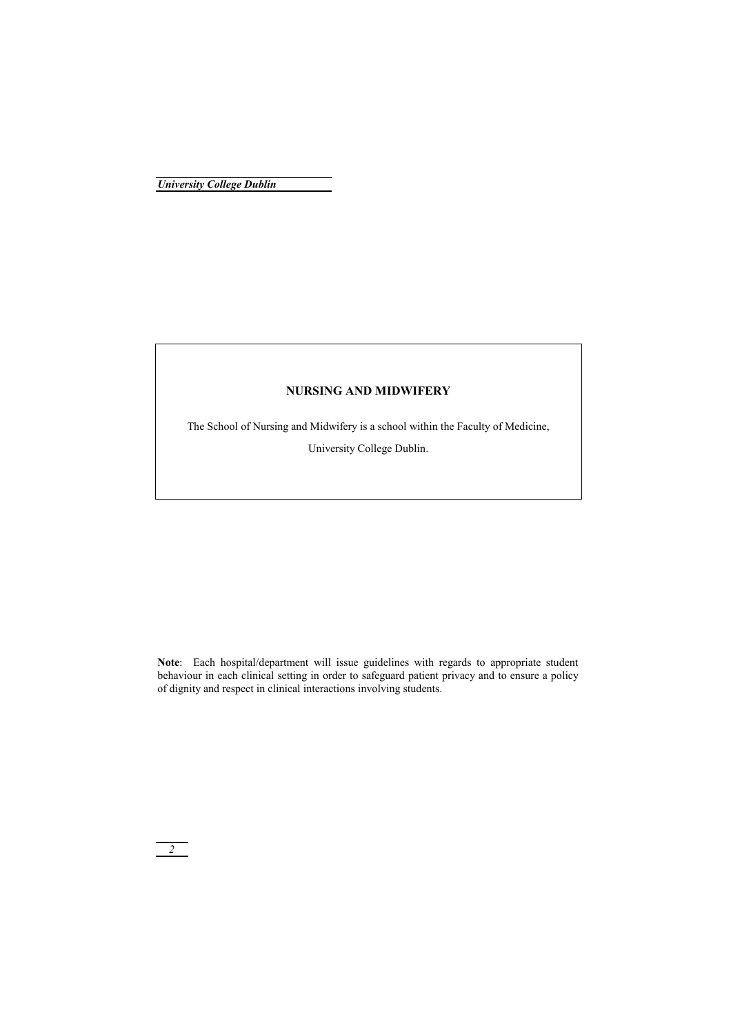## NURSING AND MIDWIFERY

The School of Nursing and Midwifery is a school within the Faculty of Medicine, University College Dublin.

**Note**: Each hospital/department will issue guidelines with regards to appropriate student behaviour in each clinical setting in order to safeguard patient privacy and to ensure a policy of dignity and respect in clinical interactions involving students.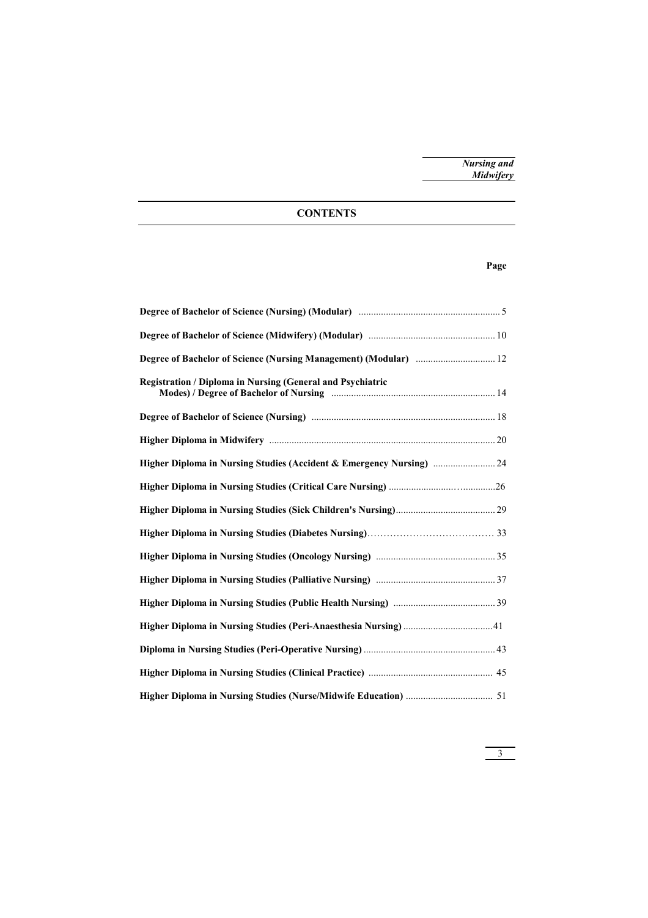# CONTENTS

| | Page |
|---|---|
| **Degree of Bachelor of Science (Nursing) (Modular)** | 5 |
| **Degree of Bachelor of Science (Midwifery) (Modular)** | 10 |
| **Degree of Bachelor of Science (Nursing Management) (Modular)** | 12 |
| **Registration / Diploma in Nursing (General and Psychiatric Modes) / Degree of Bachelor of Nursing** | 14 |
| **Degree of Bachelor of Science (Nursing)** | 18 |
| **Higher Diploma in Midwifery** | 20 |
| **Higher Diploma in Nursing Studies (Accident & Emergency Nursing)** | 24 |
| **Higher Diploma in Nursing Studies (Critical Care Nursing)** | 26 |
| **Higher Diploma in Nursing Studies (Sick Children's Nursing)** | 29 |
| **Higher Diploma in Nursing Studies (Diabetes Nursing)** | 33 |
| **Higher Diploma in Nursing Studies (Oncology Nursing)** | 35 |
| **Higher Diploma in Nursing Studies (Palliative Nursing)** | 37 |
| **Higher Diploma in Nursing Studies (Public Health Nursing)** | 39 |
| **Higher Diploma in Nursing Studies (Peri-Anaesthesia Nursing)** | 41 |
| **Diploma in Nursing Studies (Peri-Operative Nursing)** | 43 |
| **Higher Diploma in Nursing Studies (Clinical Practice)** | 45 |
| **Higher Diploma in Nursing Studies (Nurse/Midwife Education)** | 51 |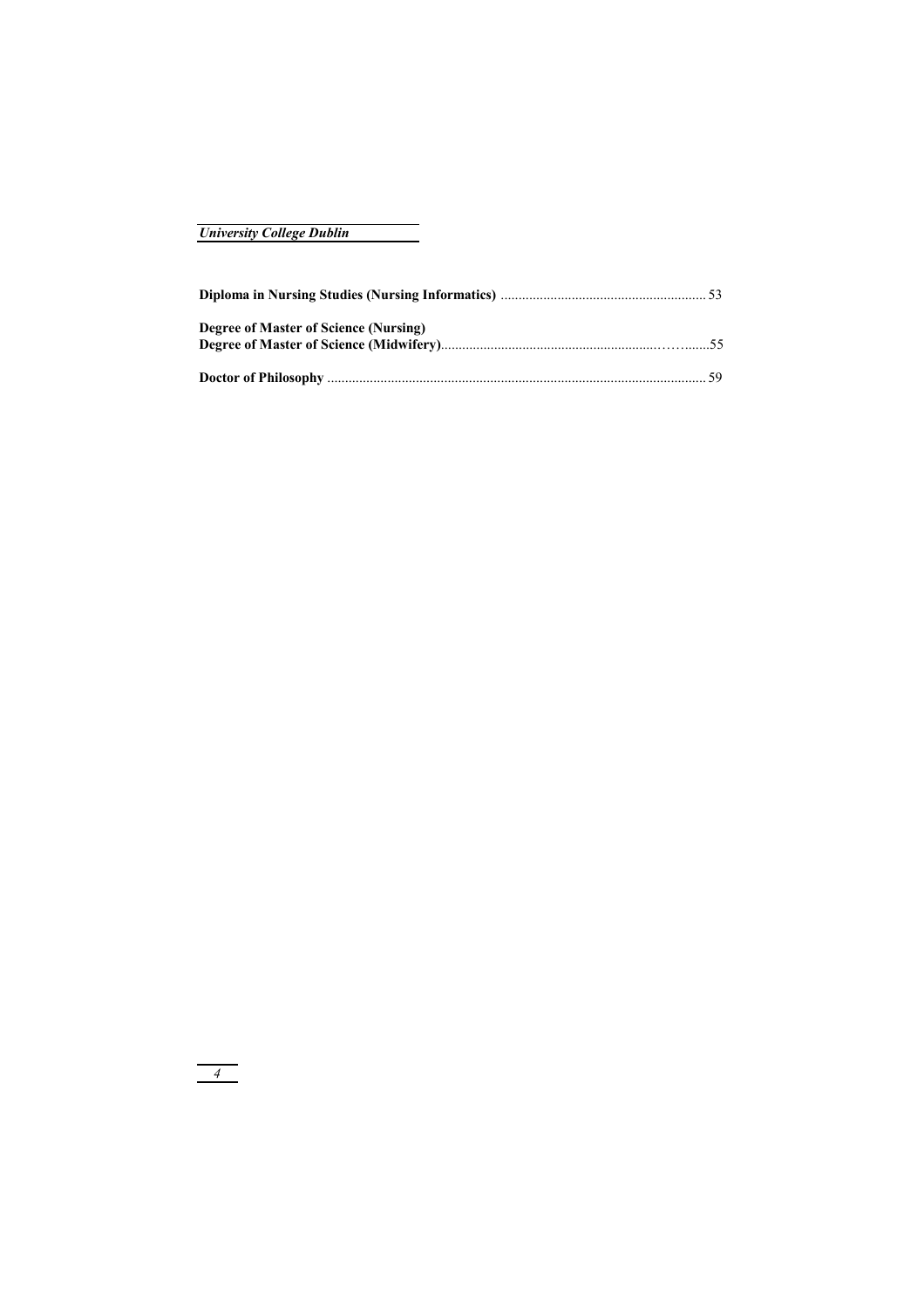**Diploma in Nursing Studies (Nursing Informatics)** .......................................................... 53

**Degree of Master of Science (Nursing)**
**Degree of Master of Science (Midwifery)**.........................................................……......55

**Doctor of Philosophy** ......................................................................................................... 59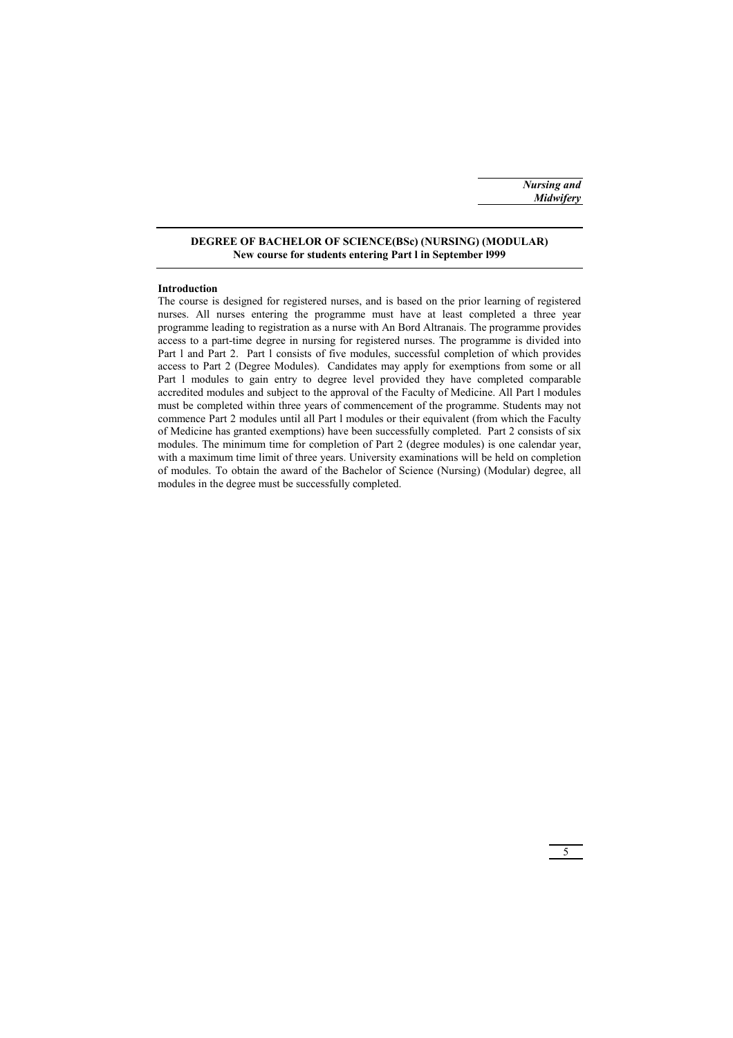## DEGREE OF BACHELOR OF SCIENCE(BSc) (NURSING) (MODULAR)
**New course for students entering Part l in September l999**

### Introduction

The course is designed for registered nurses, and is based on the prior learning of registered nurses. All nurses entering the programme must have at least completed a three year programme leading to registration as a nurse with An Bord Altranais. The programme provides access to a part-time degree in nursing for registered nurses. The programme is divided into Part l and Part 2. Part l consists of five modules, successful completion of which provides access to Part 2 (Degree Modules). Candidates may apply for exemptions from some or all Part l modules to gain entry to degree level provided they have completed comparable accredited modules and subject to the approval of the Faculty of Medicine. All Part l modules must be completed within three years of commencement of the programme. Students may not commence Part 2 modules until all Part l modules or their equivalent (from which the Faculty of Medicine has granted exemptions) have been successfully completed. Part 2 consists of six modules. The minimum time for completion of Part 2 (degree modules) is one calendar year, with a maximum time limit of three years. University examinations will be held on completion of modules. To obtain the award of the Bachelor of Science (Nursing) (Modular) degree, all modules in the degree must be successfully completed.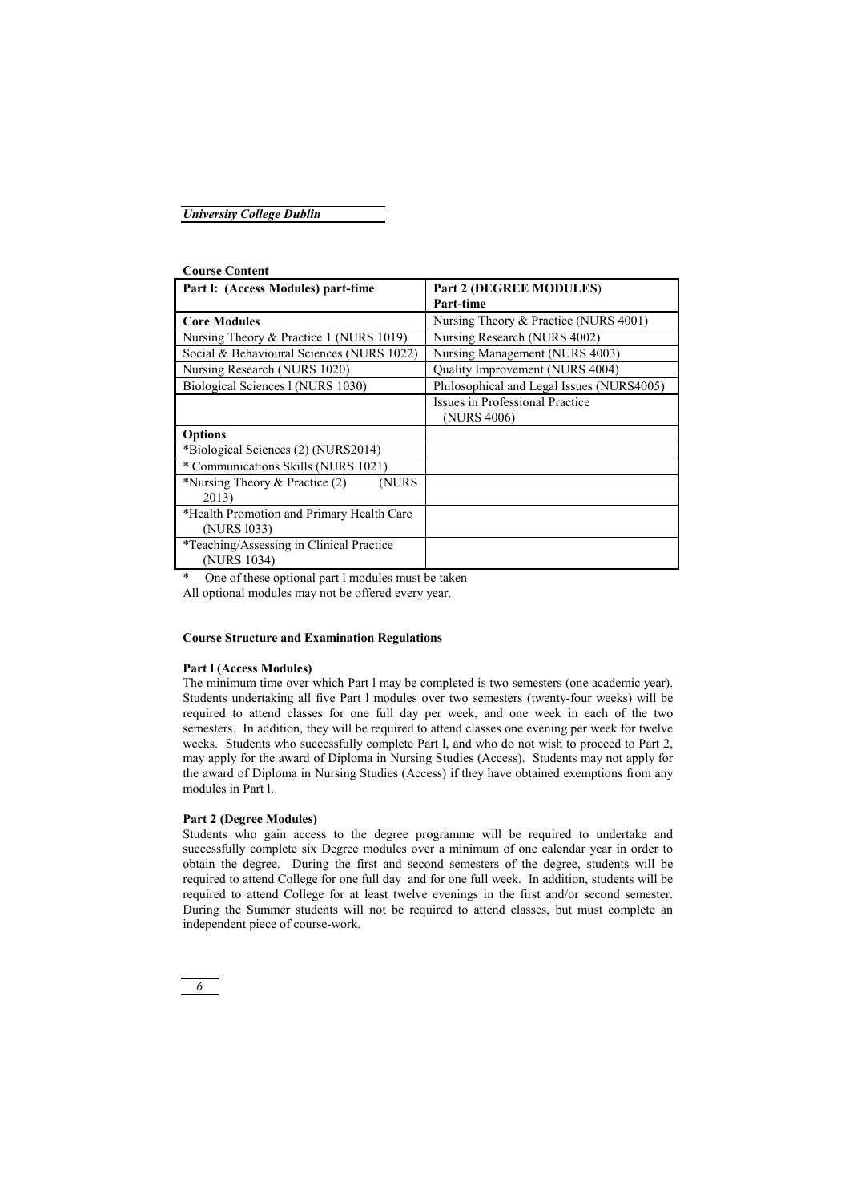**Course Content**

| Part l: (Access Modules) part-time | Part 2 (DEGREE MODULES) Part-time |
|---|---|
| **Core Modules** | Nursing Theory & Practice (NURS 4001) |
| Nursing Theory & Practice 1 (NURS 1019) | Nursing Research (NURS 4002) |
| Social & Behavioural Sciences (NURS 1022) | Nursing Management (NURS 4003) |
| Nursing Research (NURS 1020) | Quality Improvement (NURS 4004) |
| Biological Sciences l (NURS 1030) | Philosophical and Legal Issues (NURS4005) |
| | Issues in Professional Practice (NURS 4006) |
| **Options** | |
| *Biological Sciences (2) (NURS2014) | |
| * Communications Skills (NURS 1021) | |
| *Nursing Theory & Practice (2) (NURS 2013) | |
| *Health Promotion and Primary Health Care (NURS l033) | |
| *Teaching/Assessing in Clinical Practice (NURS 1034) | |

\* One of these optional part l modules must be taken

All optional modules may not be offered every year.

**Course Structure and Examination Regulations**

**Part l (Access Modules)**

The minimum time over which Part l may be completed is two semesters (one academic year). Students undertaking all five Part l modules over two semesters (twenty-four weeks) will be required to attend classes for one full day per week, and one week in each of the two semesters. In addition, they will be required to attend classes one evening per week for twelve weeks. Students who successfully complete Part l, and who do not wish to proceed to Part 2, may apply for the award of Diploma in Nursing Studies (Access). Students may not apply for the award of Diploma in Nursing Studies (Access) if they have obtained exemptions from any modules in Part l.

**Part 2 (Degree Modules)**

Students who gain access to the degree programme will be required to undertake and successfully complete six Degree modules over a minimum of one calendar year in order to obtain the degree. During the first and second semesters of the degree, students will be required to attend College for one full day and for one full week. In addition, students will be required to attend College for at least twelve evenings in the first and/or second semester. During the Summer students will not be required to attend classes, but must complete an independent piece of course-work.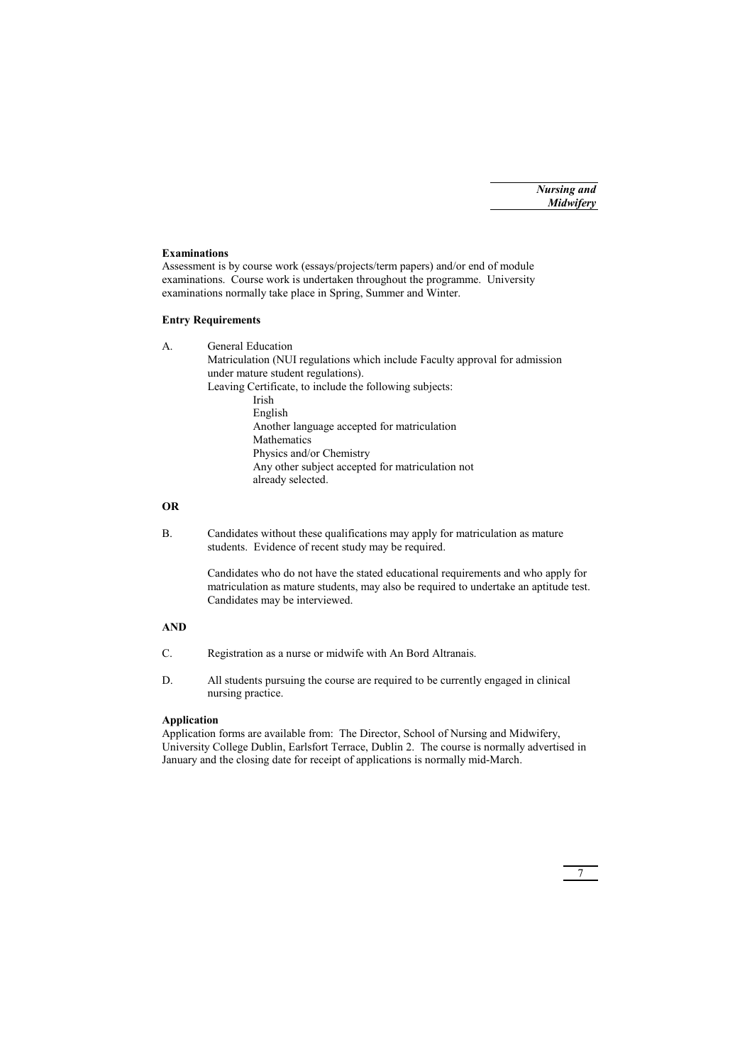**Examinations**

Assessment is by course work (essays/projects/term papers) and/or end of module examinations. Course work is undertaken throughout the programme. University examinations normally take place in Spring, Summer and Winter.

**Entry Requirements**

A. General Education

Matriculation (NUI regulations which include Faculty approval for admission under mature student regulations).

Leaving Certificate, to include the following subjects:

- Irish
- English
- Another language accepted for matriculation
- Mathematics
- Physics and/or Chemistry
- Any other subject accepted for matriculation not already selected.

**OR**

B. Candidates without these qualifications may apply for matriculation as mature students. Evidence of recent study may be required.

Candidates who do not have the stated educational requirements and who apply for matriculation as mature students, may also be required to undertake an aptitude test. Candidates may be interviewed.

**AND**

C. Registration as a nurse or midwife with An Bord Altranais.

D. All students pursuing the course are required to be currently engaged in clinical nursing practice.

**Application**

Application forms are available from: The Director, School of Nursing and Midwifery, University College Dublin, Earlsfort Terrace, Dublin 2. The course is normally advertised in January and the closing date for receipt of applications is normally mid-March.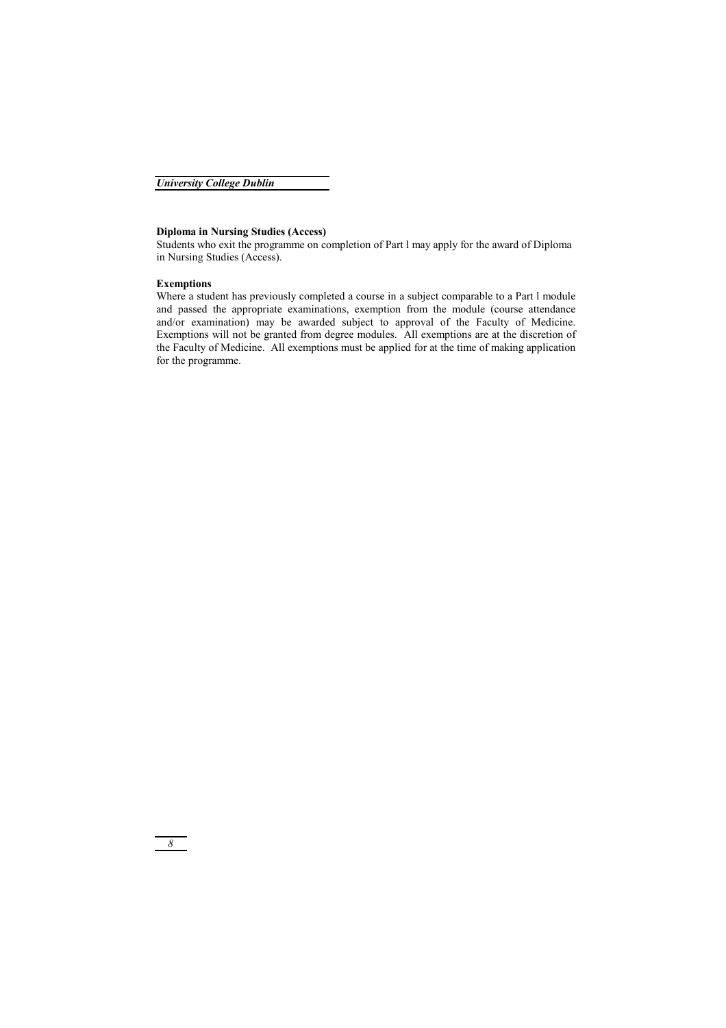**Diploma in Nursing Studies (Access)**

Students who exit the programme on completion of Part l may apply for the award of Diploma in Nursing Studies (Access).

**Exemptions**

Where a student has previously completed a course in a subject comparable to a Part l module and passed the appropriate examinations, exemption from the module (course attendance and/or examination) may be awarded subject to approval of the Faculty of Medicine. Exemptions will not be granted from degree modules. All exemptions are at the discretion of the Faculty of Medicine. All exemptions must be applied for at the time of making application for the programme.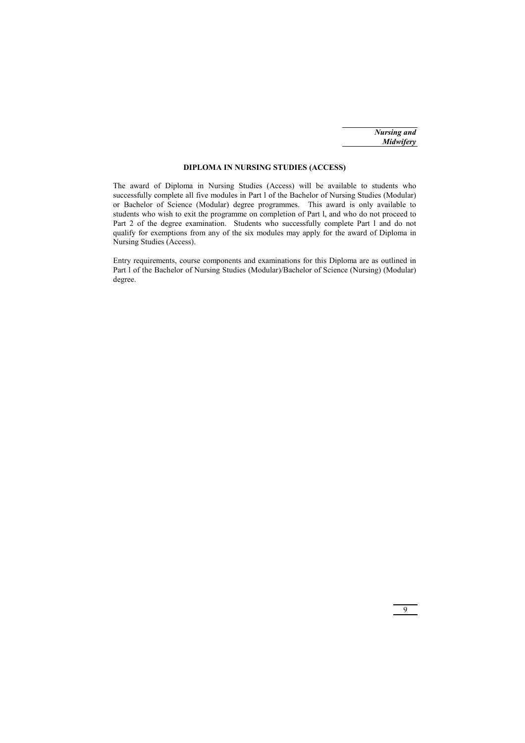## DIPLOMA IN NURSING STUDIES (ACCESS)

The award of Diploma in Nursing Studies (Access) will be available to students who successfully complete all five modules in Part l of the Bachelor of Nursing Studies (Modular) or Bachelor of Science (Modular) degree programmes. This award is only available to students who wish to exit the programme on completion of Part l, and who do not proceed to Part 2 of the degree examination. Students who successfully complete Part l and do not qualify for exemptions from any of the six modules may apply for the award of Diploma in Nursing Studies (Access).

Entry requirements, course components and examinations for this Diploma are as outlined in Part l of the Bachelor of Nursing Studies (Modular)/Bachelor of Science (Nursing) (Modular) degree.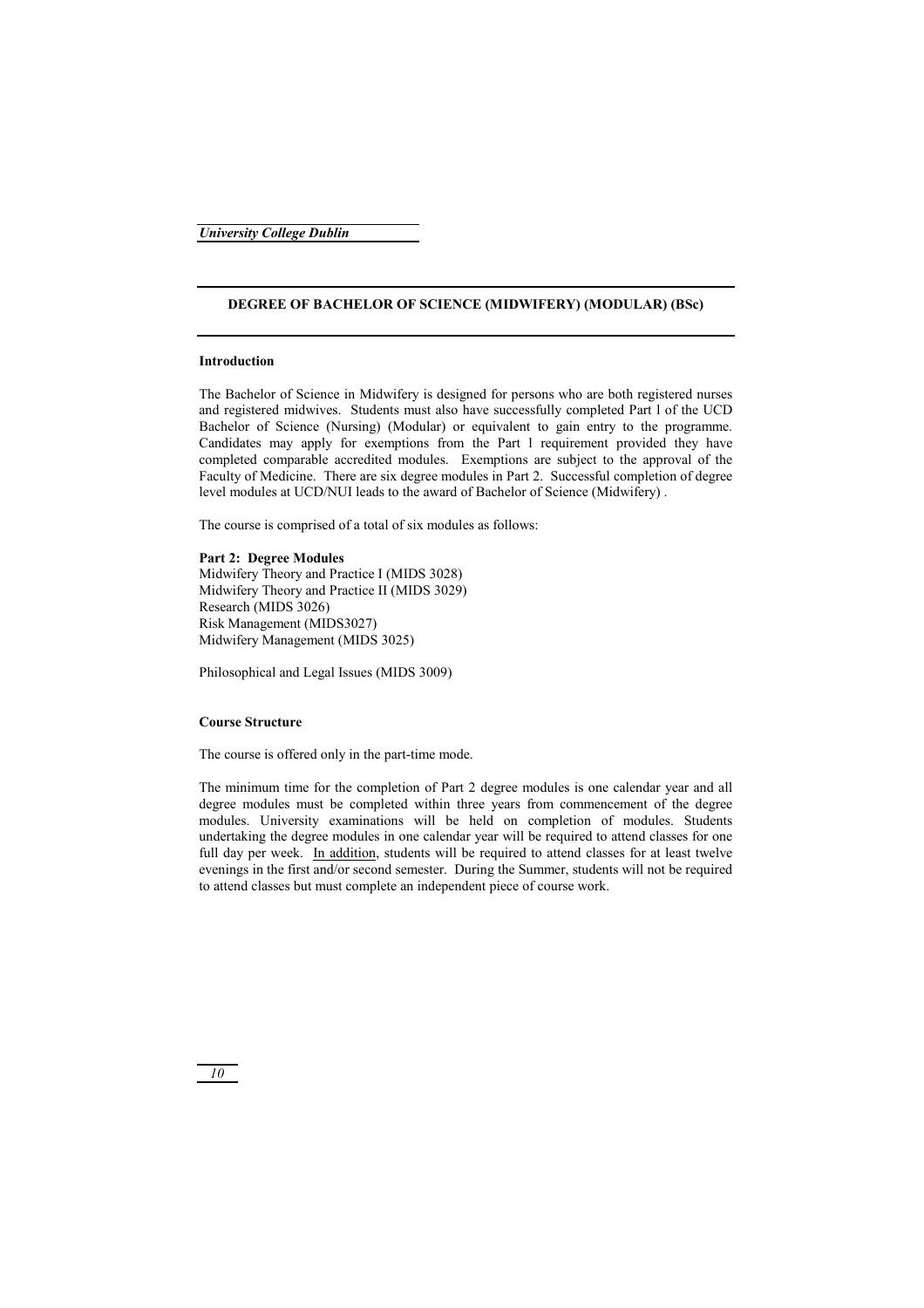## DEGREE OF BACHELOR OF SCIENCE (MIDWIFERY) (MODULAR) (BSc)

### Introduction

The Bachelor of Science in Midwifery is designed for persons who are both registered nurses and registered midwives. Students must also have successfully completed Part l of the UCD Bachelor of Science (Nursing) (Modular) or equivalent to gain entry to the programme. Candidates may apply for exemptions from the Part l requirement provided they have completed comparable accredited modules. Exemptions are subject to the approval of the Faculty of Medicine. There are six degree modules in Part 2. Successful completion of degree level modules at UCD/NUI leads to the award of Bachelor of Science (Midwifery) .

The course is comprised of a total of six modules as follows:

**Part 2: Degree Modules**
Midwifery Theory and Practice I (MIDS 3028)
Midwifery Theory and Practice II (MIDS 3029)
Research (MIDS 3026)
Risk Management (MIDS3027)
Midwifery Management (MIDS 3025)

Philosophical and Legal Issues (MIDS 3009)

### Course Structure

The course is offered only in the part-time mode.

The minimum time for the completion of Part 2 degree modules is one calendar year and all degree modules must be completed within three years from commencement of the degree modules. University examinations will be held on completion of modules. Students undertaking the degree modules in one calendar year will be required to attend classes for one full day per week. <u>In addition</u>, students will be required to attend classes for at least twelve evenings in the first and/or second semester. During the Summer, students will not be required to attend classes but must complete an independent piece of course work.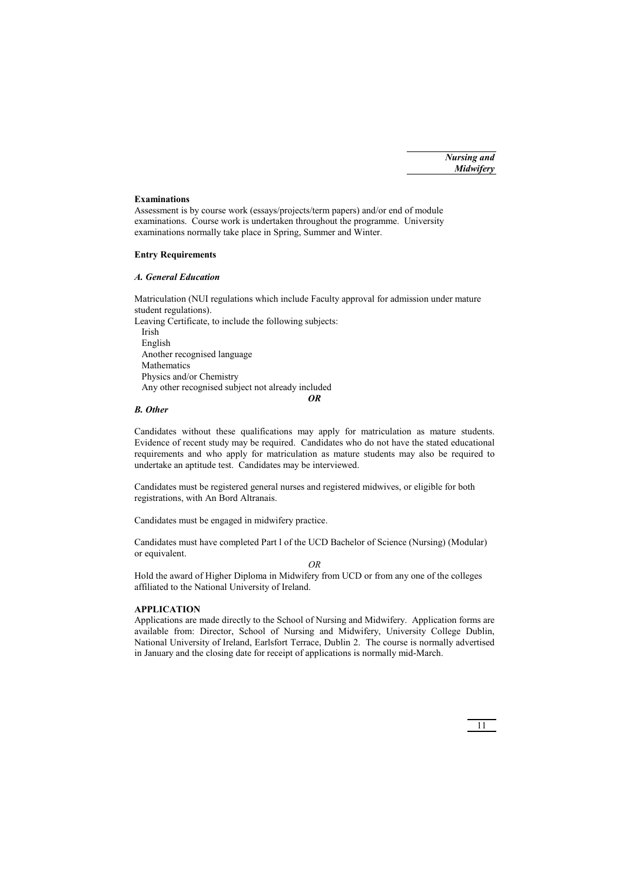**Examinations**
Assessment is by course work (essays/projects/term papers) and/or end of module examinations. Course work is undertaken throughout the programme. University examinations normally take place in Spring, Summer and Winter.

**Entry Requirements**

***A. General Education***

Matriculation (NUI regulations which include Faculty approval for admission under mature student regulations).
Leaving Certificate, to include the following subjects:

- Irish
- English
- Another recognised language
- Mathematics
- Physics and/or Chemistry
- Any other recognised subject not already included

***OR***

***B. Other***

Candidates without these qualifications may apply for matriculation as mature students. Evidence of recent study may be required. Candidates who do not have the stated educational requirements and who apply for matriculation as mature students may also be required to undertake an aptitude test. Candidates may be interviewed.

Candidates must be registered general nurses and registered midwives, or eligible for both registrations, with An Bord Altranais.

Candidates must be engaged in midwifery practice.

Candidates must have completed Part l of the UCD Bachelor of Science (Nursing) (Modular) or equivalent.

*OR*

Hold the award of Higher Diploma in Midwifery from UCD or from any one of the colleges affiliated to the National University of Ireland.

**APPLICATION**
Applications are made directly to the School of Nursing and Midwifery. Application forms are available from: Director, School of Nursing and Midwifery, University College Dublin, National University of Ireland, Earlsfort Terrace, Dublin 2. The course is normally advertised in January and the closing date for receipt of applications is normally mid-March.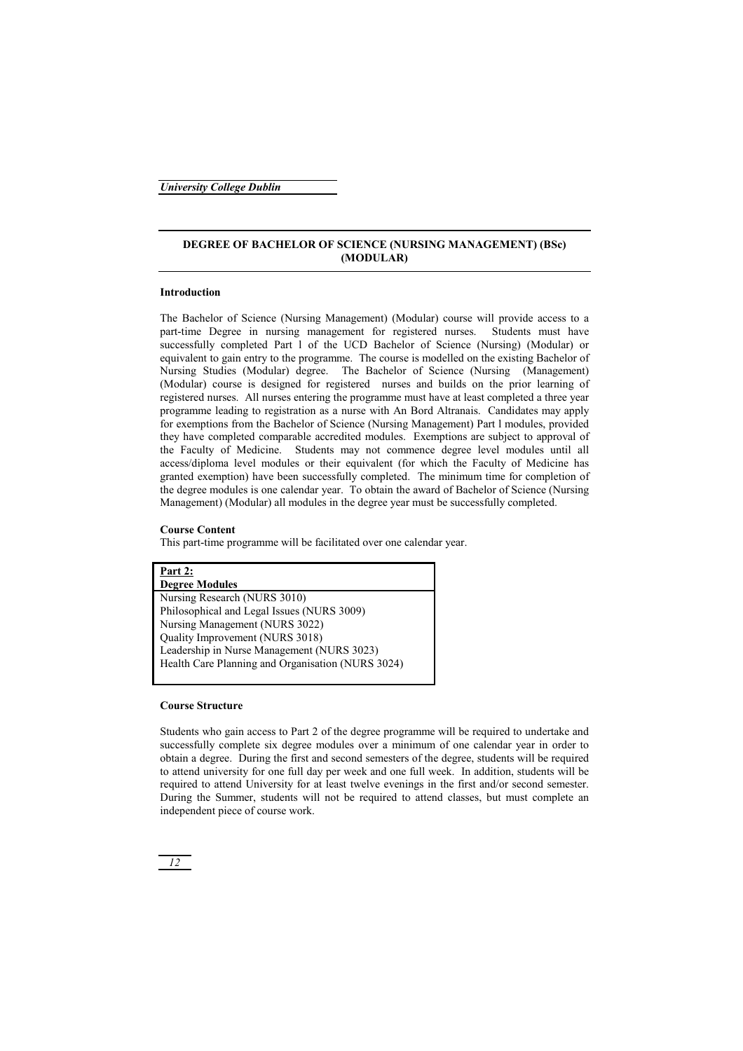## DEGREE OF BACHELOR OF SCIENCE (NURSING MANAGEMENT) (BSc) (MODULAR)

### Introduction

The Bachelor of Science (Nursing Management) (Modular) course will provide access to a part-time Degree in nursing management for registered nurses. Students must have successfully completed Part l of the UCD Bachelor of Science (Nursing) (Modular) or equivalent to gain entry to the programme. The course is modelled on the existing Bachelor of Nursing Studies (Modular) degree. The Bachelor of Science (Nursing (Management) (Modular) course is designed for registered nurses and builds on the prior learning of registered nurses. All nurses entering the programme must have at least completed a three year programme leading to registration as a nurse with An Bord Altranais. Candidates may apply for exemptions from the Bachelor of Science (Nursing Management) Part l modules, provided they have completed comparable accredited modules. Exemptions are subject to approval of the Faculty of Medicine. Students may not commence degree level modules until all access/diploma level modules or their equivalent (for which the Faculty of Medicine has granted exemption) have been successfully completed. The minimum time for completion of the degree modules is one calendar year. To obtain the award of Bachelor of Science (Nursing Management) (Modular) all modules in the degree year must be successfully completed.

### Course Content

This part-time programme will be facilitated over one calendar year.

| Part 2: Degree Modules |
|---|
| Nursing Research (NURS 3010) |
| Philosophical and Legal Issues (NURS 3009) |
| Nursing Management (NURS 3022) |
| Quality Improvement (NURS 3018) |
| Leadership in Nurse Management (NURS 3023) |
| Health Care Planning and Organisation (NURS 3024) |

### Course Structure

Students who gain access to Part 2 of the degree programme will be required to undertake and successfully complete six degree modules over a minimum of one calendar year in order to obtain a degree. During the first and second semesters of the degree, students will be required to attend university for one full day per week and one full week. In addition, students will be required to attend University for at least twelve evenings in the first and/or second semester. During the Summer, students will not be required to attend classes, but must complete an independent piece of course work.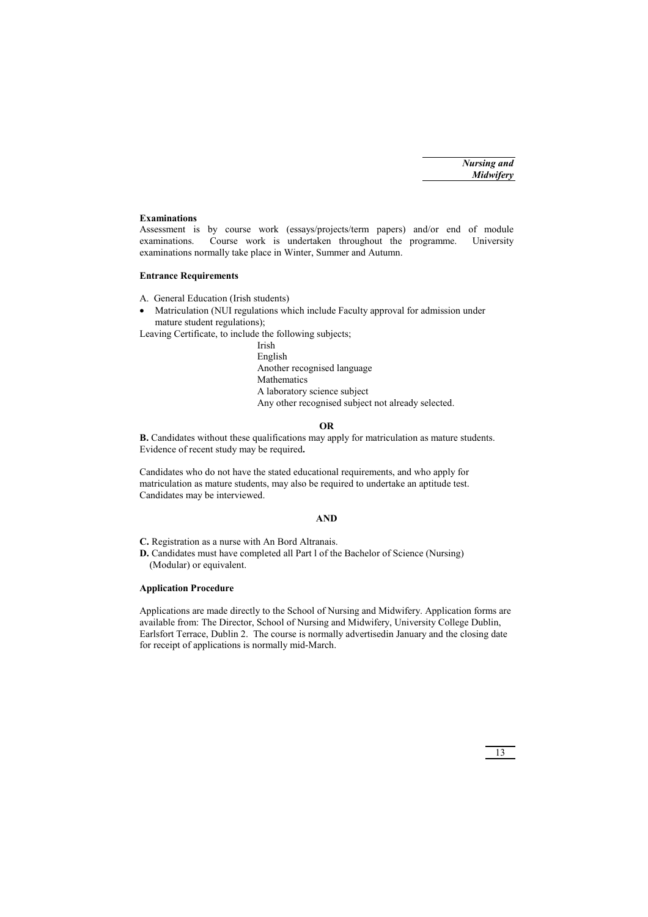### Examinations

Assessment is by course work (essays/projects/term papers) and/or end of module examinations. Course work is undertaken throughout the programme. University examinations normally take place in Winter, Summer and Autumn.

### Entrance Requirements

A. General Education (Irish students)

- Matriculation (NUI regulations which include Faculty approval for admission under mature student regulations);

Leaving Certificate, to include the following subjects;

- Irish
- English
- Another recognised language
- Mathematics
- A laboratory science subject
- Any other recognised subject not already selected.

**OR**

**B.** Candidates without these qualifications may apply for matriculation as mature students. Evidence of recent study may be required**.**

Candidates who do not have the stated educational requirements, and who apply for matriculation as mature students, may also be required to undertake an aptitude test. Candidates may be interviewed.

**AND**

**C.** Registration as a nurse with An Bord Altranais.

**D.** Candidates must have completed all Part l of the Bachelor of Science (Nursing) (Modular) or equivalent.

### Application Procedure

Applications are made directly to the School of Nursing and Midwifery. Application forms are available from: The Director, School of Nursing and Midwifery, University College Dublin, Earlsfort Terrace, Dublin 2. The course is normally advertisedin January and the closing date for receipt of applications is normally mid-March.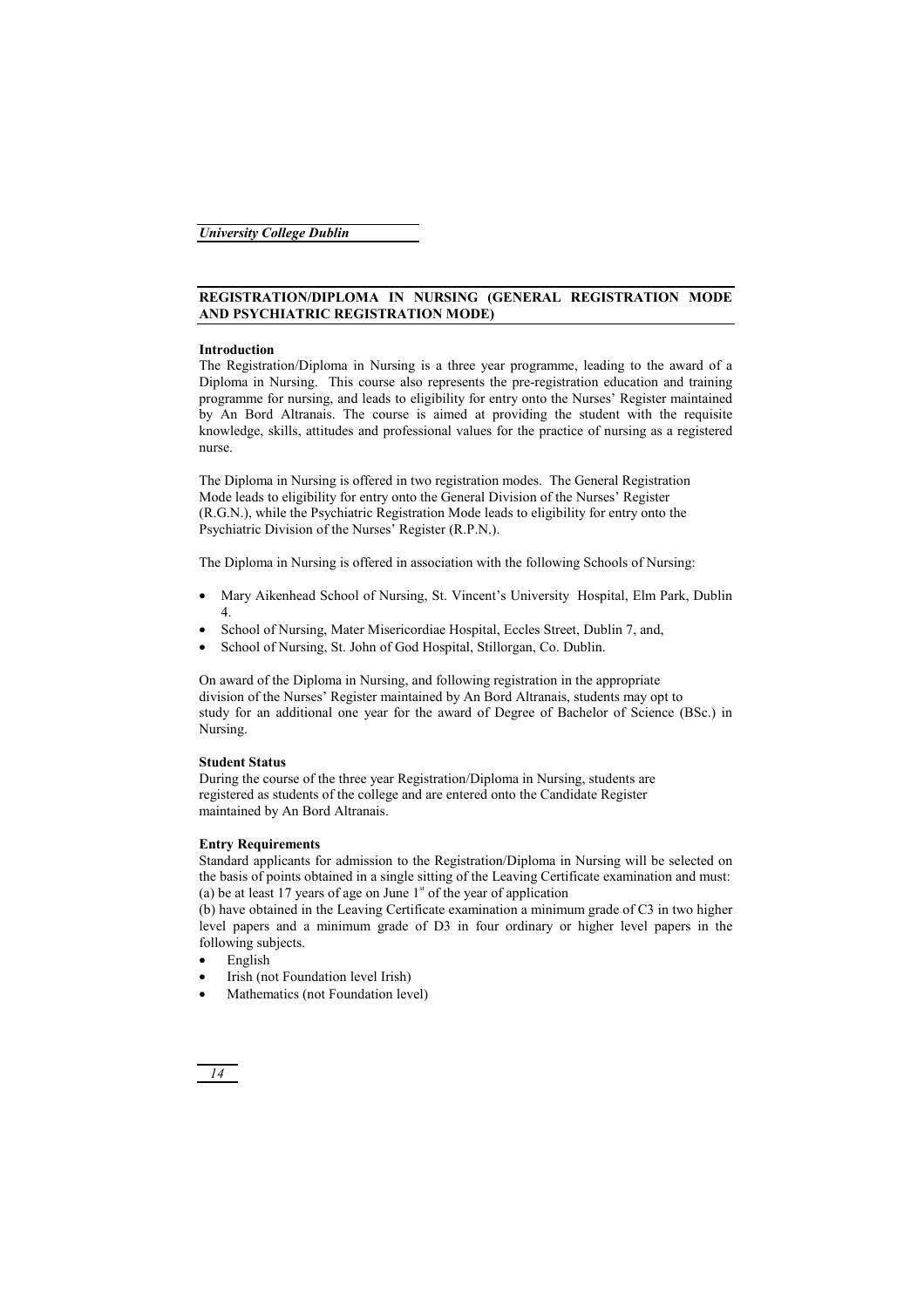## REGISTRATION/DIPLOMA IN NURSING (GENERAL REGISTRATION MODE AND PSYCHIATRIC REGISTRATION MODE)

### Introduction

The Registration/Diploma in Nursing is a three year programme, leading to the award of a Diploma in Nursing. This course also represents the pre-registration education and training programme for nursing, and leads to eligibility for entry onto the Nurses' Register maintained by An Bord Altranais. The course is aimed at providing the student with the requisite knowledge, skills, attitudes and professional values for the practice of nursing as a registered nurse.

The Diploma in Nursing is offered in two registration modes. The General Registration Mode leads to eligibility for entry onto the General Division of the Nurses' Register (R.G.N.), while the Psychiatric Registration Mode leads to eligibility for entry onto the Psychiatric Division of the Nurses' Register (R.P.N.).

The Diploma in Nursing is offered in association with the following Schools of Nursing:

- Mary Aikenhead School of Nursing, St. Vincent's University Hospital, Elm Park, Dublin 4.
- School of Nursing, Mater Misericordiae Hospital, Eccles Street, Dublin 7, and,
- School of Nursing, St. John of God Hospital, Stillorgan, Co. Dublin.

On award of the Diploma in Nursing, and following registration in the appropriate division of the Nurses' Register maintained by An Bord Altranais, students may opt to study for an additional one year for the award of Degree of Bachelor of Science (BSc.) in Nursing.

### Student Status

During the course of the three year Registration/Diploma in Nursing, students are registered as students of the college and are entered onto the Candidate Register maintained by An Bord Altranais.

### Entry Requirements

Standard applicants for admission to the Registration/Diploma in Nursing will be selected on the basis of points obtained in a single sitting of the Leaving Certificate examination and must:

(a) be at least 17 years of age on June 1st of the year of application

(b) have obtained in the Leaving Certificate examination a minimum grade of C3 in two higher level papers and a minimum grade of D3 in four ordinary or higher level papers in the following subjects.

- English
- Irish (not Foundation level Irish)
- Mathematics (not Foundation level)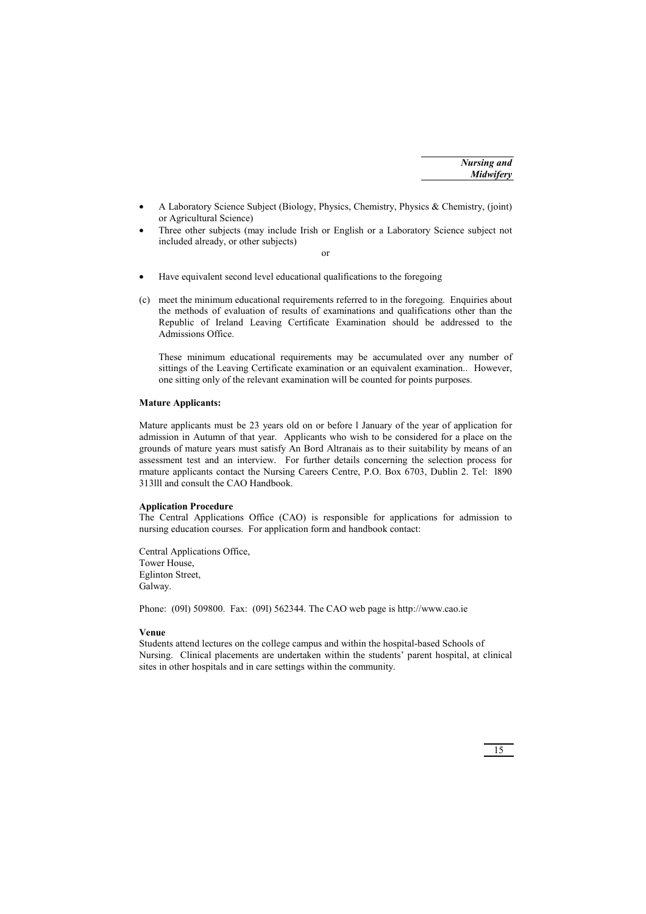- A Laboratory Science Subject (Biology, Physics, Chemistry, Physics & Chemistry, (joint) or Agricultural Science)
- Three other subjects (may include Irish or English or a Laboratory Science subject not included already, or other subjects)

or

- Have equivalent second level educational qualifications to the foregoing

(c) meet the minimum educational requirements referred to in the foregoing. Enquiries about the methods of evaluation of results of examinations and qualifications other than the Republic of Ireland Leaving Certificate Examination should be addressed to the Admissions Office.

These minimum educational requirements may be accumulated over any number of sittings of the Leaving Certificate examination or an equivalent examination.. However, one sitting only of the relevant examination will be counted for points purposes.

**Mature Applicants:**

Mature applicants must be 23 years old on or before l January of the year of application for admission in Autumn of that year. Applicants who wish to be considered for a place on the grounds of mature years must satisfy An Bord Altranais as to their suitability by means of an assessment test and an interview. For further details concerning the selection process for rmature applicants contact the Nursing Careers Centre, P.O. Box 6703, Dublin 2. Tel: l890 313lll and consult the CAO Handbook.

**Application Procedure**

The Central Applications Office (CAO) is responsible for applications for admission to nursing education courses. For application form and handbook contact:

Central Applications Office,
Tower House,
Eglinton Street,
Galway.

Phone: (09l) 509800. Fax: (09l) 562344. The CAO web page is http://www.cao.ie

**Venue**

Students attend lectures on the college campus and within the hospital-based Schools of Nursing. Clinical placements are undertaken within the students' parent hospital, at clinical sites in other hospitals and in care settings within the community.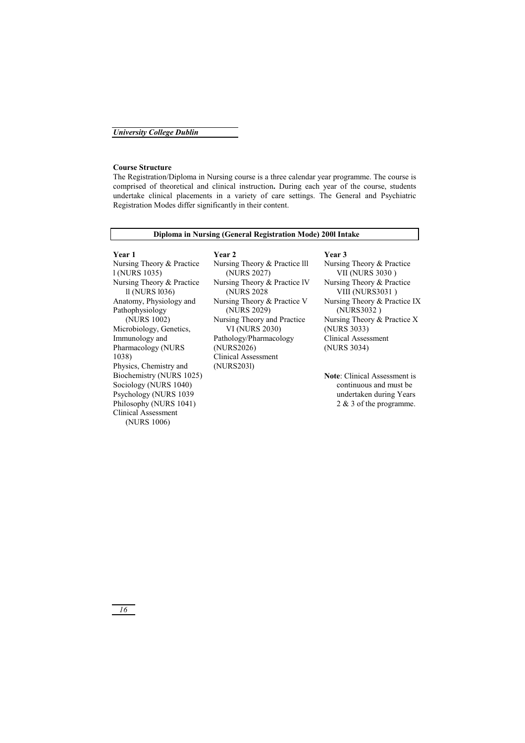**Course Structure**

The Registration/Diploma in Nursing course is a three calendar year programme. The course is comprised of theoretical and clinical instruction**.** During each year of the course, students undertake clinical placements in a variety of care settings. The General and Psychiatric Registration Modes differ significantly in their content.

| **Diploma in Nursing (General Registration Mode) 200l Intake** |
|---|

**Year 1**

Nursing Theory & Practice l (NURS 1035)
Nursing Theory & Practice ll (NURS l036)
Anatomy, Physiology and Pathophysiology (NURS 1002)
Microbiology, Genetics, Immunology and Pharmacology (NURS 1038)
Physics, Chemistry and Biochemistry (NURS 1025)
Sociology (NURS 1040)
Psychology (NURS 1039
Philosophy (NURS 1041)
Clinical Assessment (NURS 1006)

**Year 2**

Nursing Theory & Practice lll (NURS 2027)
Nursing Theory & Practice lV (NURS 2028
Nursing Theory & Practice V (NURS 2029)
Nursing Theory and Practice VI (NURS 2030)
Pathology/Pharmacology (NURS2026)
Clinical Assessment (NURS203l)

**Year 3**

Nursing Theory & Practice VII (NURS 3030 )
Nursing Theory & Practice VIII (NURS3031 )
Nursing Theory & Practice IX (NURS3032 )
Nursing Theory & Practice X (NURS 3033)
Clinical Assessment (NURS 3034)

**Note**: Clinical Assessment is continuous and must be undertaken during Years 2 & 3 of the programme.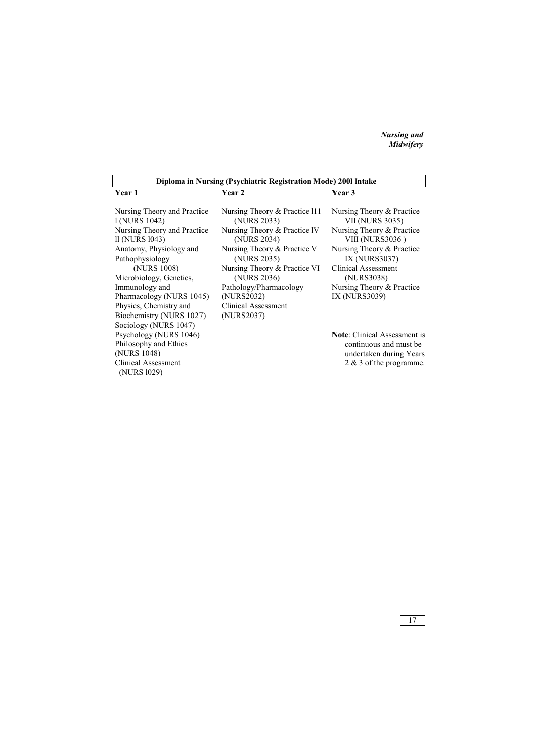| Diploma in Nursing (Psychiatric Registration Mode) 200l Intake | | |
|---|---|---|
| **Year 1** | **Year 2** | **Year 3** |
| Nursing Theory and Practice l (NURS 1042) | Nursing Theory & Practice l11 (NURS 2033) | Nursing Theory & Practice VII (NURS 3035) |
| Nursing Theory and Practice ll (NURS l043) | Nursing Theory & Practice lV (NURS 2034) | Nursing Theory & Practice VIII (NURS3036 ) |
| Anatomy, Physiology and Pathophysiology (NURS 1008) | Nursing Theory & Practice V (NURS 2035) | Nursing Theory & Practice IX (NURS3037) |
| Microbiology, Genetics, Immunology and Pharmacology (NURS 1045) | Nursing Theory & Practice VI (NURS 2036) | Clinical Assessment (NURS3038) |
| Physics, Chemistry and Biochemistry (NURS 1027) | Pathology/Pharmacology (NURS2032) | Nursing Theory & Practice IX (NURS3039) |
| Sociology (NURS 1047) | Clinical Assessment (NURS2037) | |
| Psychology (NURS 1046) | | **Note**: Clinical Assessment is continuous and must be undertaken during Years 2 & 3 of the programme. |
| Philosophy and Ethics (NURS 1048) | | |
| Clinical Assessment (NURS l029) | | |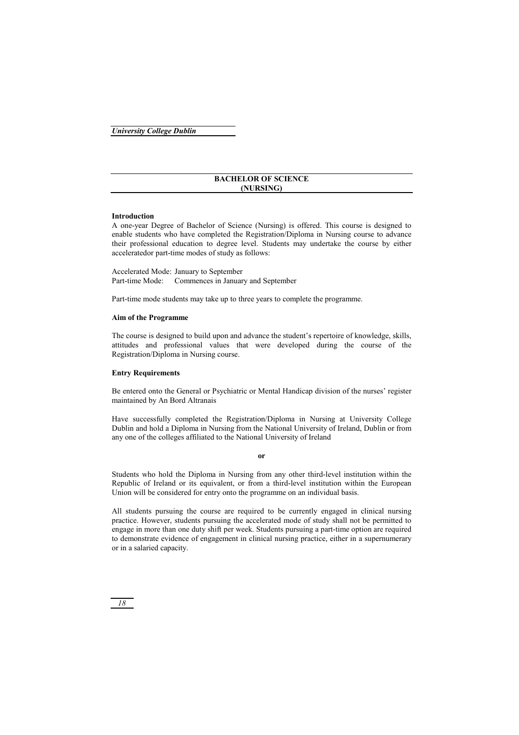# BACHELOR OF SCIENCE (NURSING)

**Introduction**

A one-year Degree of Bachelor of Science (Nursing) is offered. This course is designed to enable students who have completed the Registration/Diploma in Nursing course to advance their professional education to degree level. Students may undertake the course by either acceleratedor part-time modes of study as follows:

Accelerated Mode: January to September
Part-time Mode: Commences in January and September

Part-time mode students may take up to three years to complete the programme.

**Aim of the Programme**

The course is designed to build upon and advance the student's repertoire of knowledge, skills, attitudes and professional values that were developed during the course of the Registration/Diploma in Nursing course.

**Entry Requirements**

Be entered onto the General or Psychiatric or Mental Handicap division of the nurses' register maintained by An Bord Altranais

Have successfully completed the Registration/Diploma in Nursing at University College Dublin and hold a Diploma in Nursing from the National University of Ireland, Dublin or from any one of the colleges affiliated to the National University of Ireland

**or**

Students who hold the Diploma in Nursing from any other third-level institution within the Republic of Ireland or its equivalent, or from a third-level institution within the European Union will be considered for entry onto the programme on an individual basis.

All students pursuing the course are required to be currently engaged in clinical nursing practice. However, students pursuing the accelerated mode of study shall not be permitted to engage in more than one duty shift per week. Students pursuing a part-time option are required to demonstrate evidence of engagement in clinical nursing practice, either in a supernumerary or in a salaried capacity.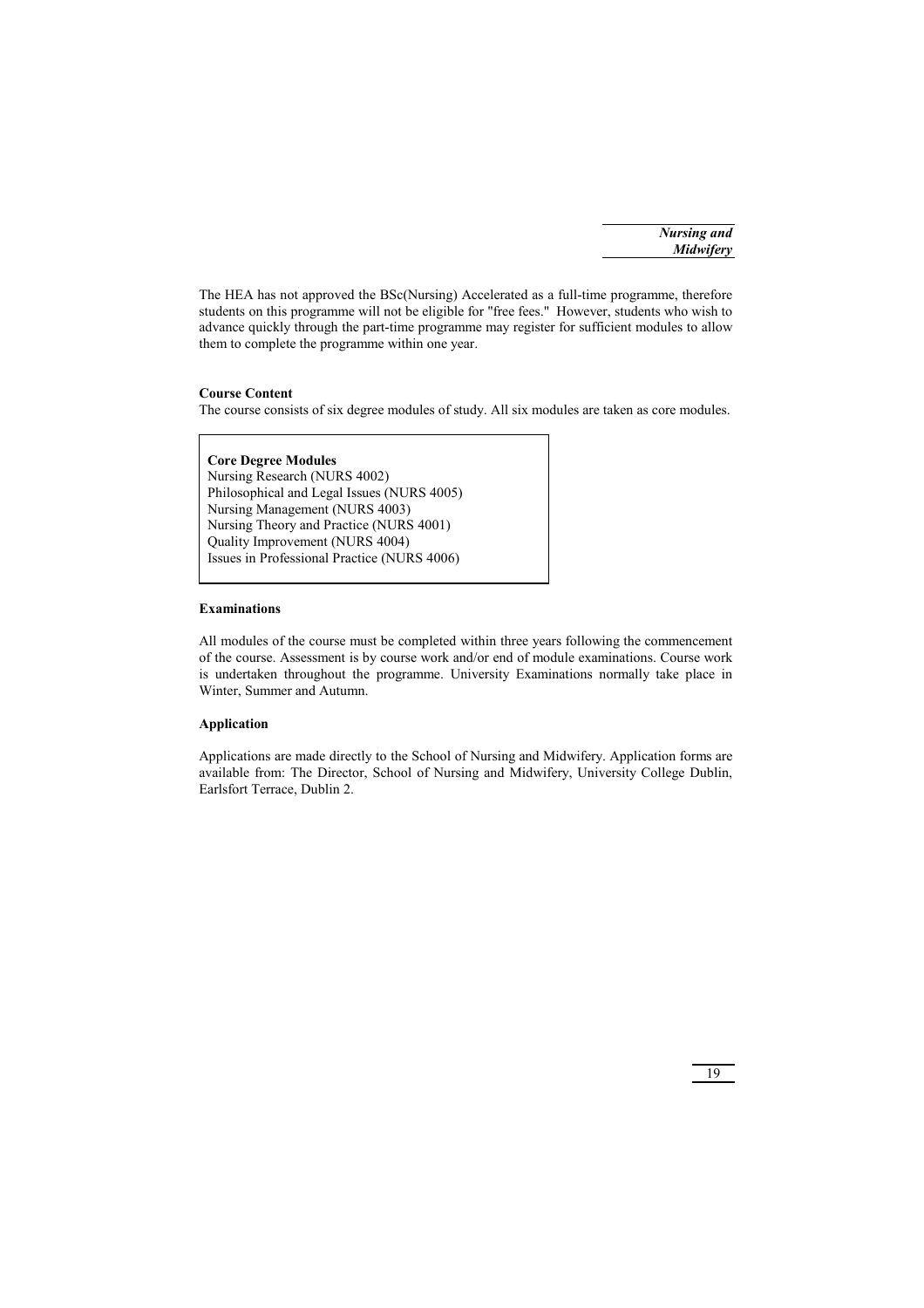The HEA has not approved the BSc(Nursing) Accelerated as a full-time programme, therefore students on this programme will not be eligible for "free fees." However, students who wish to advance quickly through the part-time programme may register for sufficient modules to allow them to complete the programme within one year.

**Course Content**

The course consists of six degree modules of study. All six modules are taken as core modules.

**Core Degree Modules**
Nursing Research (NURS 4002)
Philosophical and Legal Issues (NURS 4005)
Nursing Management (NURS 4003)
Nursing Theory and Practice (NURS 4001)
Quality Improvement (NURS 4004)
Issues in Professional Practice (NURS 4006)

**Examinations**

All modules of the course must be completed within three years following the commencement of the course. Assessment is by course work and/or end of module examinations. Course work is undertaken throughout the programme. University Examinations normally take place in Winter, Summer and Autumn.

**Application**

Applications are made directly to the School of Nursing and Midwifery. Application forms are available from: The Director, School of Nursing and Midwifery, University College Dublin, Earlsfort Terrace, Dublin 2.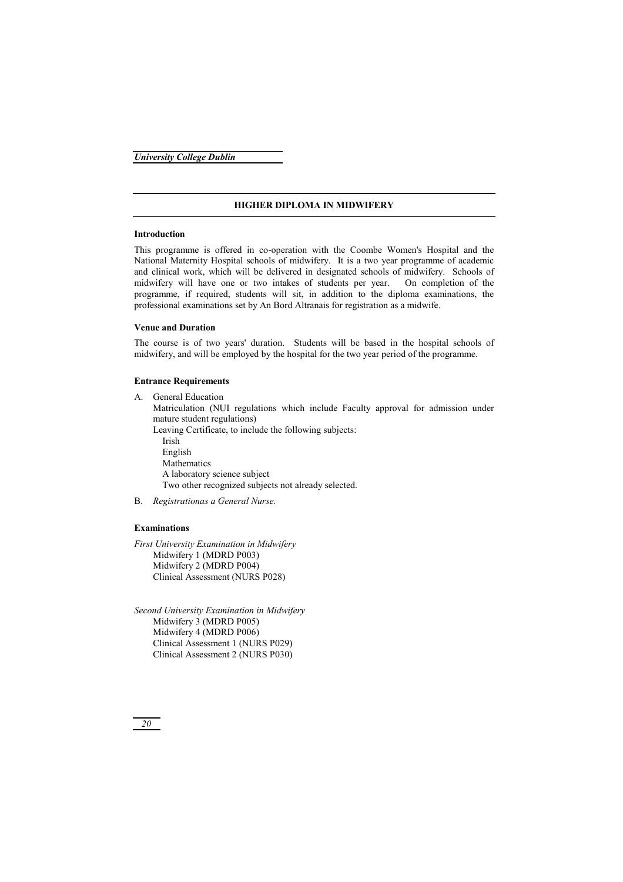## HIGHER DIPLOMA IN MIDWIFERY

### Introduction

This programme is offered in co-operation with the Coombe Women's Hospital and the National Maternity Hospital schools of midwifery. It is a two year programme of academic and clinical work, which will be delivered in designated schools of midwifery. Schools of midwifery will have one or two intakes of students per year. On completion of the programme, if required, students will sit, in addition to the diploma examinations, the professional examinations set by An Bord Altranais for registration as a midwife.

### Venue and Duration

The course is of two years' duration. Students will be based in the hospital schools of midwifery, and will be employed by the hospital for the two year period of the programme.

### Entrance Requirements

A. General Education

Matriculation (NUI regulations which include Faculty approval for admission under mature student regulations)

Leaving Certificate, to include the following subjects:

- Irish
- English
- Mathematics
- A laboratory science subject
- Two other recognized subjects not already selected.

B. *Registrationas a General Nurse.*

### Examinations

*First University Examination in Midwifery*

- Midwifery 1 (MDRD P003)
- Midwifery 2 (MDRD P004)
- Clinical Assessment (NURS P028)

*Second University Examination in Midwifery*

- Midwifery 3 (MDRD P005)
- Midwifery 4 (MDRD P006)
- Clinical Assessment 1 (NURS P029)
- Clinical Assessment 2 (NURS P030)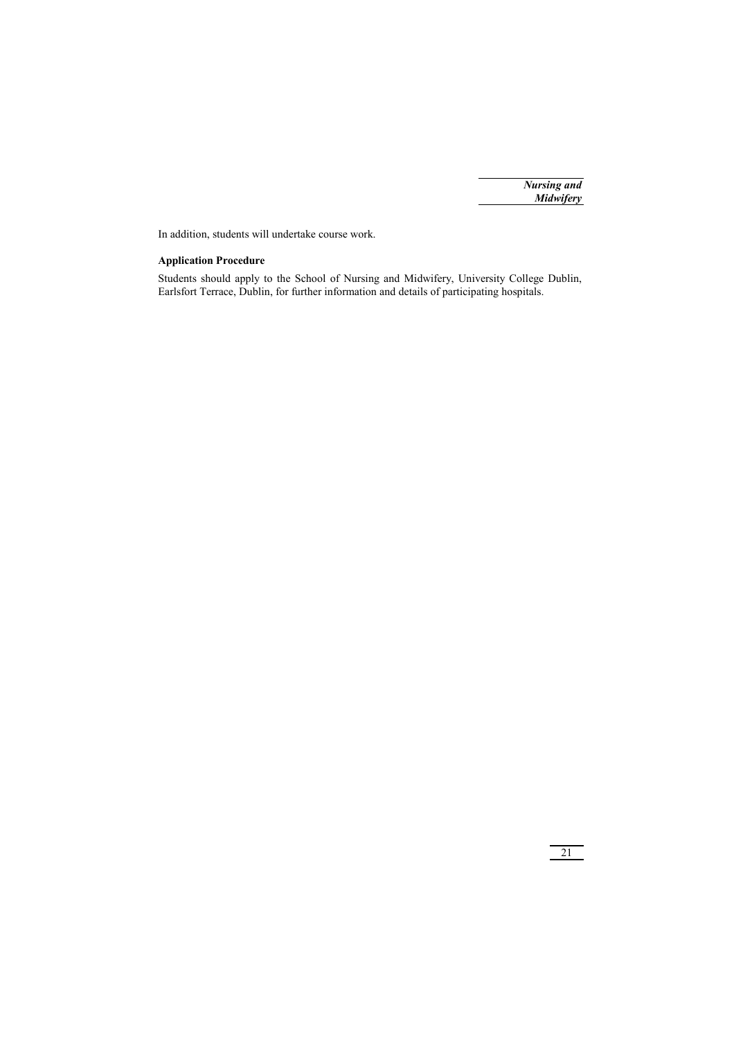In addition, students will undertake course work.

**Application Procedure**

Students should apply to the School of Nursing and Midwifery, University College Dublin, Earlsfort Terrace, Dublin, for further information and details of participating hospitals.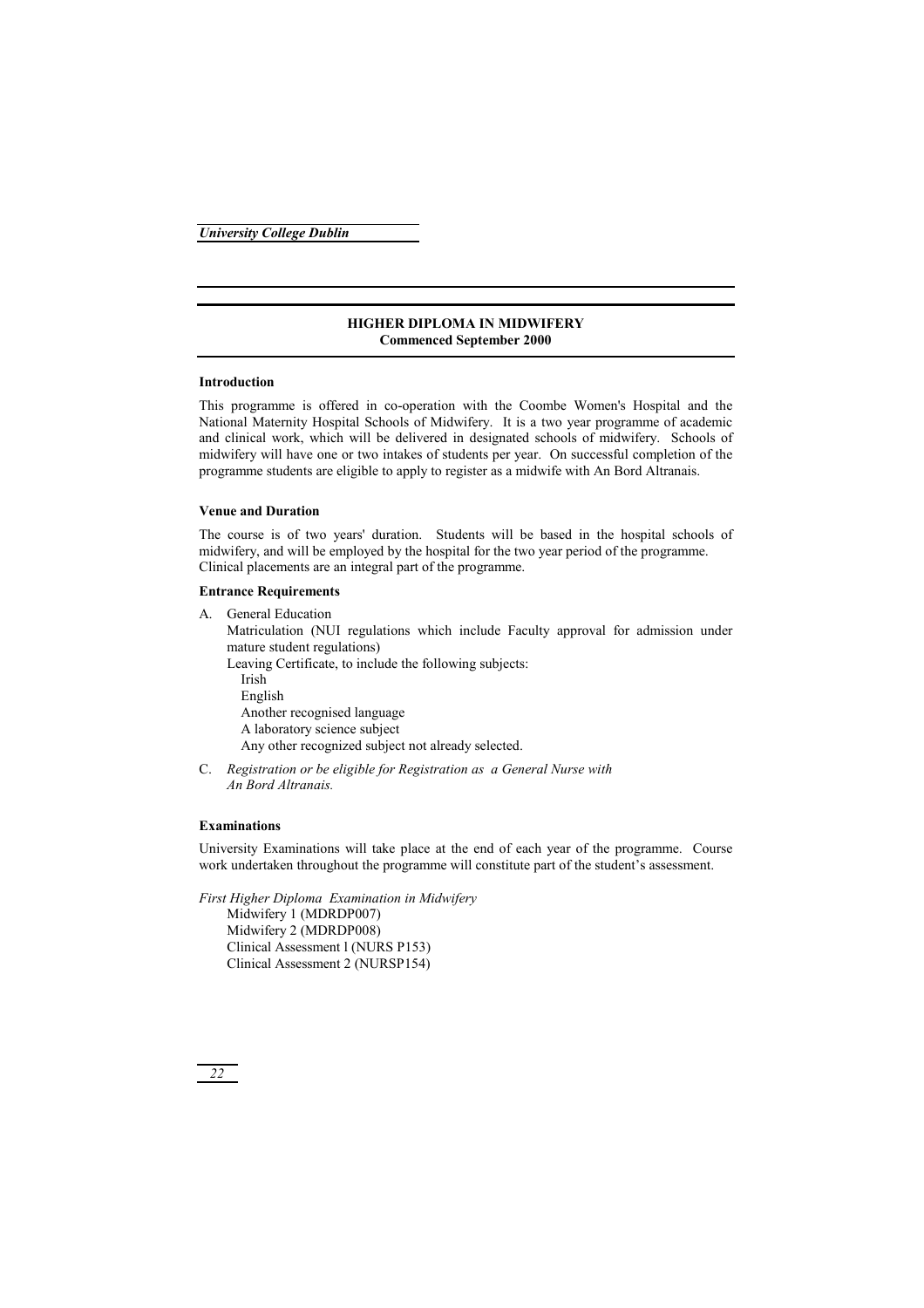## HIGHER DIPLOMA IN MIDWIFERY
**Commenced September 2000**

### Introduction

This programme is offered in co-operation with the Coombe Women's Hospital and the National Maternity Hospital Schools of Midwifery. It is a two year programme of academic and clinical work, which will be delivered in designated schools of midwifery. Schools of midwifery will have one or two intakes of students per year. On successful completion of the programme students are eligible to apply to register as a midwife with An Bord Altranais.

### Venue and Duration

The course is of two years' duration. Students will be based in the hospital schools of midwifery, and will be employed by the hospital for the two year period of the programme. Clinical placements are an integral part of the programme.

### Entrance Requirements

A. General Education
   Matriculation (NUI regulations which include Faculty approval for admission under mature student regulations)
   Leaving Certificate, to include the following subjects:
   - Irish
   - English
   - Another recognised language
   - A laboratory science subject
   - Any other recognized subject not already selected.

C. *Registration or be eligible for Registration as a General Nurse with An Bord Altranais.*

### Examinations

University Examinations will take place at the end of each year of the programme. Course work undertaken throughout the programme will constitute part of the student's assessment.

*First Higher Diploma Examination in Midwifery*
- Midwifery 1 (MDRDP007)
- Midwifery 2 (MDRDP008)
- Clinical Assessment l (NURS P153)
- Clinical Assessment 2 (NURSP154)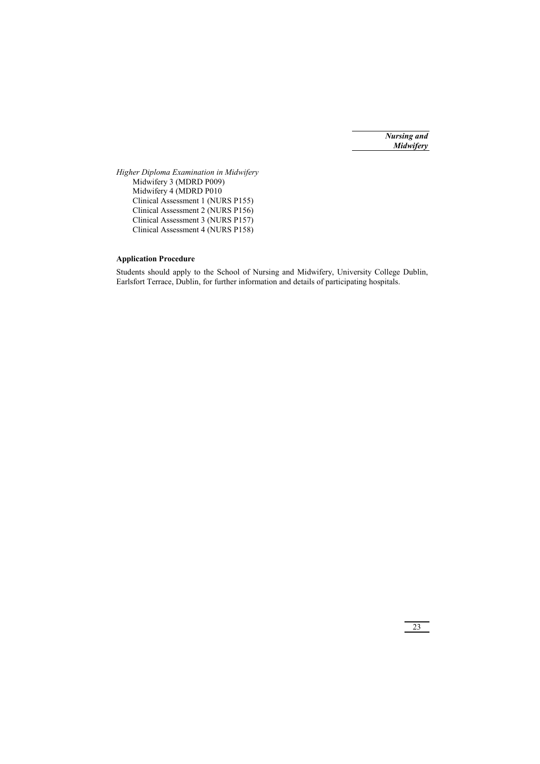*Higher Diploma Examination in Midwifery*

Midwifery 3 (MDRD P009)
Midwifery 4 (MDRD P010
Clinical Assessment 1 (NURS P155)
Clinical Assessment 2 (NURS P156)
Clinical Assessment 3 (NURS P157)
Clinical Assessment 4 (NURS P158)

**Application Procedure**

Students should apply to the School of Nursing and Midwifery, University College Dublin, Earlsfort Terrace, Dublin, for further information and details of participating hospitals.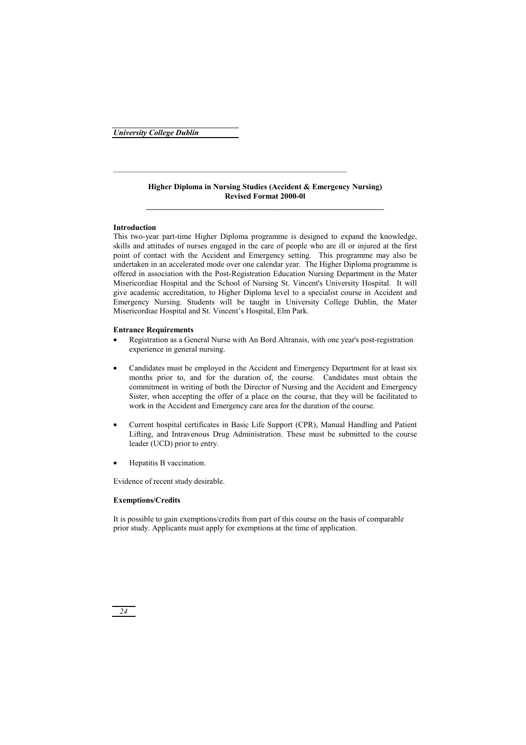## Higher Diploma in Nursing Studies (Accident & Emergency Nursing)
## Revised Format 2000-0l

**Introduction**

This two-year part-time Higher Diploma programme is designed to expand the knowledge, skills and attitudes of nurses engaged in the care of people who are ill or injured at the first point of contact with the Accident and Emergency setting. This programme may also be undertaken in an accelerated mode over one calendar year. The Higher Diploma programme is offered in association with the Post-Registration Education Nursing Department in the Mater Misericordiae Hospital and the School of Nursing St. Vincent's University Hospital. It will give academic accreditation, to Higher Diploma level to a specialist course in Accident and Emergency Nursing. Students will be taught in University College Dublin, the Mater Misericordiae Hospital and St. Vincent's Hospital, Elm Park.

**Entrance Requirements**

- Registration as a General Nurse with An Bord Altranais, with one year's post-registration experience in general nursing.
- Candidates must be employed in the Accident and Emergency Department for at least six months prior to, and for the duration of, the course. Candidates must obtain the commitment in writing of both the Director of Nursing and the Accident and Emergency Sister, when accepting the offer of a place on the course, that they will be facilitated to work in the Accident and Emergency care area for the duration of the course.
- Current hospital certificates in Basic Life Support (CPR), Manual Handling and Patient Lifting, and Intravenous Drug Administration. These must be submitted to the course leader (UCD) prior to entry.
- Hepatitis B vaccination.

Evidence of recent study desirable.

**Exemptions/Credits**

It is possible to gain exemptions/credits from part of this course on the basis of comparable prior study. Applicants must apply for exemptions at the time of application.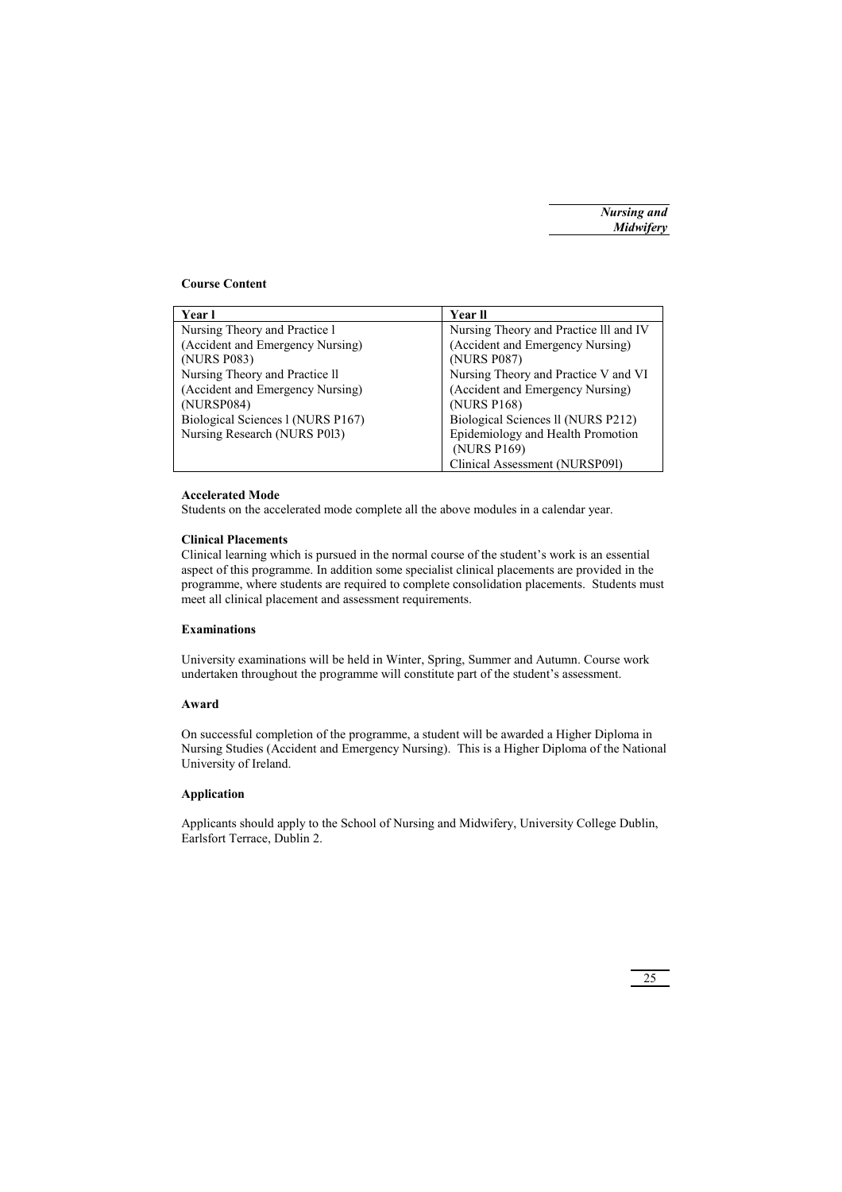**Course Content**

| Year l | Year ll |
|---|---|
| Nursing Theory and Practice l (Accident and Emergency Nursing) (NURS P083) | Nursing Theory and Practice lll and IV (Accident and Emergency Nursing) (NURS P087) |
| Nursing Theory and Practice ll (Accident and Emergency Nursing) (NURSP084) | Nursing Theory and Practice V and VI (Accident and Emergency Nursing) (NURS P168) |
| Biological Sciences l (NURS P167) | Biological Sciences ll (NURS P212) |
| Nursing Research (NURS P0l3) | Epidemiology and Health Promotion (NURS P169) |
| | Clinical Assessment (NURSP09l) |

**Accelerated Mode**

Students on the accelerated mode complete all the above modules in a calendar year.

**Clinical Placements**

Clinical learning which is pursued in the normal course of the student's work is an essential aspect of this programme. In addition some specialist clinical placements are provided in the programme, where students are required to complete consolidation placements. Students must meet all clinical placement and assessment requirements.

**Examinations**

University examinations will be held in Winter, Spring, Summer and Autumn. Course work undertaken throughout the programme will constitute part of the student's assessment.

**Award**

On successful completion of the programme, a student will be awarded a Higher Diploma in Nursing Studies (Accident and Emergency Nursing). This is a Higher Diploma of the National University of Ireland.

**Application**

Applicants should apply to the School of Nursing and Midwifery, University College Dublin, Earlsfort Terrace, Dublin 2.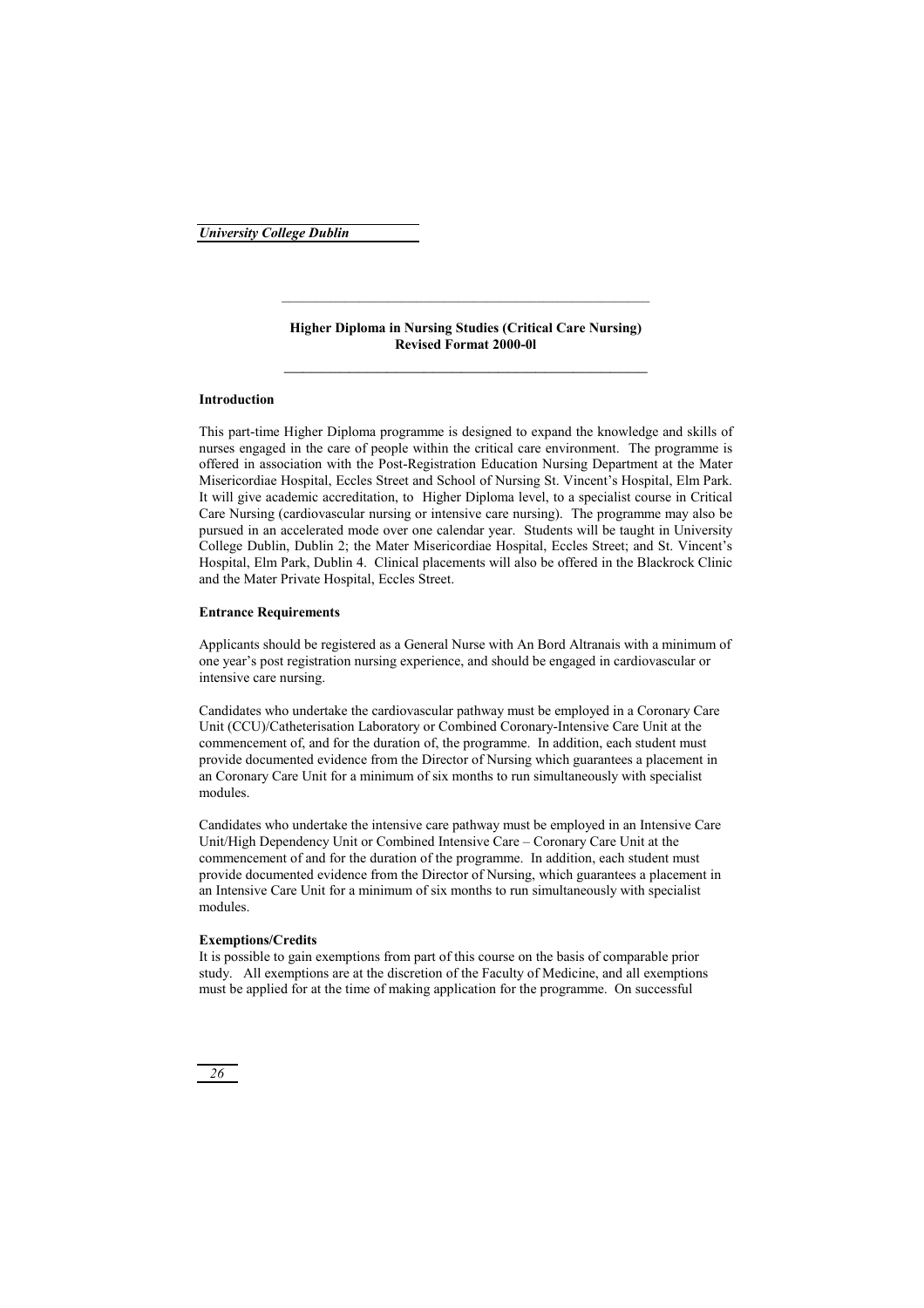## Higher Diploma in Nursing Studies (Critical Care Nursing)
## Revised Format 2000-0l

### Introduction

This part-time Higher Diploma programme is designed to expand the knowledge and skills of nurses engaged in the care of people within the critical care environment. The programme is offered in association with the Post-Registration Education Nursing Department at the Mater Misericordiae Hospital, Eccles Street and School of Nursing St. Vincent's Hospital, Elm Park. It will give academic accreditation, to Higher Diploma level, to a specialist course in Critical Care Nursing (cardiovascular nursing or intensive care nursing). The programme may also be pursued in an accelerated mode over one calendar year. Students will be taught in University College Dublin, Dublin 2; the Mater Misericordiae Hospital, Eccles Street; and St. Vincent's Hospital, Elm Park, Dublin 4. Clinical placements will also be offered in the Blackrock Clinic and the Mater Private Hospital, Eccles Street.

### Entrance Requirements

Applicants should be registered as a General Nurse with An Bord Altranais with a minimum of one year's post registration nursing experience, and should be engaged in cardiovascular or intensive care nursing.

Candidates who undertake the cardiovascular pathway must be employed in a Coronary Care Unit (CCU)/Catheterisation Laboratory or Combined Coronary-Intensive Care Unit at the commencement of, and for the duration of, the programme. In addition, each student must provide documented evidence from the Director of Nursing which guarantees a placement in an Coronary Care Unit for a minimum of six months to run simultaneously with specialist modules.

Candidates who undertake the intensive care pathway must be employed in an Intensive Care Unit/High Dependency Unit or Combined Intensive Care – Coronary Care Unit at the commencement of and for the duration of the programme. In addition, each student must provide documented evidence from the Director of Nursing, which guarantees a placement in an Intensive Care Unit for a minimum of six months to run simultaneously with specialist modules.

### Exemptions/Credits

It is possible to gain exemptions from part of this course on the basis of comparable prior study. All exemptions are at the discretion of the Faculty of Medicine, and all exemptions must be applied for at the time of making application for the programme. On successful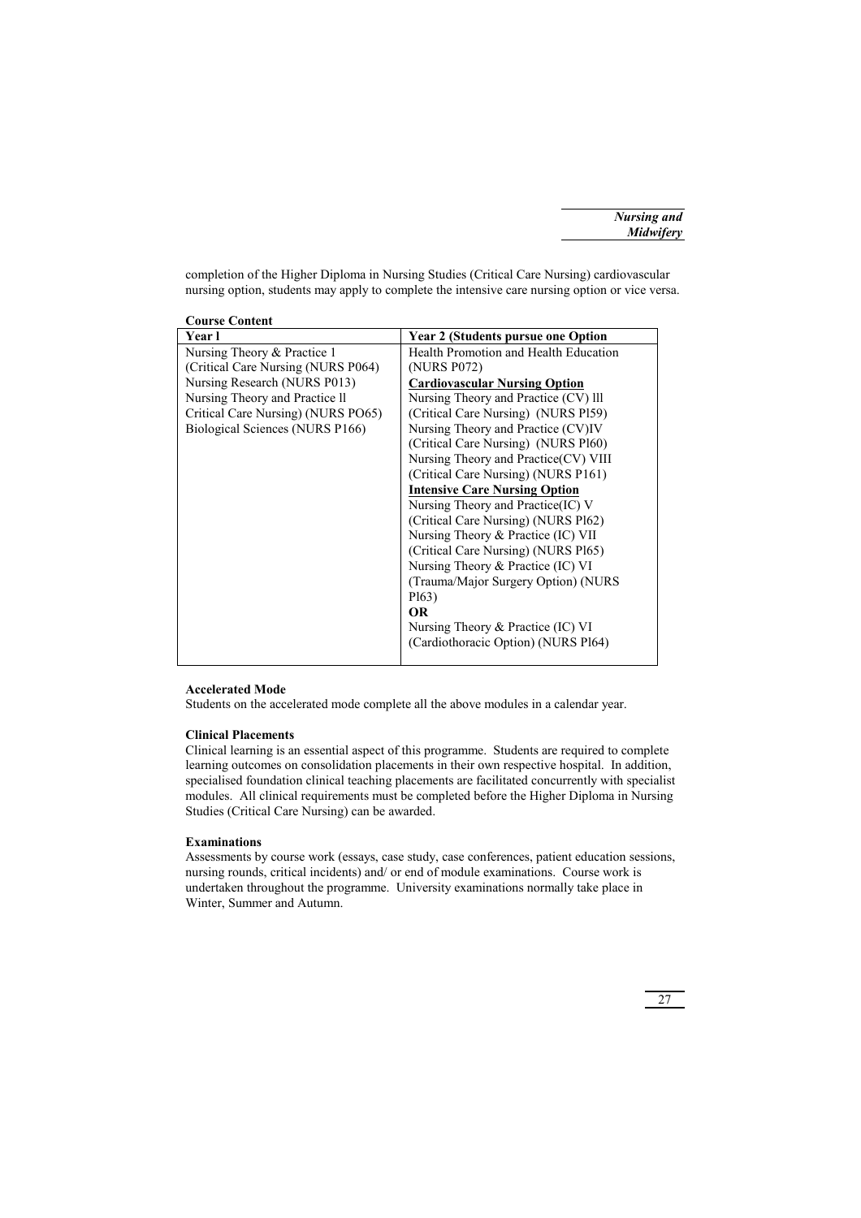completion of the Higher Diploma in Nursing Studies (Critical Care Nursing) cardiovascular nursing option, students may apply to complete the intensive care nursing option or vice versa.

**Course Content**

| **Year l** | **Year 2 (Students pursue one Option** |
|---|---|
| Nursing Theory & Practice 1<br>(Critical Care Nursing (NURS P064)<br>Nursing Research (NURS P013)<br>Nursing Theory and Practice ll<br>Critical Care Nursing) (NURS PO65)<br>Biological Sciences (NURS P166) | Health Promotion and Health Education<br>(NURS P072)<br>**Cardiovascular Nursing Option**<br>Nursing Theory and Practice (CV) lll<br>(Critical Care Nursing) (NURS Pl59)<br>Nursing Theory and Practice (CV)IV<br>(Critical Care Nursing) (NURS Pl60)<br>Nursing Theory and Practice(CV) VIII<br>(Critical Care Nursing) (NURS P161)<br>**Intensive Care Nursing Option**<br>Nursing Theory and Practice(IC) V<br>(Critical Care Nursing) (NURS Pl62)<br>Nursing Theory & Practice (IC) VII<br>(Critical Care Nursing) (NURS Pl65)<br>Nursing Theory & Practice (IC) VI<br>(Trauma/Major Surgery Option) (NURS Pl63)<br>**OR**<br>Nursing Theory & Practice (IC) VI<br>(Cardiothoracic Option) (NURS Pl64) |

**Accelerated Mode**
Students on the accelerated mode complete all the above modules in a calendar year.

**Clinical Placements**
Clinical learning is an essential aspect of this programme. Students are required to complete learning outcomes on consolidation placements in their own respective hospital. In addition, specialised foundation clinical teaching placements are facilitated concurrently with specialist modules. All clinical requirements must be completed before the Higher Diploma in Nursing Studies (Critical Care Nursing) can be awarded.

**Examinations**
Assessments by course work (essays, case study, case conferences, patient education sessions, nursing rounds, critical incidents) and/ or end of module examinations. Course work is undertaken throughout the programme. University examinations normally take place in Winter, Summer and Autumn.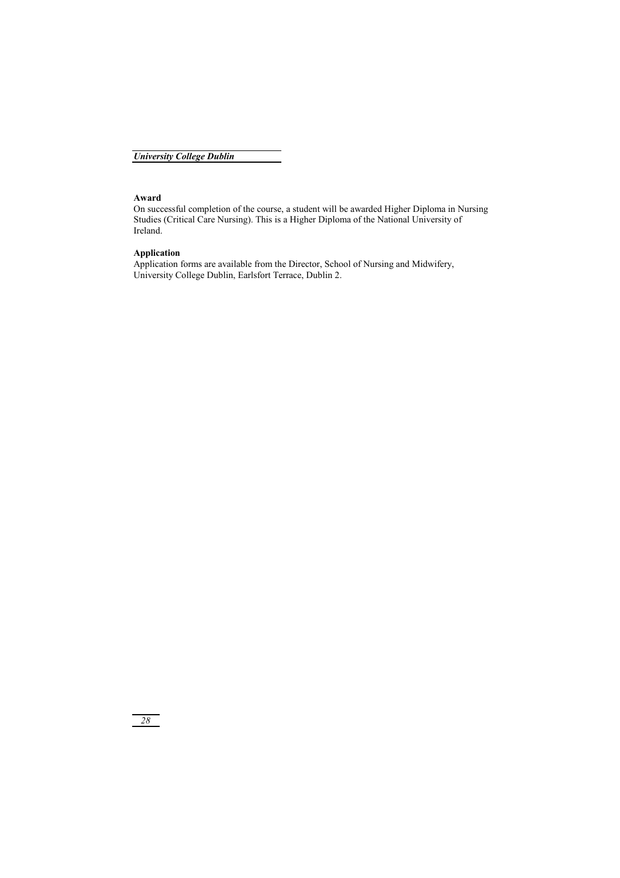**Award**

On successful completion of the course, a student will be awarded Higher Diploma in Nursing Studies (Critical Care Nursing). This is a Higher Diploma of the National University of Ireland.

**Application**

Application forms are available from the Director, School of Nursing and Midwifery, University College Dublin, Earlsfort Terrace, Dublin 2.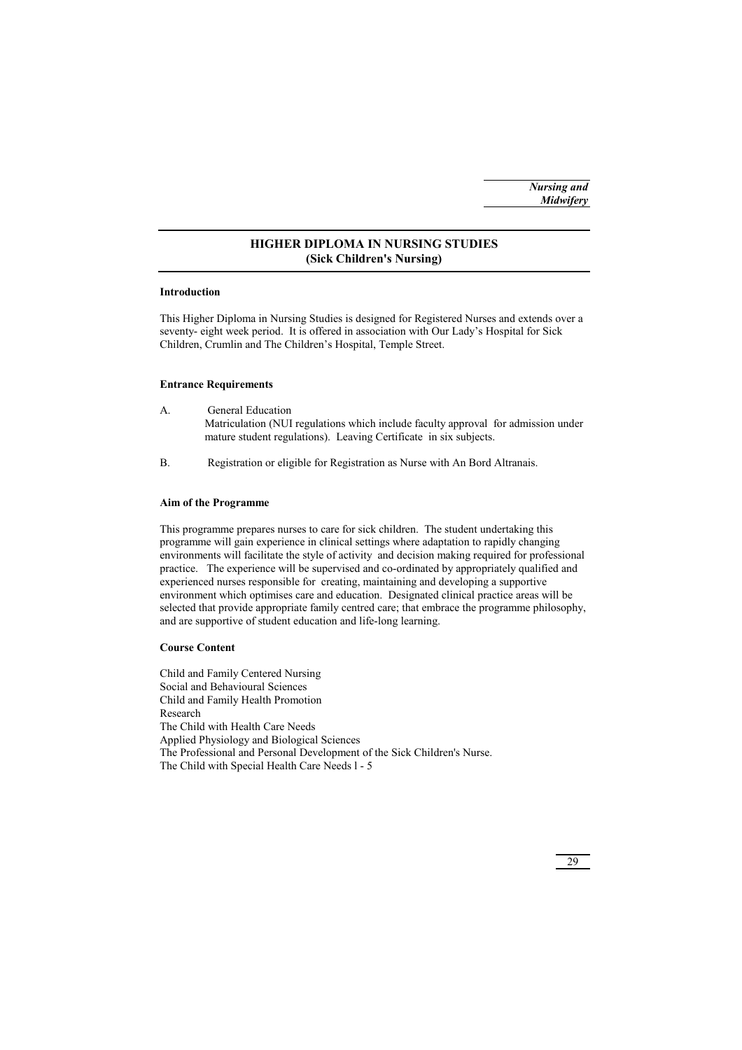## HIGHER DIPLOMA IN NURSING STUDIES
## (Sick Children's Nursing)

**Introduction**

This Higher Diploma in Nursing Studies is designed for Registered Nurses and extends over a seventy- eight week period. It is offered in association with Our Lady's Hospital for Sick Children, Crumlin and The Children's Hospital, Temple Street.

**Entrance Requirements**

A. General Education
Matriculation (NUI regulations which include faculty approval for admission under mature student regulations). Leaving Certificate in six subjects.

B. Registration or eligible for Registration as Nurse with An Bord Altranais.

**Aim of the Programme**

This programme prepares nurses to care for sick children. The student undertaking this programme will gain experience in clinical settings where adaptation to rapidly changing environments will facilitate the style of activity and decision making required for professional practice. The experience will be supervised and co-ordinated by appropriately qualified and experienced nurses responsible for creating, maintaining and developing a supportive environment which optimises care and education. Designated clinical practice areas will be selected that provide appropriate family centred care; that embrace the programme philosophy, and are supportive of student education and life-long learning.

**Course Content**

Child and Family Centered Nursing
Social and Behavioural Sciences
Child and Family Health Promotion
Research
The Child with Health Care Needs
Applied Physiology and Biological Sciences
The Professional and Personal Development of the Sick Children's Nurse.
The Child with Special Health Care Needs l - 5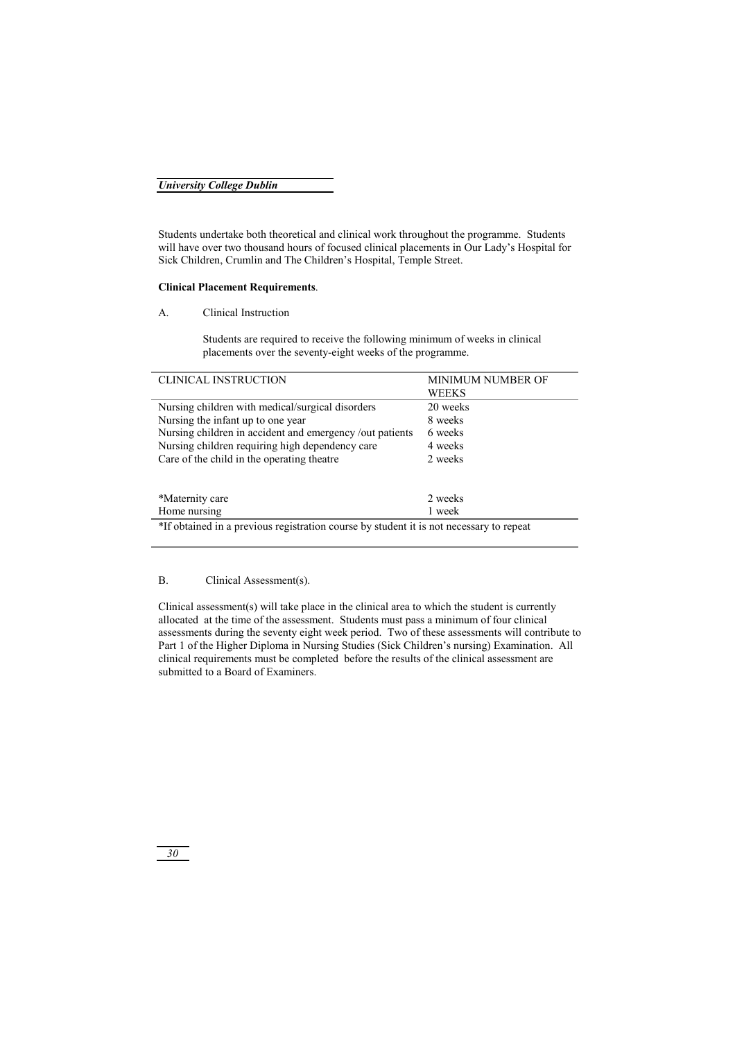Students undertake both theoretical and clinical work throughout the programme. Students will have over two thousand hours of focused clinical placements in Our Lady's Hospital for Sick Children, Crumlin and The Children's Hospital, Temple Street.

**Clinical Placement Requirements**.

A. Clinical Instruction

Students are required to receive the following minimum of weeks in clinical placements over the seventy-eight weeks of the programme.

| CLINICAL INSTRUCTION | MINIMUM NUMBER OF WEEKS |
|---|---|
| Nursing children with medical/surgical disorders | 20 weeks |
| Nursing the infant up to one year | 8 weeks |
| Nursing children in accident and emergency /out patients | 6 weeks |
| Nursing children requiring high dependency care | 4 weeks |
| Care of the child in the operating theatre | 2 weeks |
| *Maternity care | 2 weeks |
| Home nursing | 1 week |

*If obtained in a previous registration course by student it is not necessary to repeat

B. Clinical Assessment(s).

Clinical assessment(s) will take place in the clinical area to which the student is currently allocated at the time of the assessment. Students must pass a minimum of four clinical assessments during the seventy eight week period. Two of these assessments will contribute to Part 1 of the Higher Diploma in Nursing Studies (Sick Children's nursing) Examination. All clinical requirements must be completed before the results of the clinical assessment are submitted to a Board of Examiners.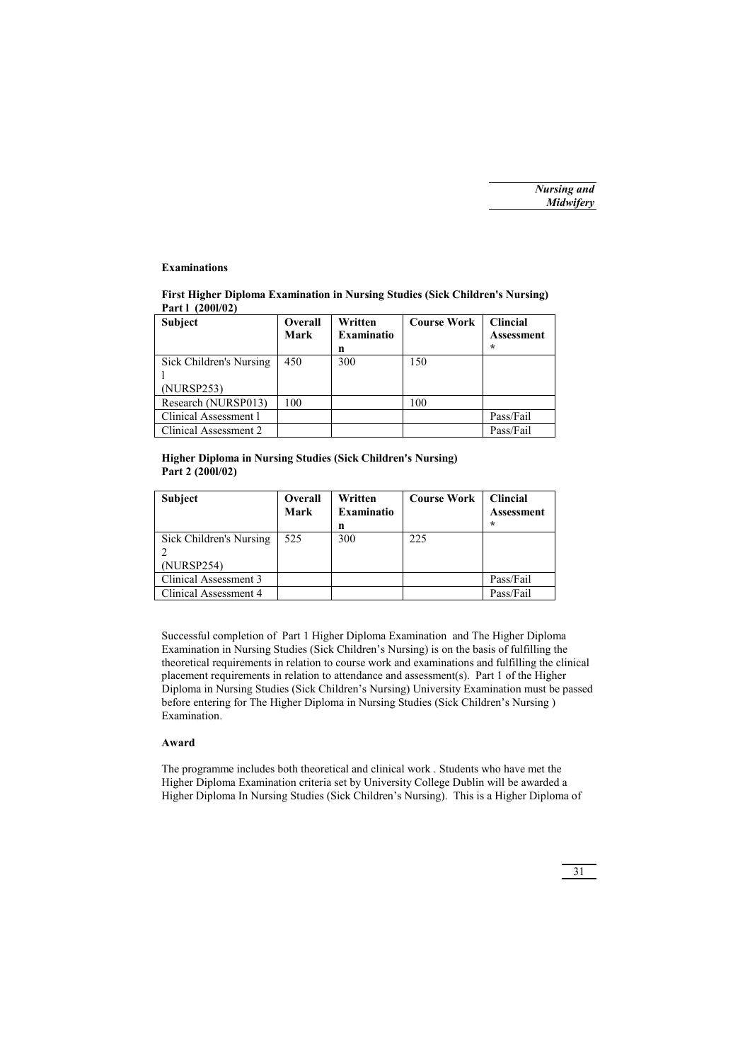## Examinations

**First Higher Diploma Examination in Nursing Studies (Sick Children's Nursing) Part l (200l/02)**

| Subject | Overall Mark | Written Examination | Course Work | Clincial Assessment * |
|---|---|---|---|---|
| Sick Children's Nursing l (NURSP253) | 450 | 300 | 150 | |
| Research (NURSP013) | 100 | | 100 | |
| Clinical Assessment l | | | | Pass/Fail |
| Clinical Assessment 2 | | | | Pass/Fail |

**Higher Diploma in Nursing Studies (Sick Children's Nursing) Part 2 (200l/02)**

| Subject | Overall Mark | Written Examination | Course Work | Clincial Assessment * |
|---|---|---|---|---|
| Sick Children's Nursing 2 (NURSP254) | 525 | 300 | 225 | |
| Clinical Assessment 3 | | | | Pass/Fail |
| Clinical Assessment 4 | | | | Pass/Fail |

Successful completion of Part 1 Higher Diploma Examination and The Higher Diploma Examination in Nursing Studies (Sick Children's Nursing) is on the basis of fulfilling the theoretical requirements in relation to course work and examinations and fulfilling the clinical placement requirements in relation to attendance and assessment(s). Part 1 of the Higher Diploma in Nursing Studies (Sick Children's Nursing) University Examination must be passed before entering for The Higher Diploma in Nursing Studies (Sick Children's Nursing ) Examination.

### Award

The programme includes both theoretical and clinical work . Students who have met the Higher Diploma Examination criteria set by University College Dublin will be awarded a Higher Diploma In Nursing Studies (Sick Children's Nursing). This is a Higher Diploma of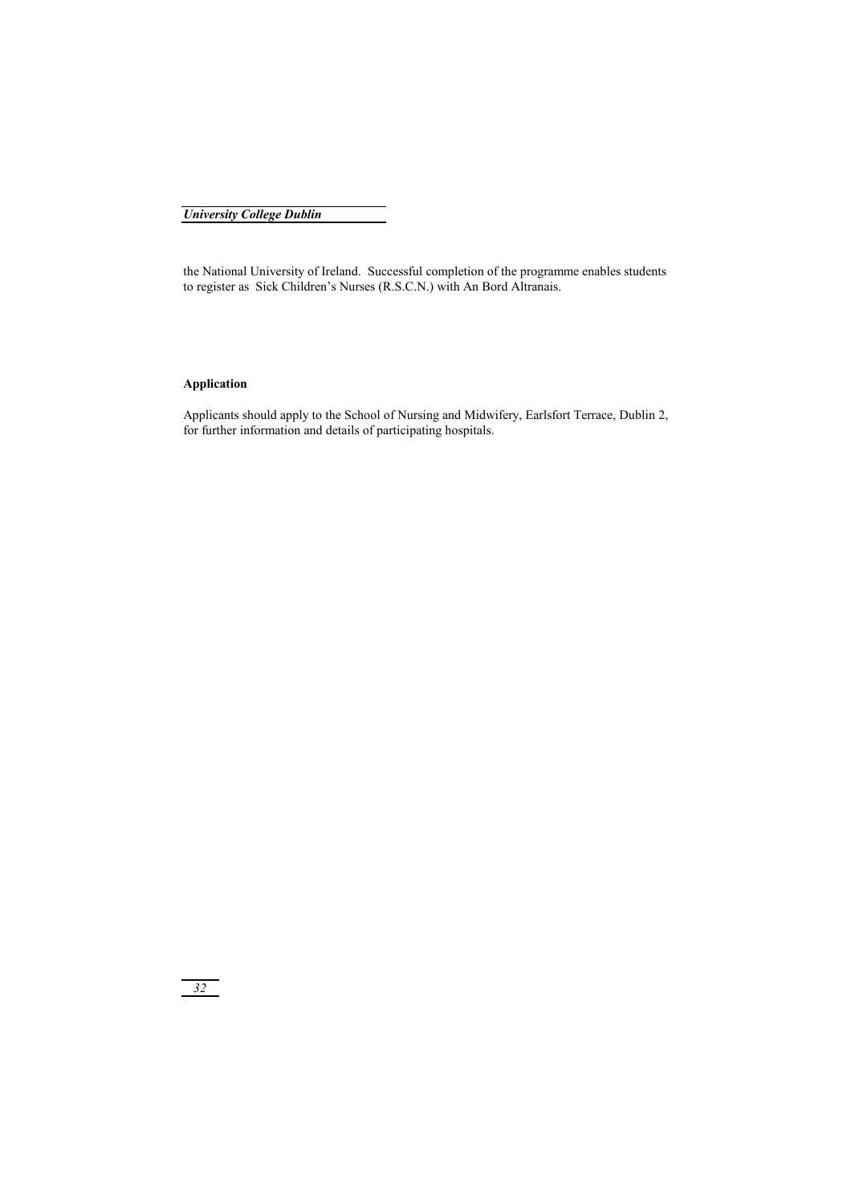the National University of Ireland.  Successful completion of the programme enables students to register as  Sick Children's Nurses (R.S.C.N.) with An Bord Altranais.

**Application**

Applicants should apply to the School of Nursing and Midwifery, Earlsfort Terrace, Dublin 2, for further information and details of participating hospitals.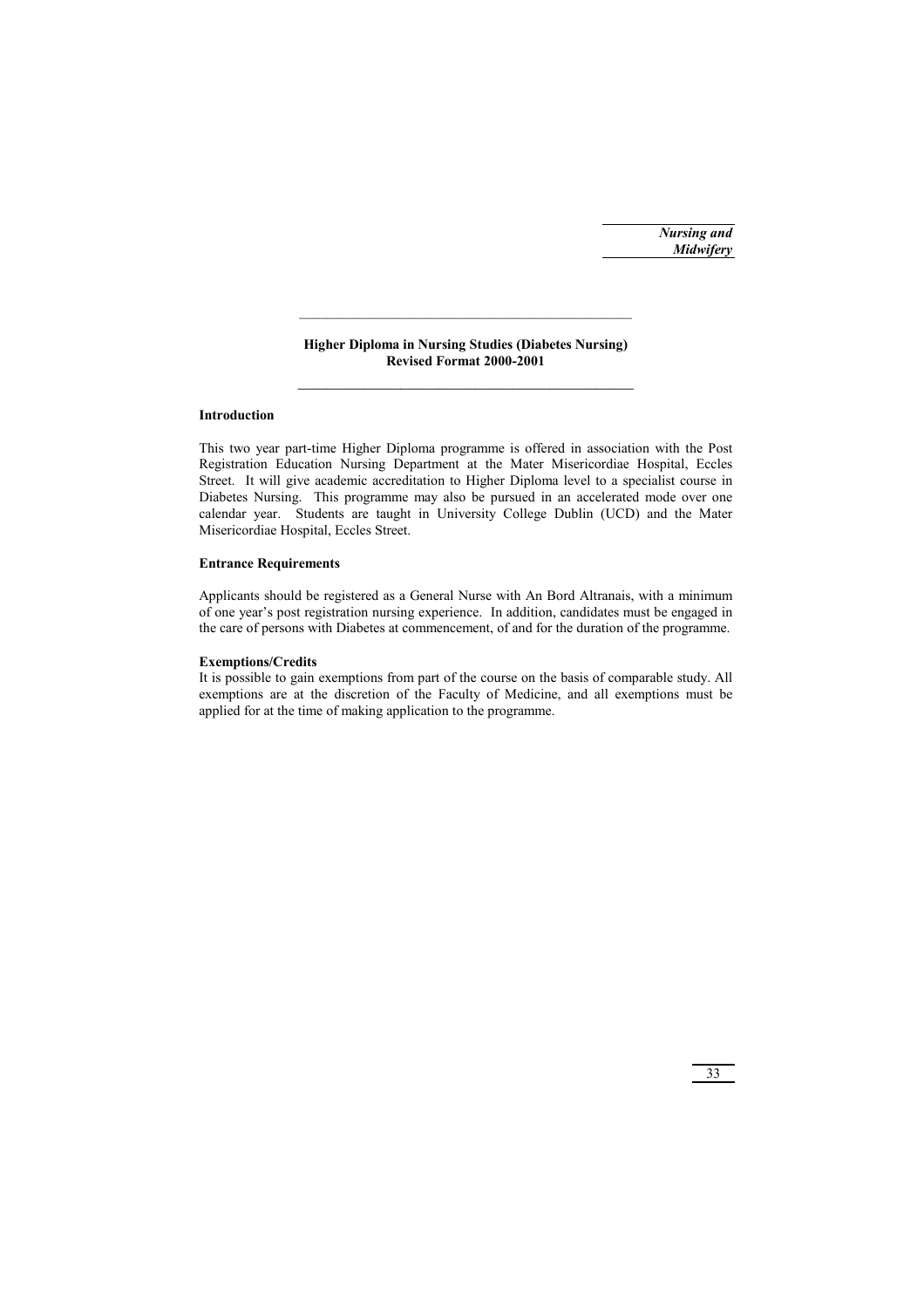## Higher Diploma in Nursing Studies (Diabetes Nursing)
## Revised Format 2000-2001

### Introduction

This two year part-time Higher Diploma programme is offered in association with the Post Registration Education Nursing Department at the Mater Misericordiae Hospital, Eccles Street. It will give academic accreditation to Higher Diploma level to a specialist course in Diabetes Nursing. This programme may also be pursued in an accelerated mode over one calendar year. Students are taught in University College Dublin (UCD) and the Mater Misericordiae Hospital, Eccles Street.

### Entrance Requirements

Applicants should be registered as a General Nurse with An Bord Altranais, with a minimum of one year's post registration nursing experience. In addition, candidates must be engaged in the care of persons with Diabetes at commencement, of and for the duration of the programme.

### Exemptions/Credits

It is possible to gain exemptions from part of the course on the basis of comparable study. All exemptions are at the discretion of the Faculty of Medicine, and all exemptions must be applied for at the time of making application to the programme.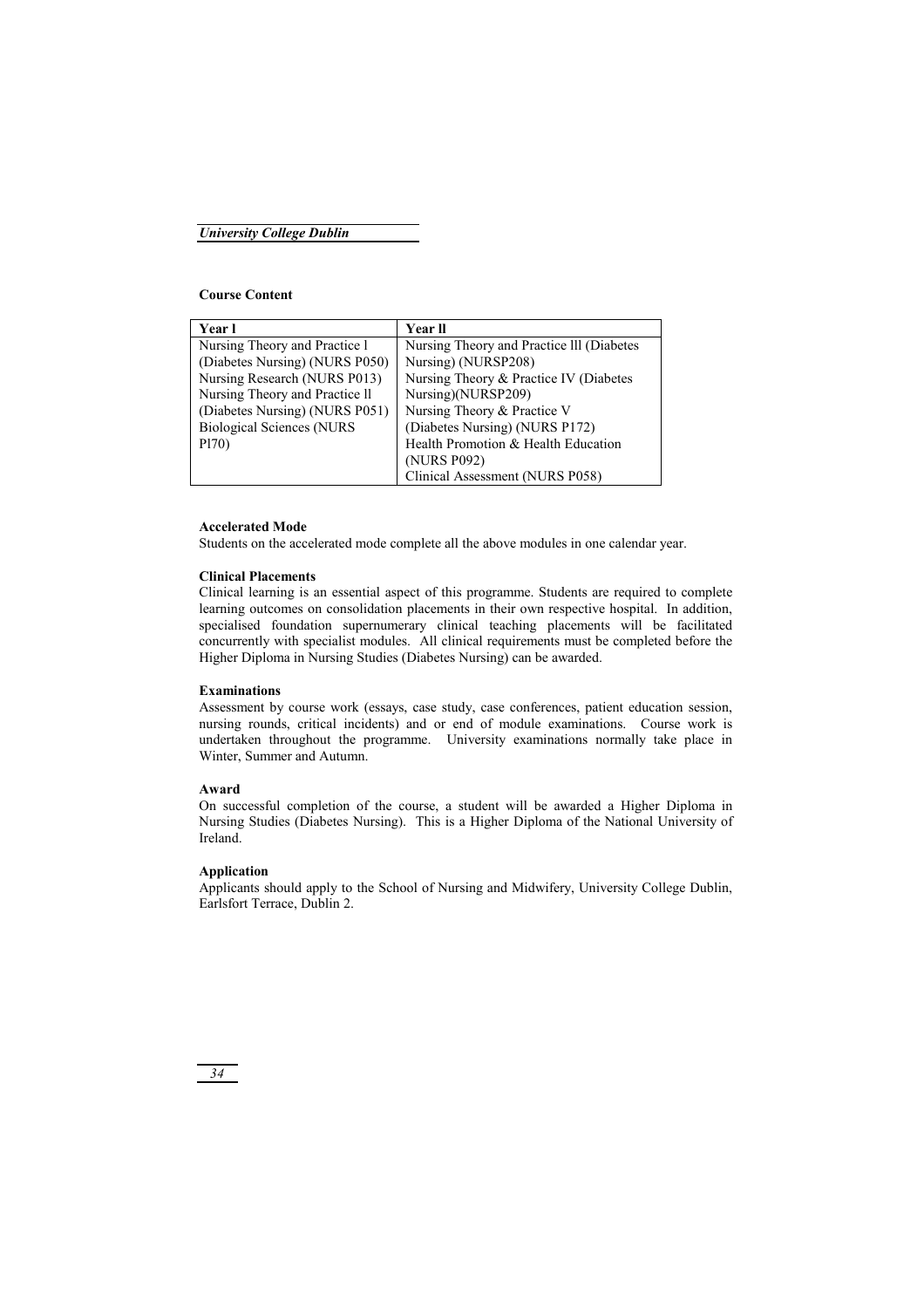**Course Content**

| Year l | Year ll |
|---|---|
| Nursing Theory and Practice l (Diabetes Nursing) (NURS P050) | Nursing Theory and Practice lll (Diabetes Nursing) (NURSP208) |
| Nursing Research (NURS P013) | Nursing Theory & Practice IV (Diabetes Nursing)(NURSP209) |
| Nursing Theory and Practice ll (Diabetes Nursing) (NURS P051) | Nursing Theory & Practice V (Diabetes Nursing) (NURS P172) |
| Biological Sciences (NURS Pl70) | Health Promotion & Health Education (NURS P092) |
| | Clinical Assessment (NURS P058) |

**Accelerated Mode**

Students on the accelerated mode complete all the above modules in one calendar year.

**Clinical Placements**

Clinical learning is an essential aspect of this programme. Students are required to complete learning outcomes on consolidation placements in their own respective hospital. In addition, specialised foundation supernumerary clinical teaching placements will be facilitated concurrently with specialist modules. All clinical requirements must be completed before the Higher Diploma in Nursing Studies (Diabetes Nursing) can be awarded.

**Examinations**

Assessment by course work (essays, case study, case conferences, patient education session, nursing rounds, critical incidents) and or end of module examinations. Course work is undertaken throughout the programme. University examinations normally take place in Winter, Summer and Autumn.

**Award**

On successful completion of the course, a student will be awarded a Higher Diploma in Nursing Studies (Diabetes Nursing). This is a Higher Diploma of the National University of Ireland.

**Application**

Applicants should apply to the School of Nursing and Midwifery, University College Dublin, Earlsfort Terrace, Dublin 2.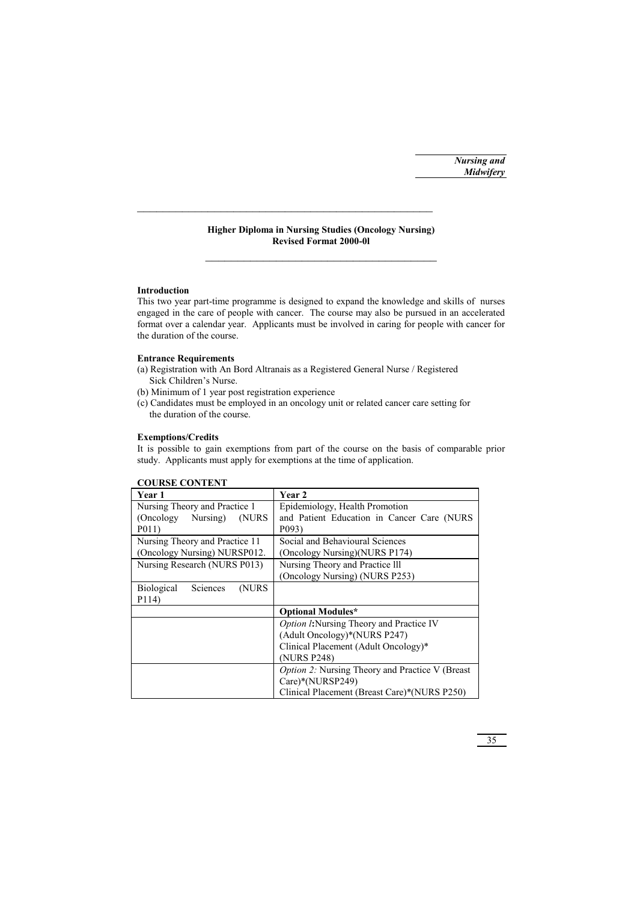## Higher Diploma in Nursing Studies (Oncology Nursing)
### Revised Format 2000-0l

**Introduction**

This two year part-time programme is designed to expand the knowledge and skills of nurses engaged in the care of people with cancer. The course may also be pursued in an accelerated format over a calendar year. Applicants must be involved in caring for people with cancer for the duration of the course.

**Entrance Requirements**

(a) Registration with An Bord Altranais as a Registered General Nurse / Registered Sick Children's Nurse.
(b) Minimum of 1 year post registration experience
(c) Candidates must be employed in an oncology unit or related cancer care setting for the duration of the course.

**Exemptions/Credits**

It is possible to gain exemptions from part of the course on the basis of comparable prior study. Applicants must apply for exemptions at the time of application.

**COURSE CONTENT**

| Year 1 | Year 2 |
|---|---|
| Nursing Theory and Practice 1 (Oncology Nursing) (NURS P011) | Epidemiology, Health Promotion and Patient Education in Cancer Care (NURS P093) |
| Nursing Theory and Practice 11 (Oncology Nursing) NURSP012. | Social and Behavioural Sciences (Oncology Nursing)(NURS P174) |
| Nursing Research (NURS P013) | Nursing Theory and Practice lll (Oncology Nursing) (NURS P253) |
| Biological Sciences (NURS P114) | |
| | **Optional Modules*** |
| | *Option l***:**Nursing Theory and Practice IV (Adult Oncology)*(NURS P247)<br>Clinical Placement (Adult Oncology)* (NURS P248) |
| | *Option 2:* Nursing Theory and Practice V (Breast Care)*(NURSP249)<br>Clinical Placement (Breast Care)*(NURS P250) |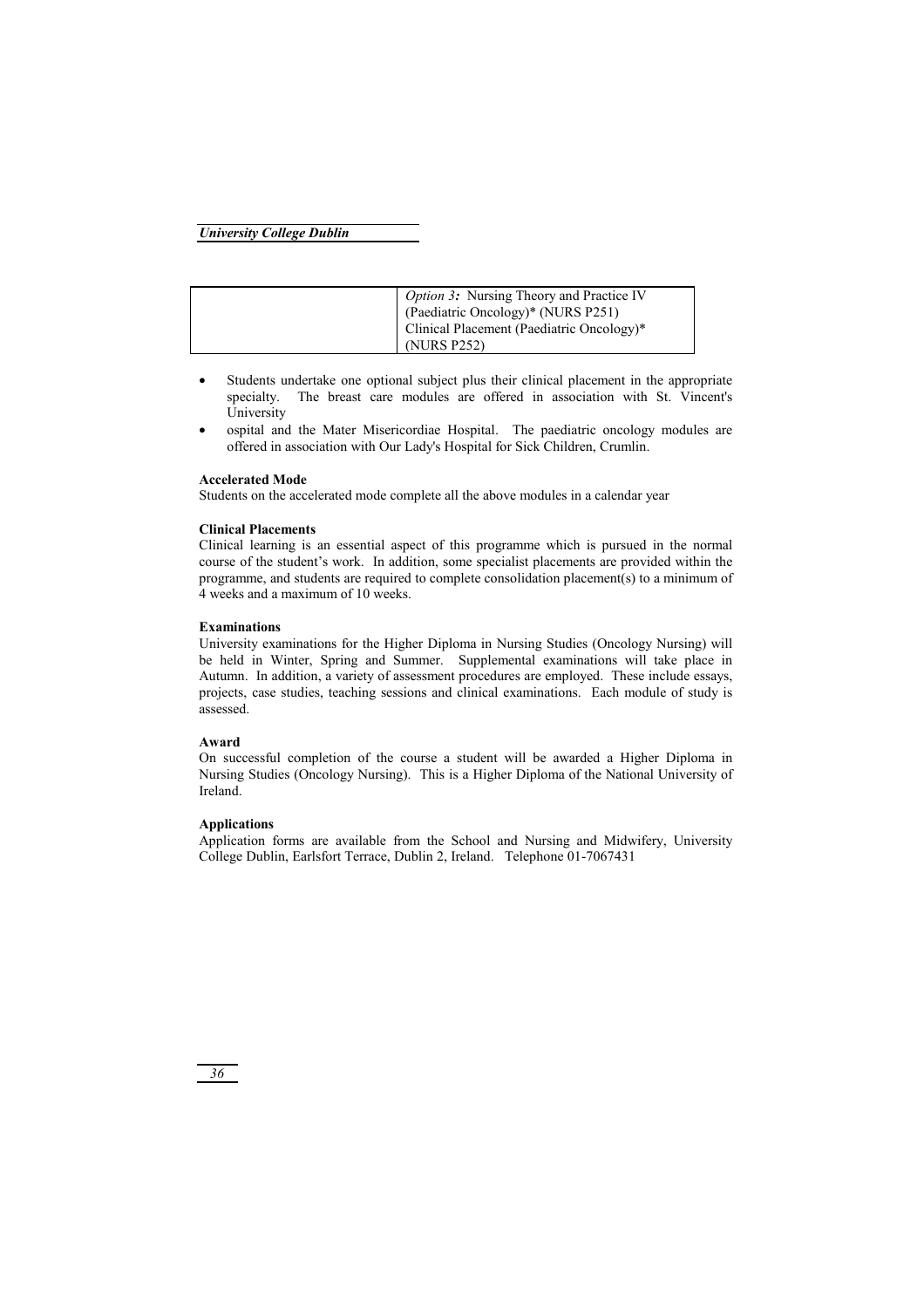| | *Option 3:* Nursing Theory and Practice IV (Paediatric Oncology)* (NURS P251)<br>Clinical Placement (Paediatric Oncology)* (NURS P252) |
|---|---|

- Students undertake one optional subject plus their clinical placement in the appropriate specialty. The breast care modules are offered in association with St. Vincent's University
- ospital and the Mater Misericordiae Hospital. The paediatric oncology modules are offered in association with Our Lady's Hospital for Sick Children, Crumlin.

**Accelerated Mode**

Students on the accelerated mode complete all the above modules in a calendar year

**Clinical Placements**

Clinical learning is an essential aspect of this programme which is pursued in the normal course of the student's work. In addition, some specialist placements are provided within the programme, and students are required to complete consolidation placement(s) to a minimum of 4 weeks and a maximum of 10 weeks.

**Examinations**

University examinations for the Higher Diploma in Nursing Studies (Oncology Nursing) will be held in Winter, Spring and Summer. Supplemental examinations will take place in Autumn. In addition, a variety of assessment procedures are employed. These include essays, projects, case studies, teaching sessions and clinical examinations. Each module of study is assessed.

**Award**

On successful completion of the course a student will be awarded a Higher Diploma in Nursing Studies (Oncology Nursing). This is a Higher Diploma of the National University of Ireland.

**Applications**

Application forms are available from the School and Nursing and Midwifery, University College Dublin, Earlsfort Terrace, Dublin 2, Ireland. Telephone 01-7067431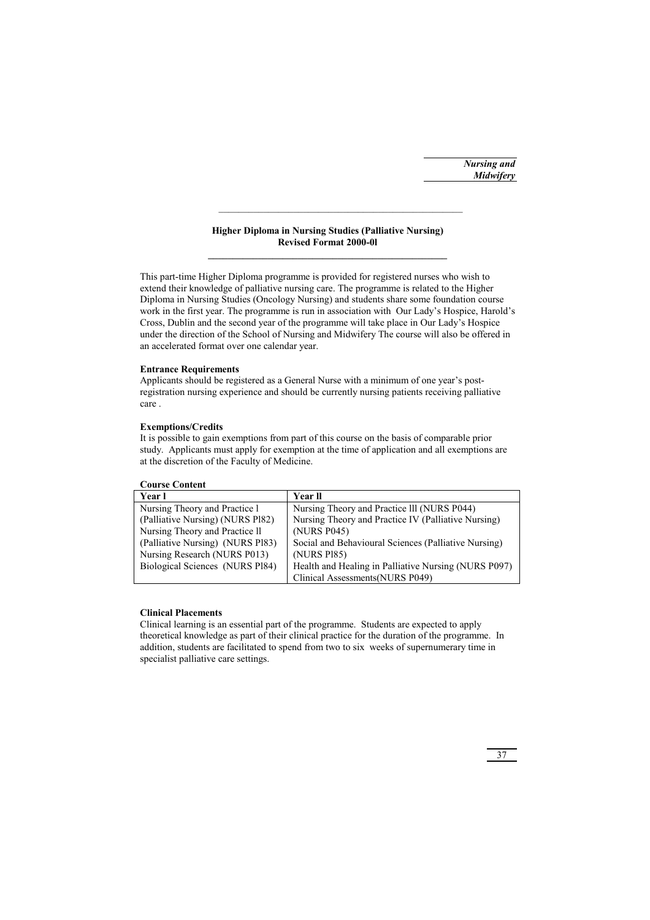## Higher Diploma in Nursing Studies (Palliative Nursing)
**Revised Format 2000-0l**

This part-time Higher Diploma programme is provided for registered nurses who wish to extend their knowledge of palliative nursing care. The programme is related to the Higher Diploma in Nursing Studies (Oncology Nursing) and students share some foundation course work in the first year. The programme is run in association with Our Lady's Hospice, Harold's Cross, Dublin and the second year of the programme will take place in Our Lady's Hospice under the direction of the School of Nursing and Midwifery The course will also be offered in an accelerated format over one calendar year.

**Entrance Requirements**

Applicants should be registered as a General Nurse with a minimum of one year's post-registration nursing experience and should be currently nursing patients receiving palliative care .

**Exemptions/Credits**

It is possible to gain exemptions from part of this course on the basis of comparable prior study. Applicants must apply for exemption at the time of application and all exemptions are at the discretion of the Faculty of Medicine.

**Course Content**

| Year l | Year ll |
|---|---|
| Nursing Theory and Practice l (Palliative Nursing) (NURS Pl82) | Nursing Theory and Practice lll (NURS P044) |
| Nursing Theory and Practice ll (Palliative Nursing) (NURS Pl83) | Nursing Theory and Practice IV (Palliative Nursing) (NURS P045) |
| Nursing Research (NURS P013) | Social and Behavioural Sciences (Palliative Nursing) (NURS Pl85) |
| Biological Sciences (NURS Pl84) | Health and Healing in Palliative Nursing (NURS P097) |
| | Clinical Assessments(NURS P049) |

**Clinical Placements**

Clinical learning is an essential part of the programme. Students are expected to apply theoretical knowledge as part of their clinical practice for the duration of the programme. In addition, students are facilitated to spend from two to six weeks of supernumerary time in specialist palliative care settings.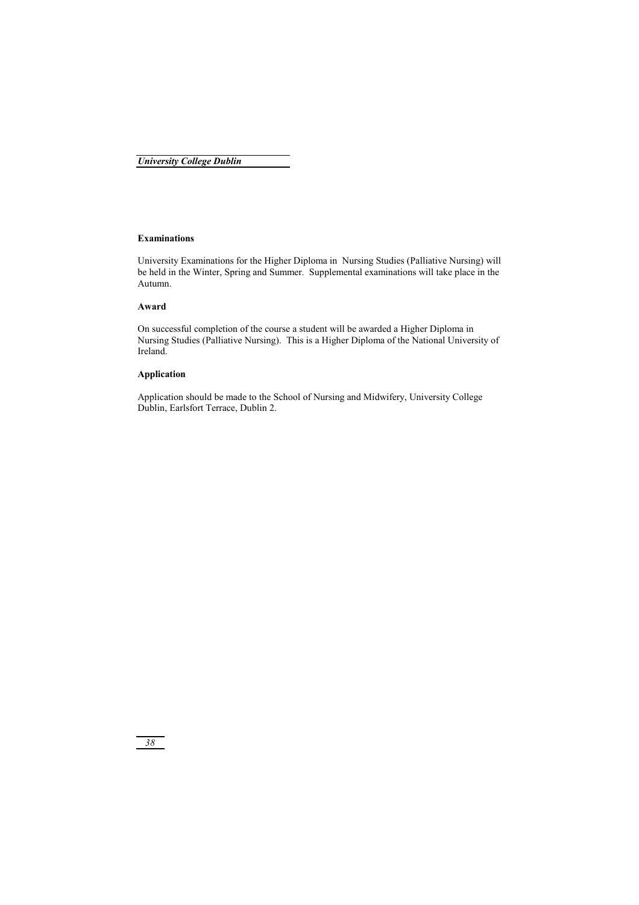### Examinations

University Examinations for the Higher Diploma in Nursing Studies (Palliative Nursing) will be held in the Winter, Spring and Summer. Supplemental examinations will take place in the Autumn.

### Award

On successful completion of the course a student will be awarded a Higher Diploma in Nursing Studies (Palliative Nursing). This is a Higher Diploma of the National University of Ireland.

### Application

Application should be made to the School of Nursing and Midwifery, University College Dublin, Earlsfort Terrace, Dublin 2.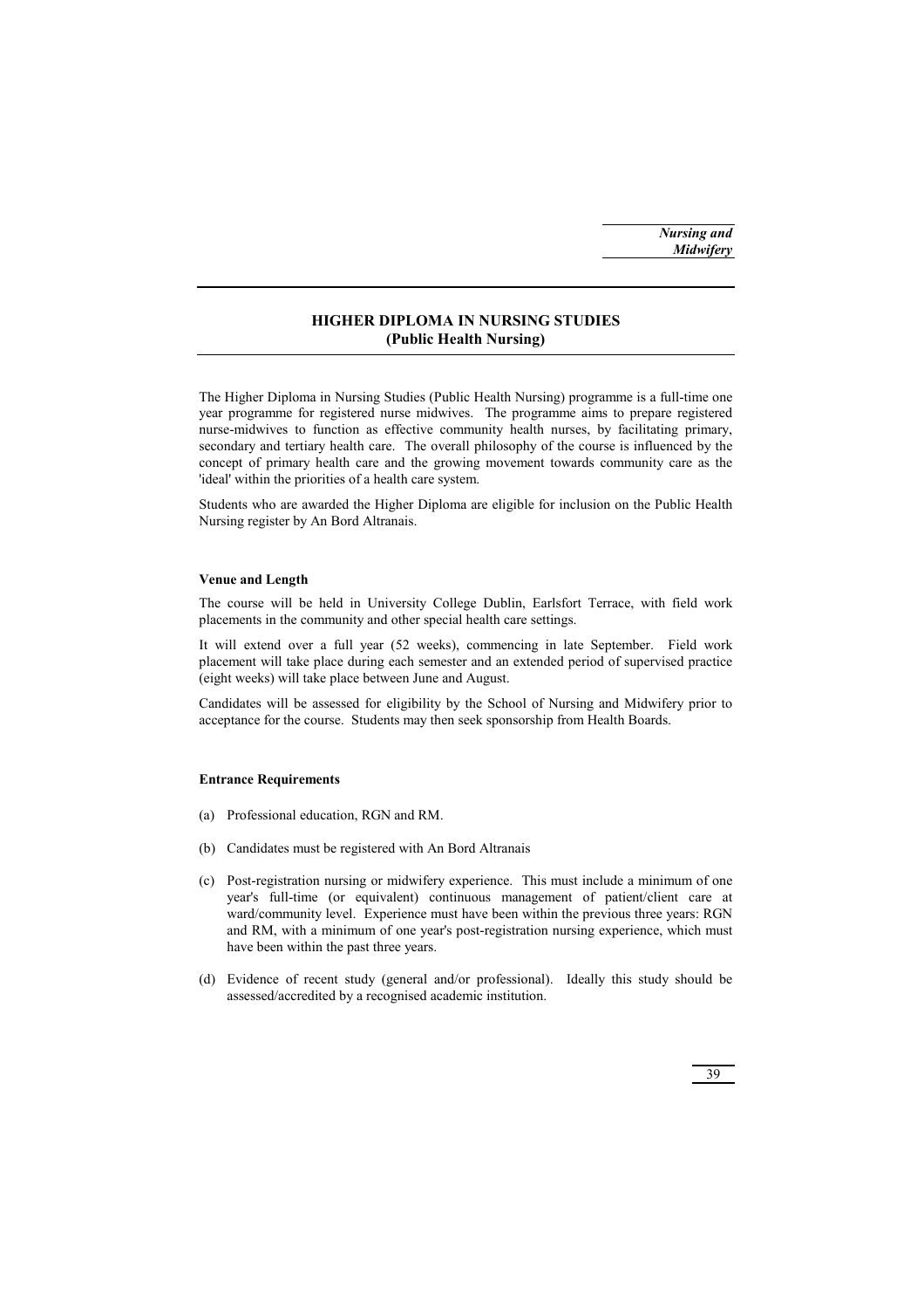# HIGHER DIPLOMA IN NURSING STUDIES (Public Health Nursing)

The Higher Diploma in Nursing Studies (Public Health Nursing) programme is a full-time one year programme for registered nurse midwives. The programme aims to prepare registered nurse-midwives to function as effective community health nurses, by facilitating primary, secondary and tertiary health care. The overall philosophy of the course is influenced by the concept of primary health care and the growing movement towards community care as the 'ideal' within the priorities of a health care system.

Students who are awarded the Higher Diploma are eligible for inclusion on the Public Health Nursing register by An Bord Altranais.

### Venue and Length

The course will be held in University College Dublin, Earlsfort Terrace, with field work placements in the community and other special health care settings.

It will extend over a full year (52 weeks), commencing in late September. Field work placement will take place during each semester and an extended period of supervised practice (eight weeks) will take place between June and August.

Candidates will be assessed for eligibility by the School of Nursing and Midwifery prior to acceptance for the course. Students may then seek sponsorship from Health Boards.

### Entrance Requirements

(a) Professional education, RGN and RM.

(b) Candidates must be registered with An Bord Altranais

(c) Post-registration nursing or midwifery experience. This must include a minimum of one year's full-time (or equivalent) continuous management of patient/client care at ward/community level. Experience must have been within the previous three years: RGN and RM, with a minimum of one year's post-registration nursing experience, which must have been within the past three years.

(d) Evidence of recent study (general and/or professional). Ideally this study should be assessed/accredited by a recognised academic institution.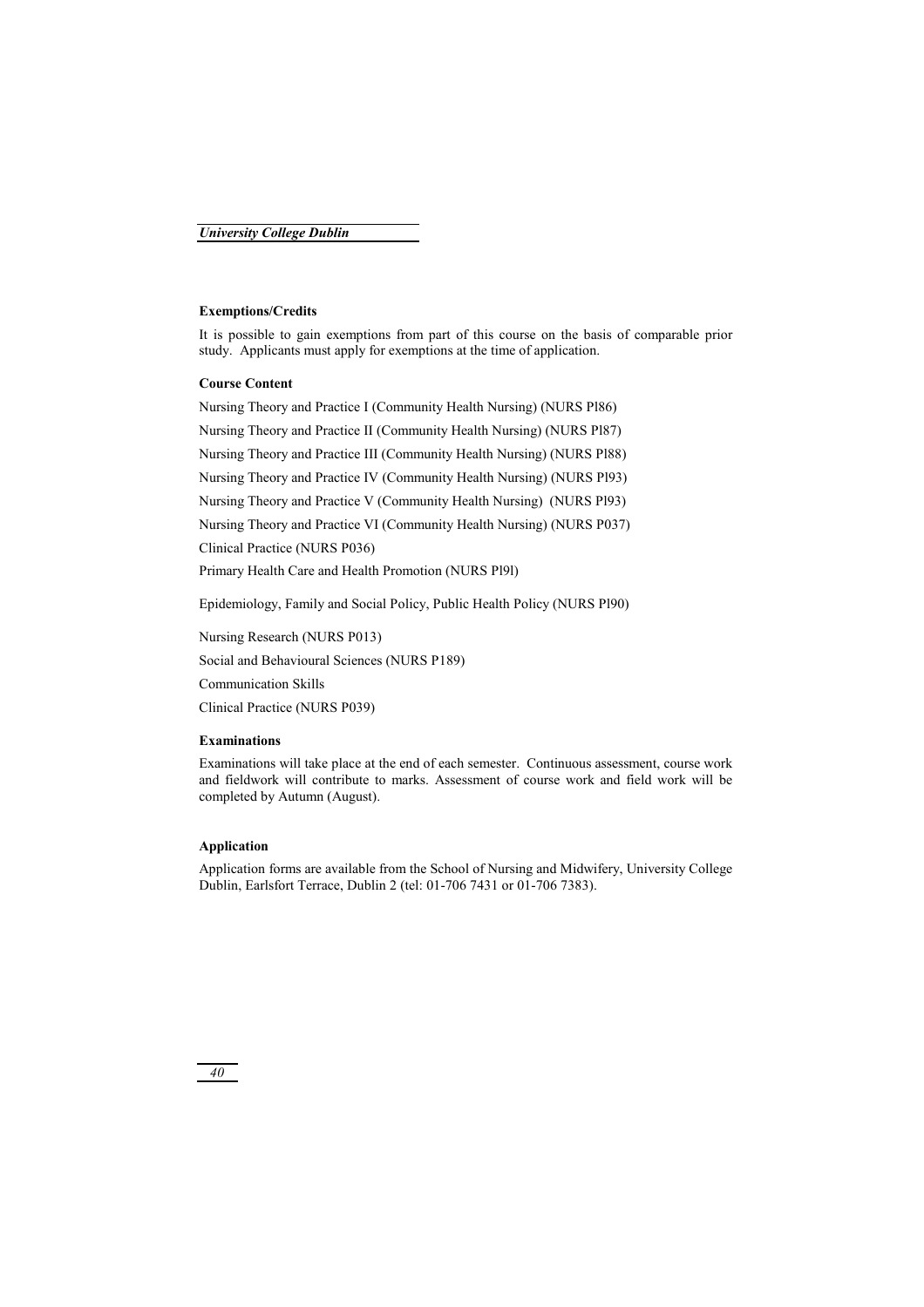#### Exemptions/Credits

It is possible to gain exemptions from part of this course on the basis of comparable prior study. Applicants must apply for exemptions at the time of application.

#### Course Content

Nursing Theory and Practice I (Community Health Nursing) (NURS Pl86)

Nursing Theory and Practice II (Community Health Nursing) (NURS Pl87)

Nursing Theory and Practice III (Community Health Nursing) (NURS Pl88)

Nursing Theory and Practice IV (Community Health Nursing) (NURS Pl93)

Nursing Theory and Practice V (Community Health Nursing) (NURS Pl93)

Nursing Theory and Practice VI (Community Health Nursing) (NURS P037)

Clinical Practice (NURS P036)

Primary Health Care and Health Promotion (NURS Pl9l)

Epidemiology, Family and Social Policy, Public Health Policy (NURS Pl90)

Nursing Research (NURS P013)

Social and Behavioural Sciences (NURS P189)

Communication Skills

Clinical Practice (NURS P039)

#### Examinations

Examinations will take place at the end of each semester. Continuous assessment, course work and fieldwork will contribute to marks. Assessment of course work and field work will be completed by Autumn (August).

#### Application

Application forms are available from the School of Nursing and Midwifery, University College Dublin, Earlsfort Terrace, Dublin 2 (tel: 01-706 7431 or 01-706 7383).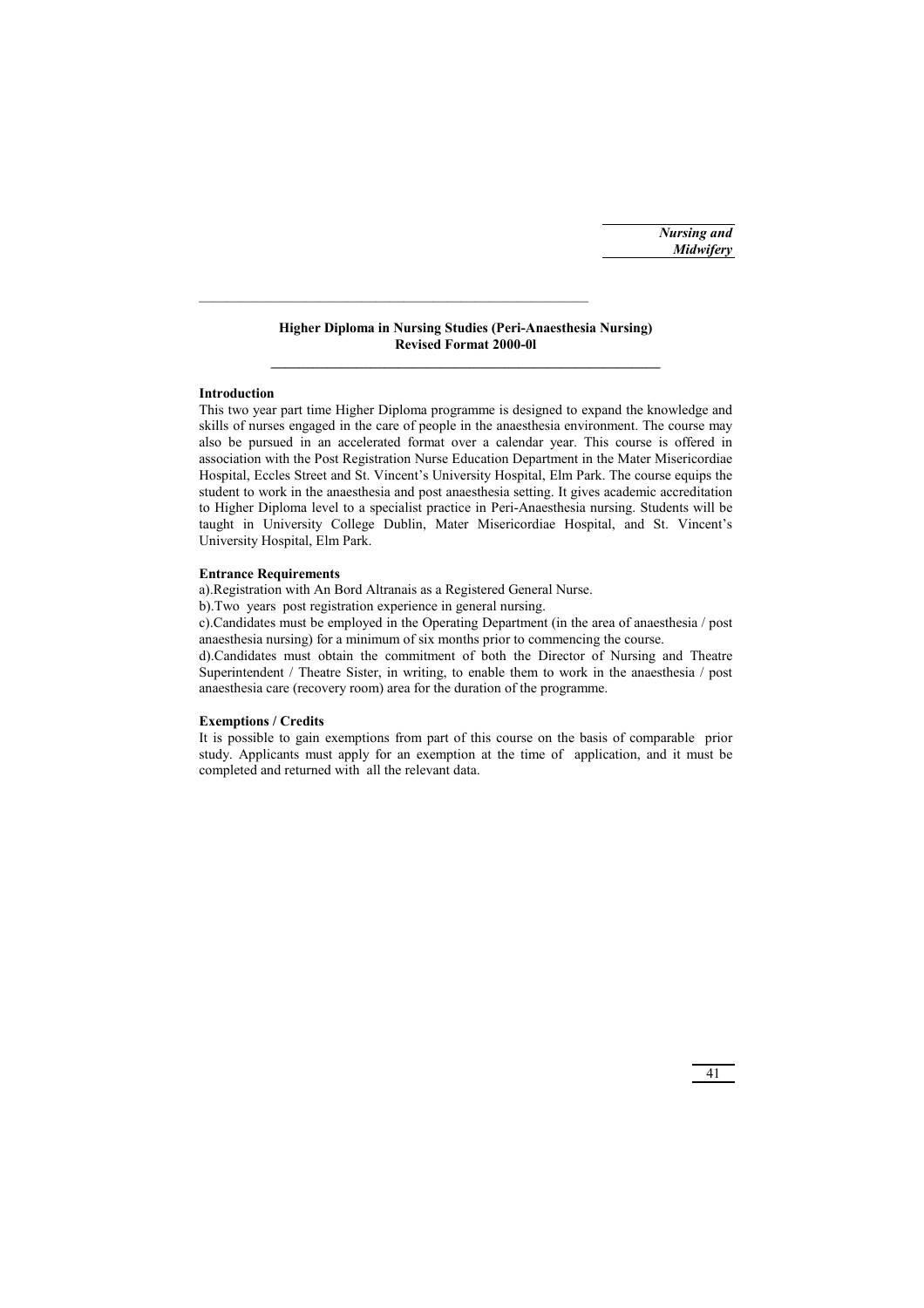## Higher Diploma in Nursing Studies (Peri-Anaesthesia Nursing)
**Revised Format 2000-0l**

### Introduction

This two year part time Higher Diploma programme is designed to expand the knowledge and skills of nurses engaged in the care of people in the anaesthesia environment. The course may also be pursued in an accelerated format over a calendar year. This course is offered in association with the Post Registration Nurse Education Department in the Mater Misericordiae Hospital, Eccles Street and St. Vincent's University Hospital, Elm Park. The course equips the student to work in the anaesthesia and post anaesthesia setting. It gives academic accreditation to Higher Diploma level to a specialist practice in Peri-Anaesthesia nursing. Students will be taught in University College Dublin, Mater Misericordiae Hospital, and St. Vincent's University Hospital, Elm Park.

### Entrance Requirements

a).Registration with An Bord Altranais as a Registered General Nurse.

b).Two years post registration experience in general nursing.

c).Candidates must be employed in the Operating Department (in the area of anaesthesia / post anaesthesia nursing) for a minimum of six months prior to commencing the course.

d).Candidates must obtain the commitment of both the Director of Nursing and Theatre Superintendent / Theatre Sister, in writing, to enable them to work in the anaesthesia / post anaesthesia care (recovery room) area for the duration of the programme.

### Exemptions / Credits

It is possible to gain exemptions from part of this course on the basis of comparable prior study. Applicants must apply for an exemption at the time of application, and it must be completed and returned with all the relevant data.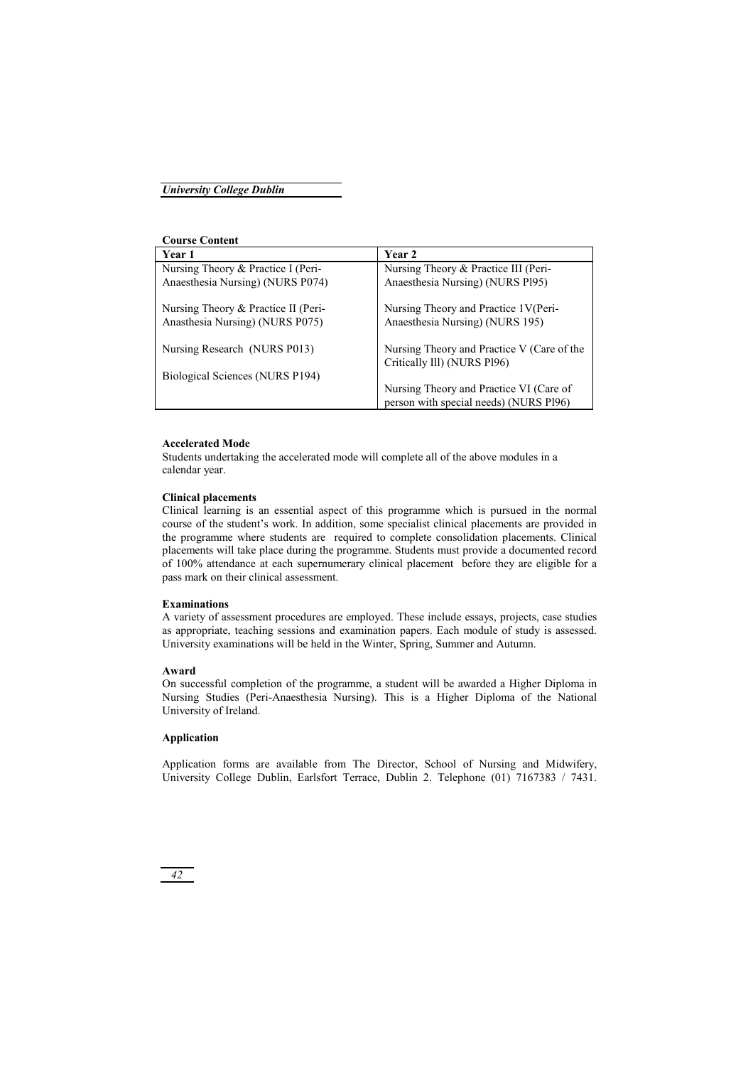**Course Content**

| Year 1 | Year 2 |
| --- | --- |
| Nursing Theory & Practice I (Peri-Anaesthesia Nursing) (NURS P074) | Nursing Theory & Practice III (Peri-Anaesthesia Nursing) (NURS Pl95) |
| Nursing Theory & Practice II (Peri-Anasthesia Nursing) (NURS P075) | Nursing Theory and Practice 1V(Peri-Anaesthesia Nursing) (NURS 195) |
| Nursing Research (NURS P013) | Nursing Theory and Practice V (Care of the Critically Ill) (NURS Pl96) |
| Biological Sciences (NURS P194) | Nursing Theory and Practice VI (Care of person with special needs) (NURS Pl96) |

**Accelerated Mode**

Students undertaking the accelerated mode will complete all of the above modules in a calendar year.

**Clinical placements**

Clinical learning is an essential aspect of this programme which is pursued in the normal course of the student's work. In addition, some specialist clinical placements are provided in the programme where students are required to complete consolidation placements. Clinical placements will take place during the programme. Students must provide a documented record of 100% attendance at each supernumerary clinical placement before they are eligible for a pass mark on their clinical assessment.

**Examinations**

A variety of assessment procedures are employed. These include essays, projects, case studies as appropriate, teaching sessions and examination papers. Each module of study is assessed. University examinations will be held in the Winter, Spring, Summer and Autumn.

**Award**

On successful completion of the programme, a student will be awarded a Higher Diploma in Nursing Studies (Peri-Anaesthesia Nursing). This is a Higher Diploma of the National University of Ireland.

**Application**

Application forms are available from The Director, School of Nursing and Midwifery, University College Dublin, Earlsfort Terrace, Dublin 2. Telephone (01) 7167383 / 7431.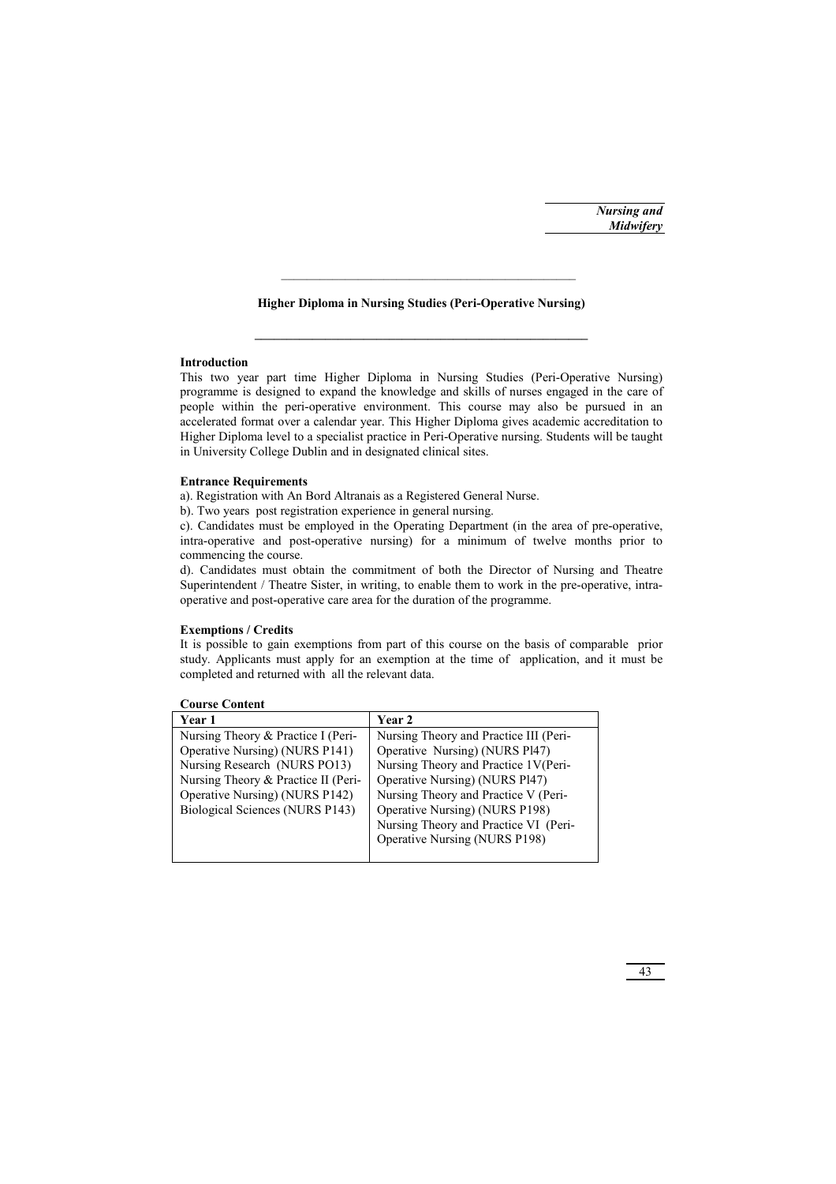## Higher Diploma in Nursing Studies (Peri-Operative Nursing)

### Introduction

This two year part time Higher Diploma in Nursing Studies (Peri-Operative Nursing) programme is designed to expand the knowledge and skills of nurses engaged in the care of people within the peri-operative environment. This course may also be pursued in an accelerated format over a calendar year. This Higher Diploma gives academic accreditation to Higher Diploma level to a specialist practice in Peri-Operative nursing. Students will be taught in University College Dublin and in designated clinical sites.

### Entrance Requirements

a). Registration with An Bord Altranais as a Registered General Nurse.

b). Two years post registration experience in general nursing.

c). Candidates must be employed in the Operating Department (in the area of pre-operative, intra-operative and post-operative nursing) for a minimum of twelve months prior to commencing the course.

d). Candidates must obtain the commitment of both the Director of Nursing and Theatre Superintendent / Theatre Sister, in writing, to enable them to work in the pre-operative, intra-operative and post-operative care area for the duration of the programme.

### Exemptions / Credits

It is possible to gain exemptions from part of this course on the basis of comparable prior study. Applicants must apply for an exemption at the time of application, and it must be completed and returned with all the relevant data.

### Course Content

| Year 1 | Year 2 |
|---|---|
| Nursing Theory & Practice I (Peri-Operative Nursing) (NURS P141) | Nursing Theory and Practice III (Peri-Operative Nursing) (NURS Pl47) |
| Nursing Research (NURS PO13) | Nursing Theory and Practice 1V(Peri-Operative Nursing) (NURS Pl47) |
| Nursing Theory & Practice II (Peri-Operative Nursing) (NURS P142) | Nursing Theory and Practice V (Peri-Operative Nursing) (NURS P198) |
| Biological Sciences (NURS P143) | Nursing Theory and Practice VI (Peri-Operative Nursing (NURS P198) |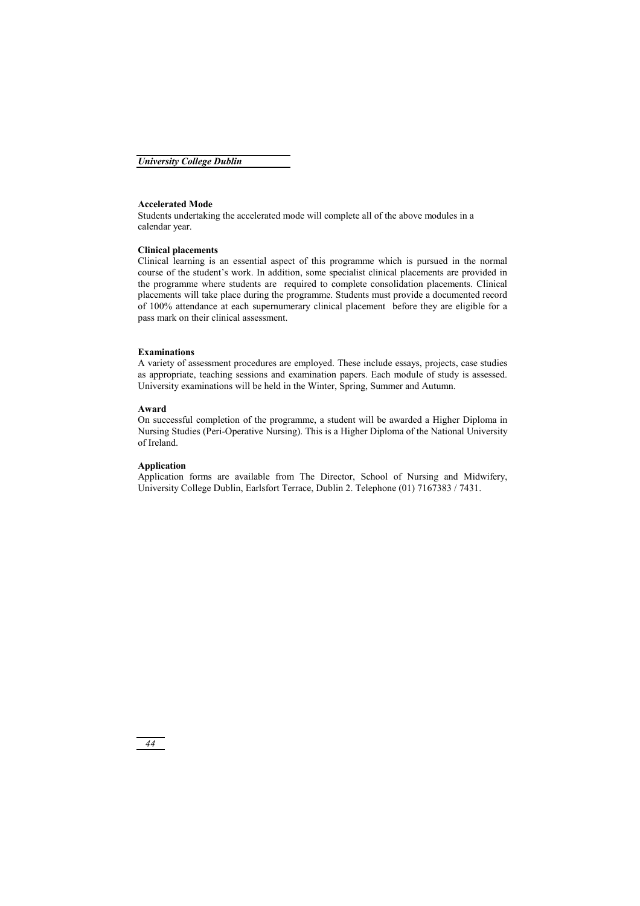**Accelerated Mode**

Students undertaking the accelerated mode will complete all of the above modules in a calendar year.

**Clinical placements**

Clinical learning is an essential aspect of this programme which is pursued in the normal course of the student's work. In addition, some specialist clinical placements are provided in the programme where students are required to complete consolidation placements. Clinical placements will take place during the programme. Students must provide a documented record of 100% attendance at each supernumerary clinical placement before they are eligible for a pass mark on their clinical assessment.

**Examinations**

A variety of assessment procedures are employed. These include essays, projects, case studies as appropriate, teaching sessions and examination papers. Each module of study is assessed. University examinations will be held in the Winter, Spring, Summer and Autumn.

**Award**

On successful completion of the programme, a student will be awarded a Higher Diploma in Nursing Studies (Peri-Operative Nursing). This is a Higher Diploma of the National University of Ireland.

**Application**

Application forms are available from The Director, School of Nursing and Midwifery, University College Dublin, Earlsfort Terrace, Dublin 2. Telephone (01) 7167383 / 7431.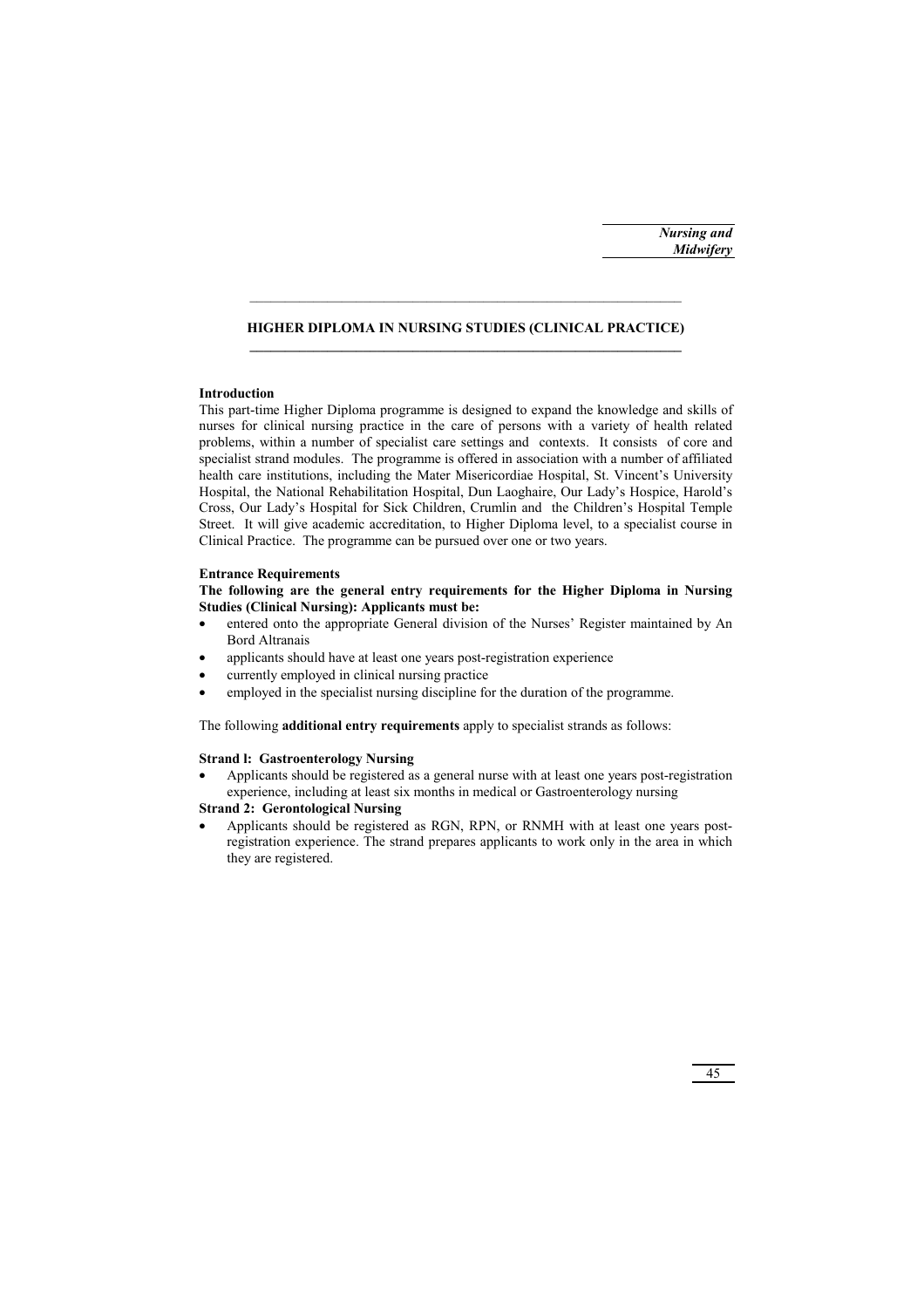## HIGHER DIPLOMA IN NURSING STUDIES (CLINICAL PRACTICE)

**Introduction**

This part-time Higher Diploma programme is designed to expand the knowledge and skills of nurses for clinical nursing practice in the care of persons with a variety of health related problems, within a number of specialist care settings and contexts. It consists of core and specialist strand modules. The programme is offered in association with a number of affiliated health care institutions, including the Mater Misericordiae Hospital, St. Vincent's University Hospital, the National Rehabilitation Hospital, Dun Laoghaire, Our Lady's Hospice, Harold's Cross, Our Lady's Hospital for Sick Children, Crumlin and the Children's Hospital Temple Street. It will give academic accreditation, to Higher Diploma level, to a specialist course in Clinical Practice. The programme can be pursued over one or two years.

**Entrance Requirements**

**The following are the general entry requirements for the Higher Diploma in Nursing Studies (Clinical Nursing): Applicants must be:**

- entered onto the appropriate General division of the Nurses' Register maintained by An Bord Altranais
- applicants should have at least one years post-registration experience
- currently employed in clinical nursing practice
- employed in the specialist nursing discipline for the duration of the programme.

The following **additional entry requirements** apply to specialist strands as follows:

**Strand l: Gastroenterology Nursing**

- Applicants should be registered as a general nurse with at least one years post-registration experience, including at least six months in medical or Gastroenterology nursing

**Strand 2: Gerontological Nursing**

- Applicants should be registered as RGN, RPN, or RNMH with at least one years post-registration experience. The strand prepares applicants to work only in the area in which they are registered.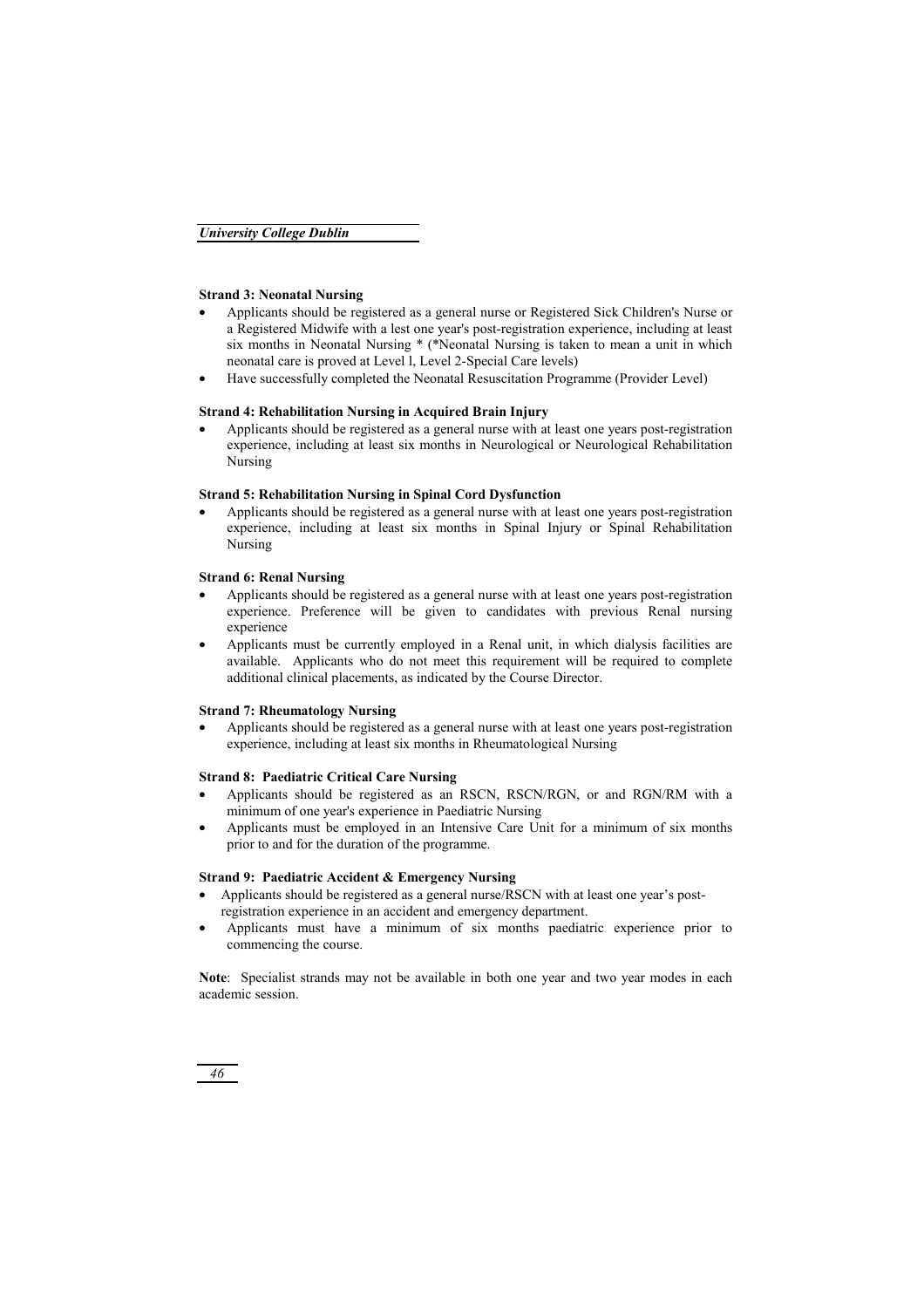**Strand 3: Neonatal Nursing**

- Applicants should be registered as a general nurse or Registered Sick Children's Nurse or a Registered Midwife with a lest one year's post-registration experience, including at least six months in Neonatal Nursing * (*Neonatal Nursing is taken to mean a unit in which neonatal care is proved at Level l, Level 2-Special Care levels)
- Have successfully completed the Neonatal Resuscitation Programme (Provider Level)

**Strand 4: Rehabilitation Nursing in Acquired Brain Injury**

- Applicants should be registered as a general nurse with at least one years post-registration experience, including at least six months in Neurological or Neurological Rehabilitation Nursing

**Strand 5: Rehabilitation Nursing in Spinal Cord Dysfunction**

- Applicants should be registered as a general nurse with at least one years post-registration experience, including at least six months in Spinal Injury or Spinal Rehabilitation Nursing

**Strand 6: Renal Nursing**

- Applicants should be registered as a general nurse with at least one years post-registration experience. Preference will be given to candidates with previous Renal nursing experience
- Applicants must be currently employed in a Renal unit, in which dialysis facilities are available. Applicants who do not meet this requirement will be required to complete additional clinical placements, as indicated by the Course Director.

**Strand 7: Rheumatology Nursing**

- Applicants should be registered as a general nurse with at least one years post-registration experience, including at least six months in Rheumatological Nursing

**Strand 8: Paediatric Critical Care Nursing**

- Applicants should be registered as an RSCN, RSCN/RGN, or and RGN/RM with a minimum of one year's experience in Paediatric Nursing
- Applicants must be employed in an Intensive Care Unit for a minimum of six months prior to and for the duration of the programme.

**Strand 9: Paediatric Accident & Emergency Nursing**

- Applicants should be registered as a general nurse/RSCN with at least one year's post-registration experience in an accident and emergency department.
- Applicants must have a minimum of six months paediatric experience prior to commencing the course.

**Note**: Specialist strands may not be available in both one year and two year modes in each academic session.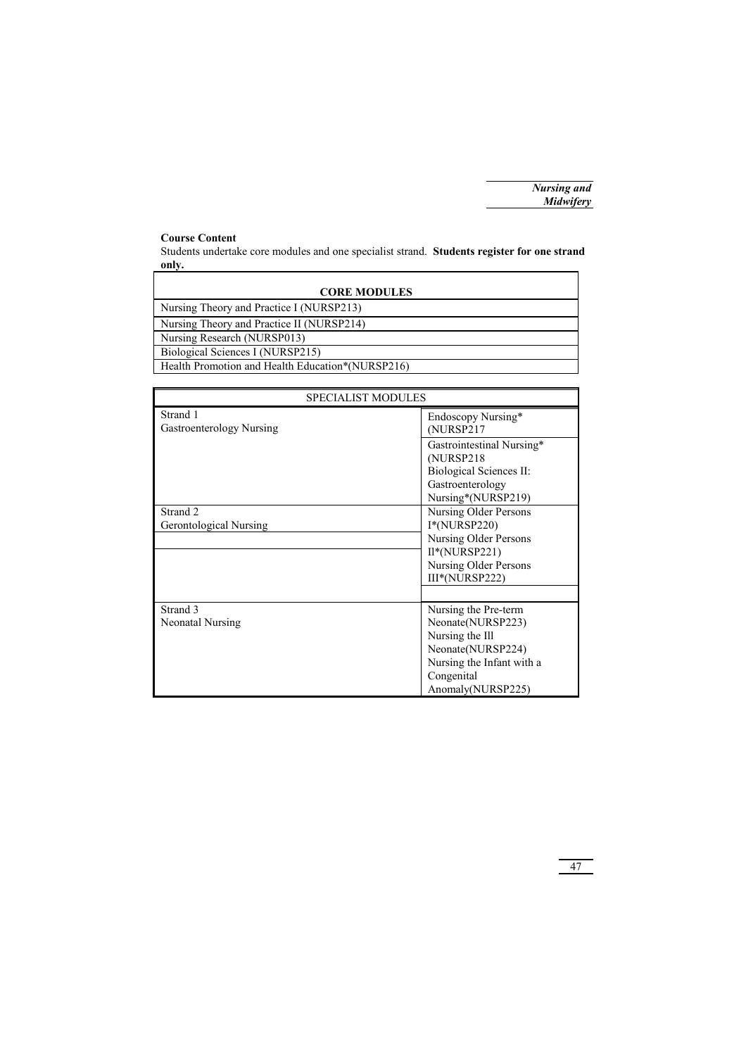**Course Content**

Students undertake core modules and one specialist strand. **Students register for one strand only.**

| **CORE MODULES** |
| --- |
| Nursing Theory and Practice I (NURSP213) |
| Nursing Theory and Practice II (NURSP214) |
| Nursing Research (NURSP013) |
| Biological Sciences I (NURSP215) |
| Health Promotion and Health Education*(NURSP216) |

| SPECIALIST MODULES | |
| --- | --- |
| Strand 1<br>Gastroenterology Nursing | Endoscopy Nursing* (NURSP217 |
| | Gastrointestinal Nursing* (NURSP218<br>Biological Sciences II: Gastroenterology Nursing*(NURSP219) |
| Strand 2<br>Gerontological Nursing | Nursing Older Persons I*(NURSP220)<br>Nursing Older Persons Il*(NURSP221)<br>Nursing Older Persons III*(NURSP222) |
| Strand 3<br>Neonatal Nursing | Nursing the Pre-term Neonate(NURSP223)<br>Nursing the Ill Neonate(NURSP224)<br>Nursing the Infant with a Congenital Anomaly(NURSP225) |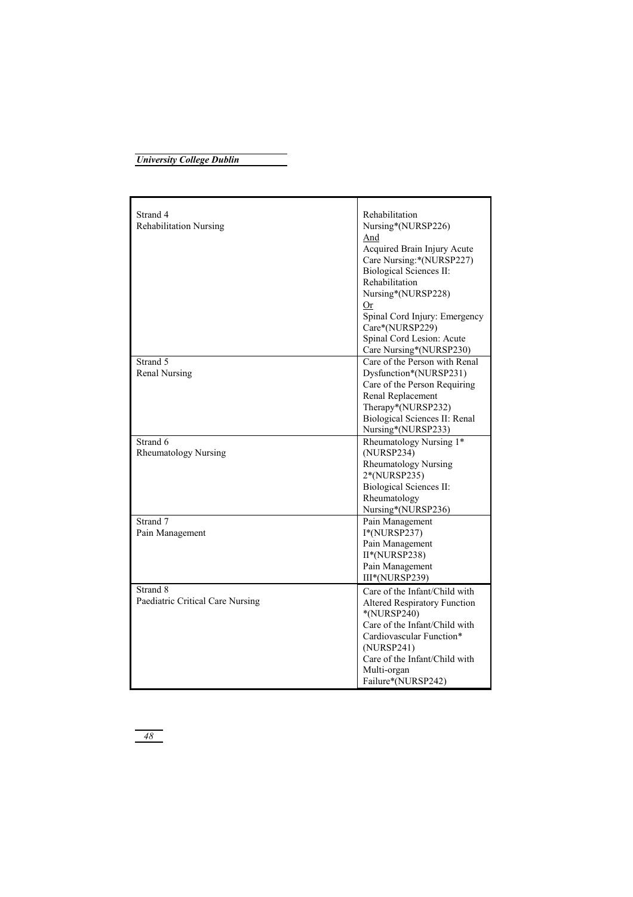| | |
|---|---|
| Strand 4<br>Rehabilitation Nursing | Rehabilitation Nursing*(NURSP226)<br><u>And</u><br>Acquired Brain Injury Acute Care Nursing:*(NURSP227)<br>Biological Sciences II: Rehabilitation Nursing*(NURSP228)<br><u>Or</u><br>Spinal Cord Injury: Emergency Care*(NURSP229)<br>Spinal Cord Lesion: Acute Care Nursing*(NURSP230) |
| Strand 5<br>Renal Nursing | Care of the Person with Renal Dysfunction*(NURSP231)<br>Care of the Person Requiring Renal Replacement Therapy*(NURSP232)<br>Biological Sciences II: Renal Nursing*(NURSP233) |
| Strand 6<br>Rheumatology Nursing | Rheumatology Nursing 1* (NURSP234)<br>Rheumatology Nursing 2*(NURSP235)<br>Biological Sciences II: Rheumatology Nursing*(NURSP236) |
| Strand 7<br>Pain Management | Pain Management I*(NURSP237)<br>Pain Management II*(NURSP238)<br>Pain Management III*(NURSP239) |
| Strand 8<br>Paediatric Critical Care Nursing | Care of the Infant/Child with Altered Respiratory Function *(NURSP240)<br>Care of the Infant/Child with Cardiovascular Function* (NURSP241)<br>Care of the Infant/Child with Multi-organ Failure*(NURSP242) |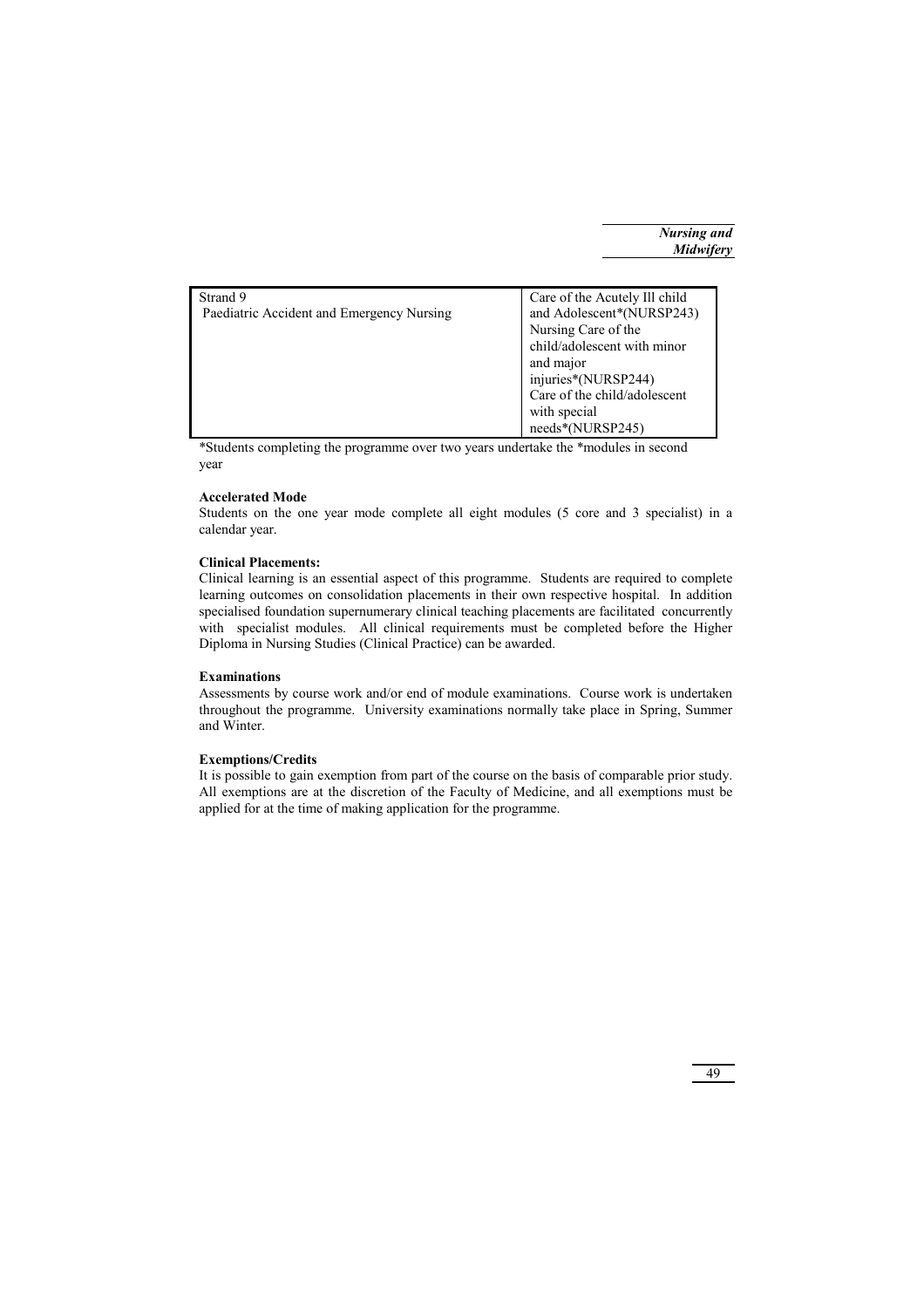| Strand 9<br>Paediatric Accident and Emergency Nursing | Care of the Acutely Ill child and Adolescent*(NURSP243)<br>Nursing Care of the child/adolescent with minor and major injuries*(NURSP244)<br>Care of the child/adolescent with special needs*(NURSP245) |
|---|---|

*Students completing the programme over two years undertake the *modules in second year

**Accelerated Mode**

Students on the one year mode complete all eight modules (5 core and 3 specialist) in a calendar year.

**Clinical Placements:**

Clinical learning is an essential aspect of this programme. Students are required to complete learning outcomes on consolidation placements in their own respective hospital. In addition specialised foundation supernumerary clinical teaching placements are facilitated concurrently with specialist modules. All clinical requirements must be completed before the Higher Diploma in Nursing Studies (Clinical Practice) can be awarded.

**Examinations**

Assessments by course work and/or end of module examinations. Course work is undertaken throughout the programme. University examinations normally take place in Spring, Summer and Winter.

**Exemptions/Credits**

It is possible to gain exemption from part of the course on the basis of comparable prior study. All exemptions are at the discretion of the Faculty of Medicine, and all exemptions must be applied for at the time of making application for the programme.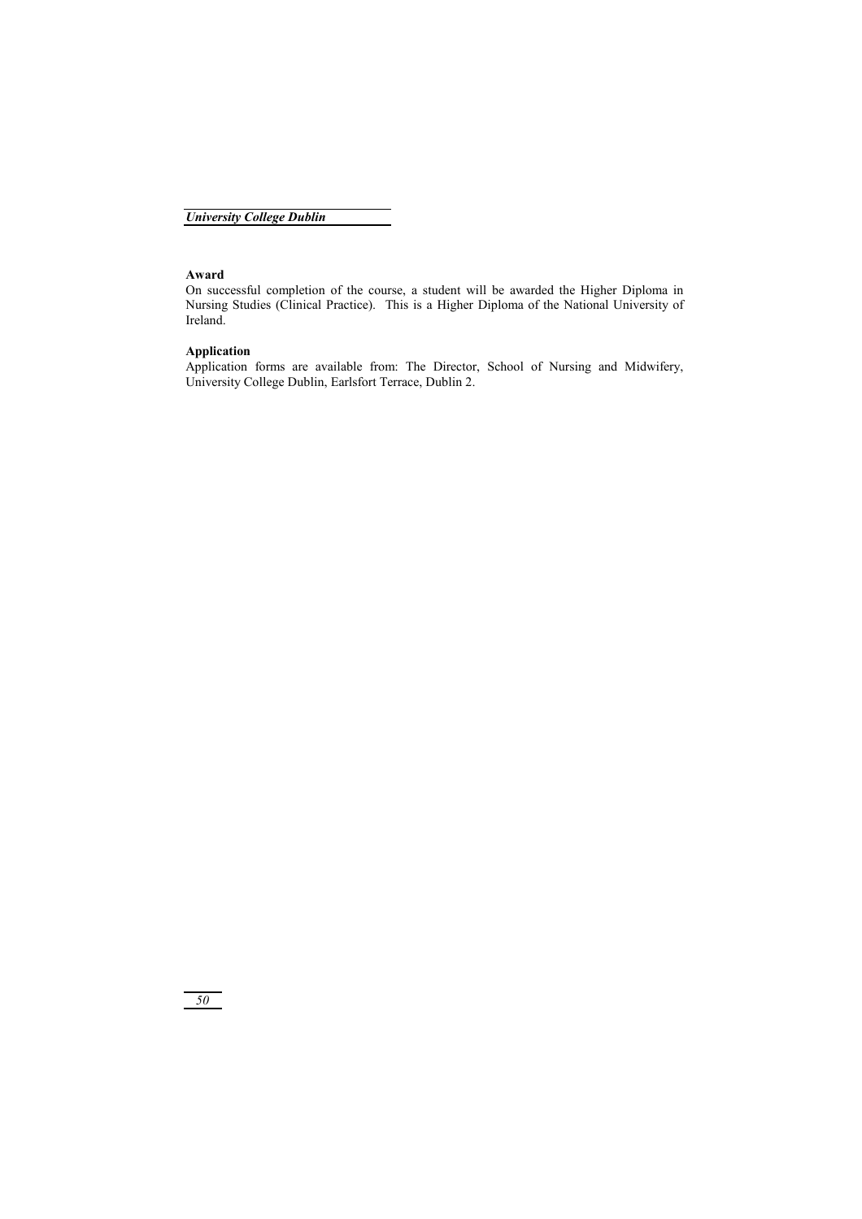**Award**

On successful completion of the course, a student will be awarded the Higher Diploma in Nursing Studies (Clinical Practice). This is a Higher Diploma of the National University of Ireland.

**Application**

Application forms are available from: The Director, School of Nursing and Midwifery, University College Dublin, Earlsfort Terrace, Dublin 2.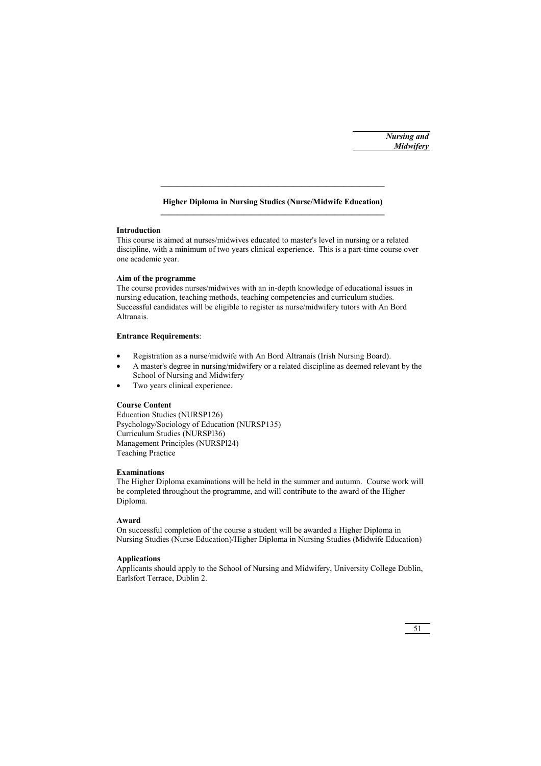## Higher Diploma in Nursing Studies (Nurse/Midwife Education)

**Introduction**

This course is aimed at nurses/midwives educated to master's level in nursing or a related discipline, with a minimum of two years clinical experience. This is a part-time course over one academic year.

**Aim of the programme**

The course provides nurses/midwives with an in-depth knowledge of educational issues in nursing education, teaching methods, teaching competencies and curriculum studies. Successful candidates will be eligible to register as nurse/midwifery tutors with An Bord Altranais.

**Entrance Requirements**:

- Registration as a nurse/midwife with An Bord Altranais (Irish Nursing Board).
- A master's degree in nursing/midwifery or a related discipline as deemed relevant by the School of Nursing and Midwifery
- Two years clinical experience.

**Course Content**

Education Studies (NURSP126)
Psychology/Sociology of Education (NURSP135)
Curriculum Studies (NURSPl36)
Management Principles (NURSPl24)
Teaching Practice

**Examinations**

The Higher Diploma examinations will be held in the summer and autumn. Course work will be completed throughout the programme, and will contribute to the award of the Higher Diploma.

**Award**

On successful completion of the course a student will be awarded a Higher Diploma in Nursing Studies (Nurse Education)/Higher Diploma in Nursing Studies (Midwife Education)

**Applications**

Applicants should apply to the School of Nursing and Midwifery, University College Dublin, Earlsfort Terrace, Dublin 2.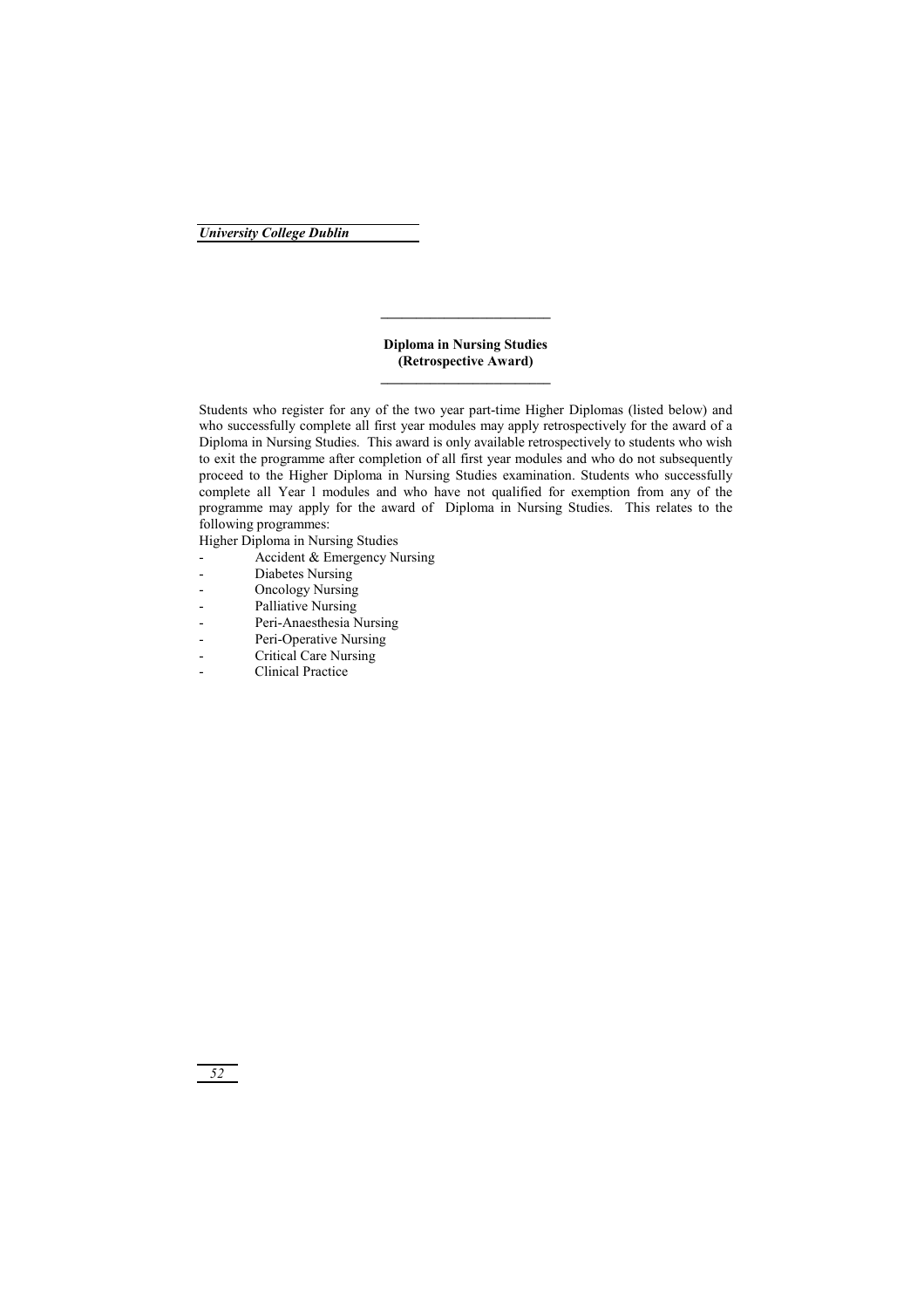## Diploma in Nursing Studies (Retrospective Award)

Students who register for any of the two year part-time Higher Diplomas (listed below) and who successfully complete all first year modules may apply retrospectively for the award of a Diploma in Nursing Studies. This award is only available retrospectively to students who wish to exit the programme after completion of all first year modules and who do not subsequently proceed to the Higher Diploma in Nursing Studies examination. Students who successfully complete all Year l modules and who have not qualified for exemption from any of the programme may apply for the award of Diploma in Nursing Studies. This relates to the following programmes:

Higher Diploma in Nursing Studies

- Accident & Emergency Nursing
- Diabetes Nursing
- Oncology Nursing
- Palliative Nursing
- Peri-Anaesthesia Nursing
- Peri-Operative Nursing
- Critical Care Nursing
- Clinical Practice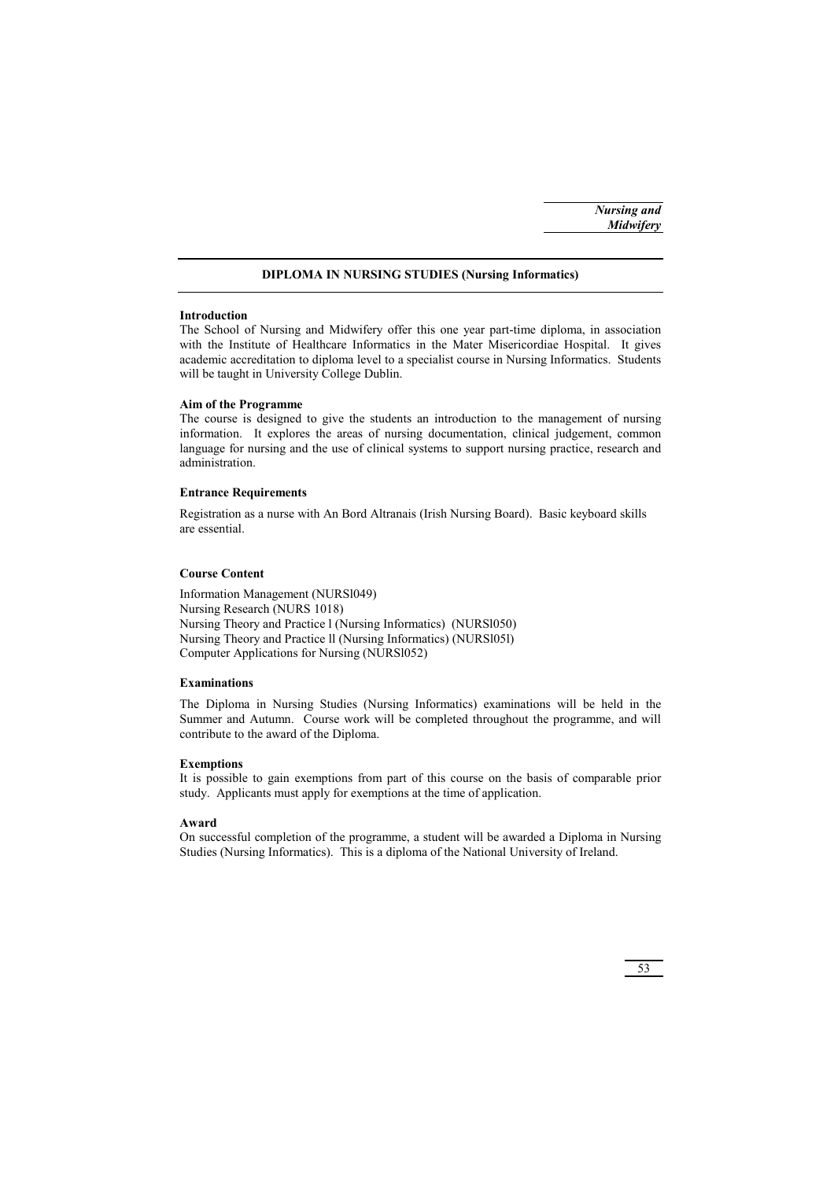## DIPLOMA IN NURSING STUDIES (Nursing Informatics)

**Introduction**

The School of Nursing and Midwifery offer this one year part-time diploma, in association with the Institute of Healthcare Informatics in the Mater Misericordiae Hospital. It gives academic accreditation to diploma level to a specialist course in Nursing Informatics. Students will be taught in University College Dublin.

**Aim of the Programme**

The course is designed to give the students an introduction to the management of nursing information. It explores the areas of nursing documentation, clinical judgement, common language for nursing and the use of clinical systems to support nursing practice, research and administration.

**Entrance Requirements**

Registration as a nurse with An Bord Altranais (Irish Nursing Board). Basic keyboard skills are essential.

**Course Content**

Information Management (NURSl049)
Nursing Research (NURS 1018)
Nursing Theory and Practice l (Nursing Informatics) (NURSl050)
Nursing Theory and Practice ll (Nursing Informatics) (NURSl05l)
Computer Applications for Nursing (NURSl052)

**Examinations**

The Diploma in Nursing Studies (Nursing Informatics) examinations will be held in the Summer and Autumn. Course work will be completed throughout the programme, and will contribute to the award of the Diploma.

**Exemptions**

It is possible to gain exemptions from part of this course on the basis of comparable prior study. Applicants must apply for exemptions at the time of application.

**Award**

On successful completion of the programme, a student will be awarded a Diploma in Nursing Studies (Nursing Informatics). This is a diploma of the National University of Ireland.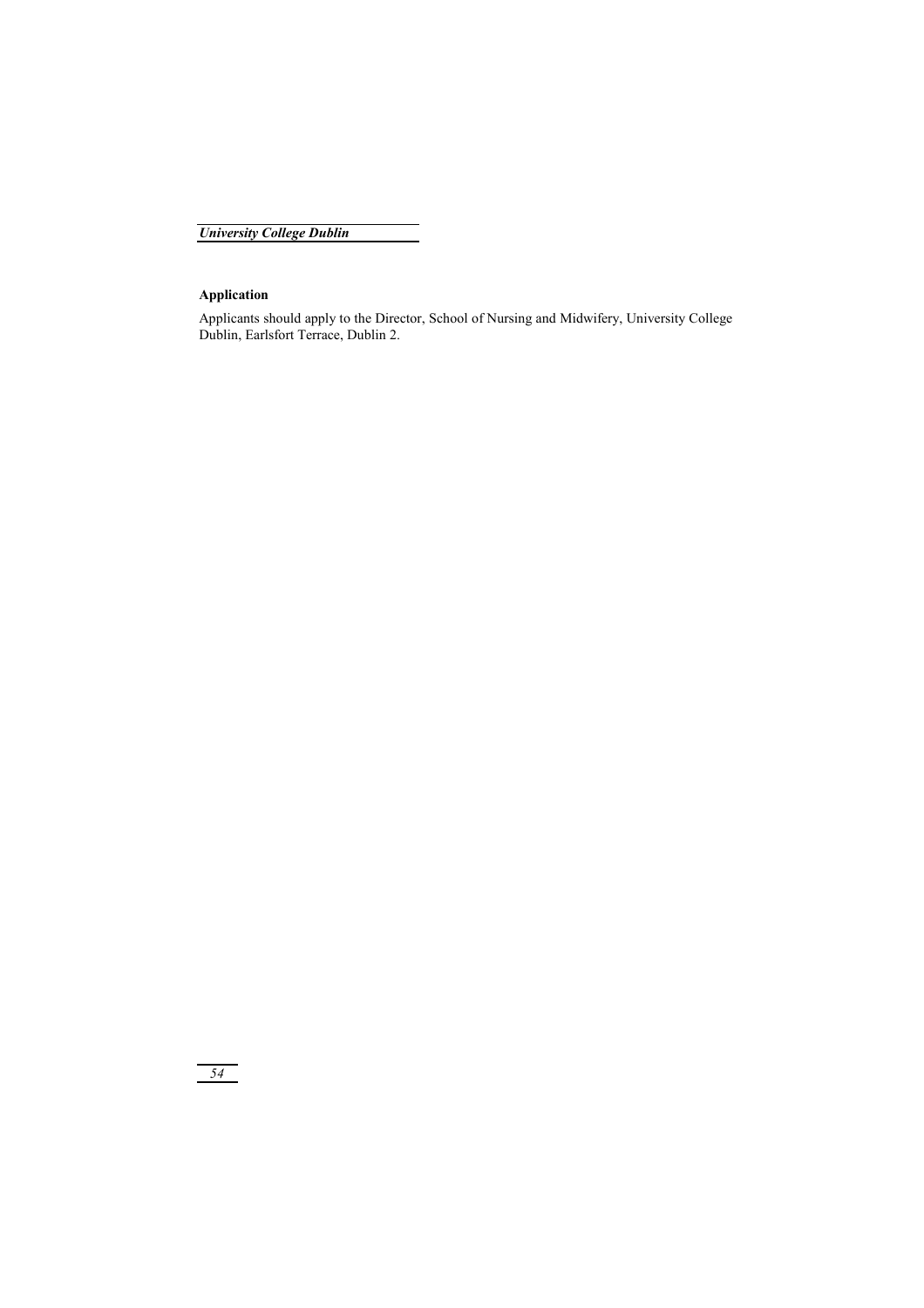**Application**

Applicants should apply to the Director, School of Nursing and Midwifery, University College Dublin, Earlsfort Terrace, Dublin 2.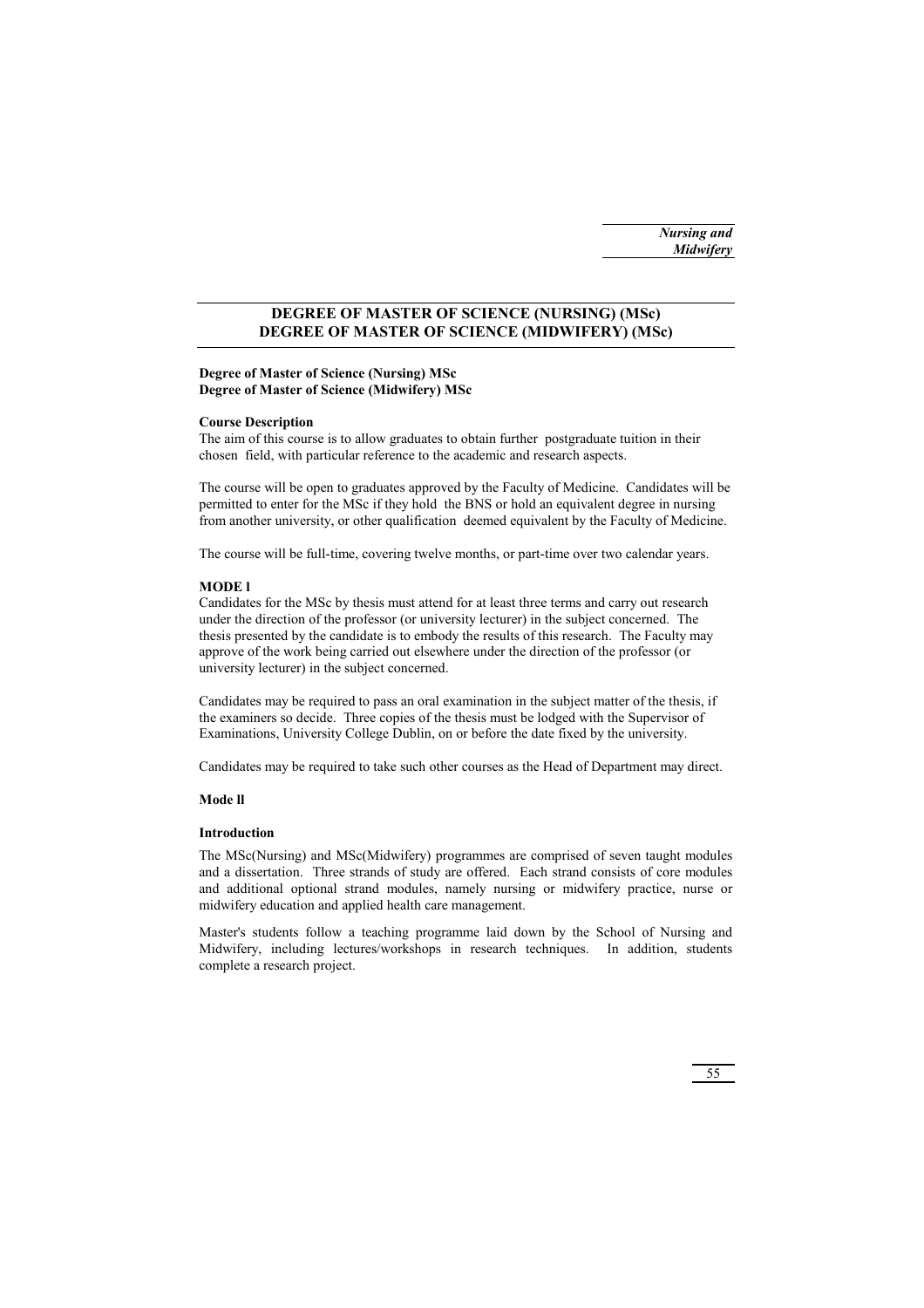## DEGREE OF MASTER OF SCIENCE (NURSING) (MSc) DEGREE OF MASTER OF SCIENCE (MIDWIFERY) (MSc)

**Degree of Master of Science (Nursing) MSc**
**Degree of Master of Science (Midwifery) MSc**

**Course Description**

The aim of this course is to allow graduates to obtain further postgraduate tuition in their chosen field, with particular reference to the academic and research aspects.

The course will be open to graduates approved by the Faculty of Medicine. Candidates will be permitted to enter for the MSc if they hold the BNS or hold an equivalent degree in nursing from another university, or other qualification deemed equivalent by the Faculty of Medicine.

The course will be full-time, covering twelve months, or part-time over two calendar years.

**MODE l**

Candidates for the MSc by thesis must attend for at least three terms and carry out research under the direction of the professor (or university lecturer) in the subject concerned. The thesis presented by the candidate is to embody the results of this research. The Faculty may approve of the work being carried out elsewhere under the direction of the professor (or university lecturer) in the subject concerned.

Candidates may be required to pass an oral examination in the subject matter of the thesis, if the examiners so decide. Three copies of the thesis must be lodged with the Supervisor of Examinations, University College Dublin, on or before the date fixed by the university.

Candidates may be required to take such other courses as the Head of Department may direct.

**Mode ll**

**Introduction**

The MSc(Nursing) and MSc(Midwifery) programmes are comprised of seven taught modules and a dissertation. Three strands of study are offered. Each strand consists of core modules and additional optional strand modules, namely nursing or midwifery practice, nurse or midwifery education and applied health care management.

Master's students follow a teaching programme laid down by the School of Nursing and Midwifery, including lectures/workshops in research techniques. In addition, students complete a research project.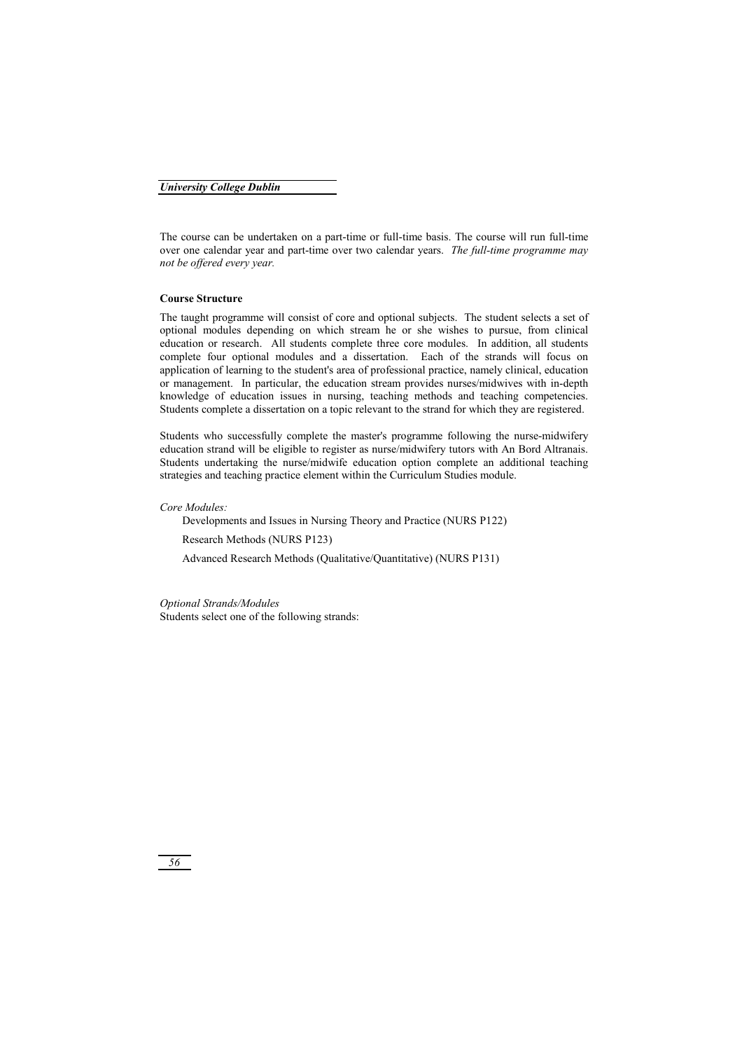The course can be undertaken on a part-time or full-time basis. The course will run full-time over one calendar year and part-time over two calendar years. *The full-time programme may not be offered every year.*

**Course Structure**

The taught programme will consist of core and optional subjects. The student selects a set of optional modules depending on which stream he or she wishes to pursue, from clinical education or research. All students complete three core modules. In addition, all students complete four optional modules and a dissertation. Each of the strands will focus on application of learning to the student's area of professional practice, namely clinical, education or management. In particular, the education stream provides nurses/midwives with in-depth knowledge of education issues in nursing, teaching methods and teaching competencies. Students complete a dissertation on a topic relevant to the strand for which they are registered.

Students who successfully complete the master's programme following the nurse-midwifery education strand will be eligible to register as nurse/midwifery tutors with An Bord Altranais. Students undertaking the nurse/midwife education option complete an additional teaching strategies and teaching practice element within the Curriculum Studies module.

*Core Modules:*

Developments and Issues in Nursing Theory and Practice (NURS P122)

Research Methods (NURS P123)

Advanced Research Methods (Qualitative/Quantitative) (NURS P131)

*Optional Strands/Modules*

Students select one of the following strands: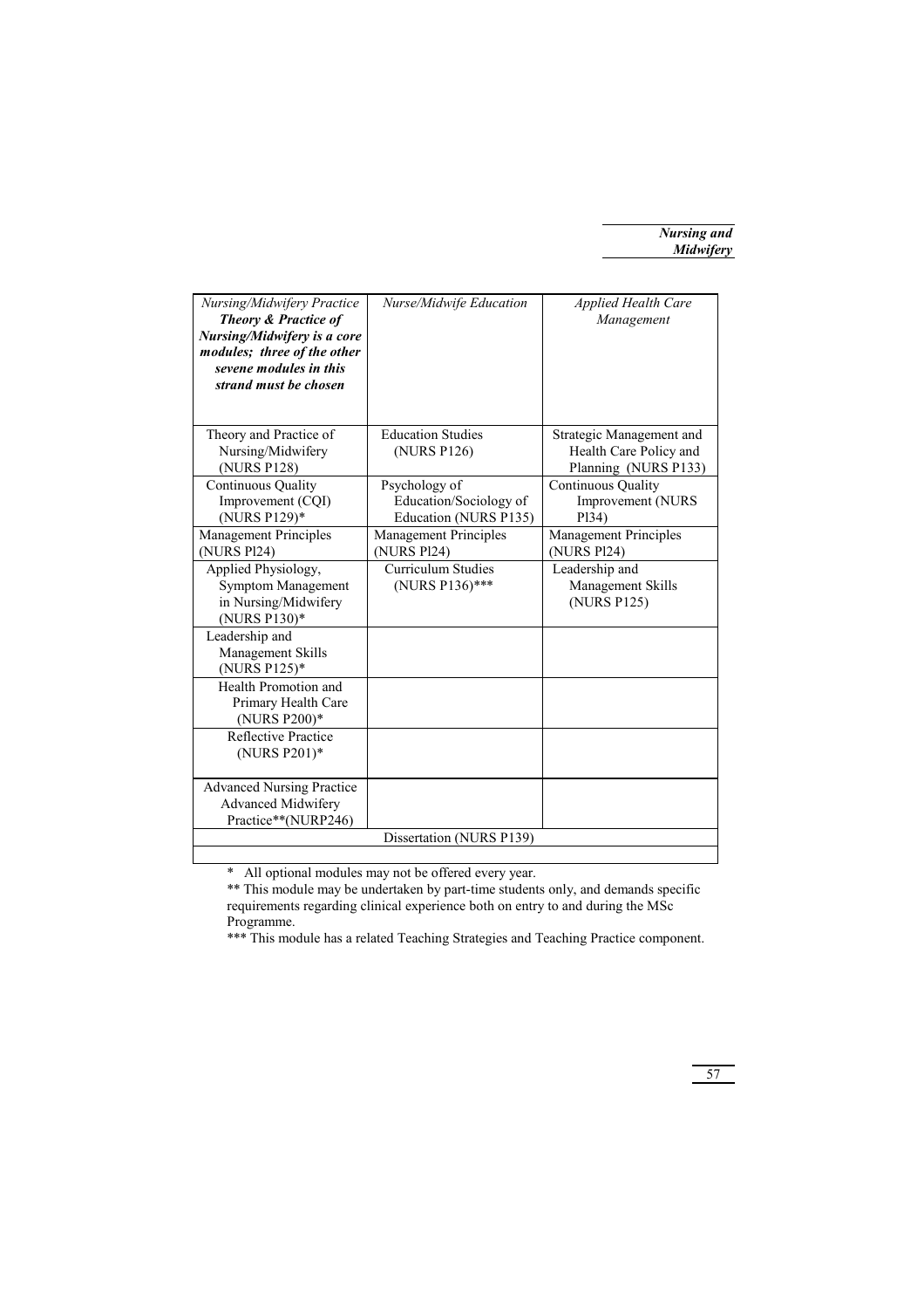| *Nursing/Midwifery Practice* ***Theory & Practice of Nursing/Midwifery is a core modules; three of the other sevene modules in this strand must be chosen*** | *Nurse/Midwife Education* | *Applied Health Care Management* |
|---|---|---|
| Theory and Practice of Nursing/Midwifery (NURS P128) | Education Studies (NURS P126) | Strategic Management and Health Care Policy and Planning (NURS P133) |
| Continuous Quality Improvement (CQI) (NURS P129)* | Psychology of Education/Sociology of Education (NURS P135) | Continuous Quality Improvement (NURS Pl34) |
| Management Principles (NURS Pl24) | Management Principles (NURS Pl24) | Management Principles (NURS Pl24) |
| Applied Physiology, Symptom Management in Nursing/Midwifery (NURS P130)* | Curriculum Studies (NURS P136)*** | Leadership and Management Skills (NURS P125) |
| Leadership and Management Skills (NURS P125)* | | |
| Health Promotion and Primary Health Care (NURS P200)* | | |
| Reflective Practice (NURS P201)* | | |
| Advanced Nursing Practice Advanced Midwifery Practice**(NURP246) | | |
| Dissertation (NURS P139) | | |

\* All optional modules may not be offered every year.

** This module may be undertaken by part-time students only, and demands specific requirements regarding clinical experience both on entry to and during the MSc Programme.

*** This module has a related Teaching Strategies and Teaching Practice component.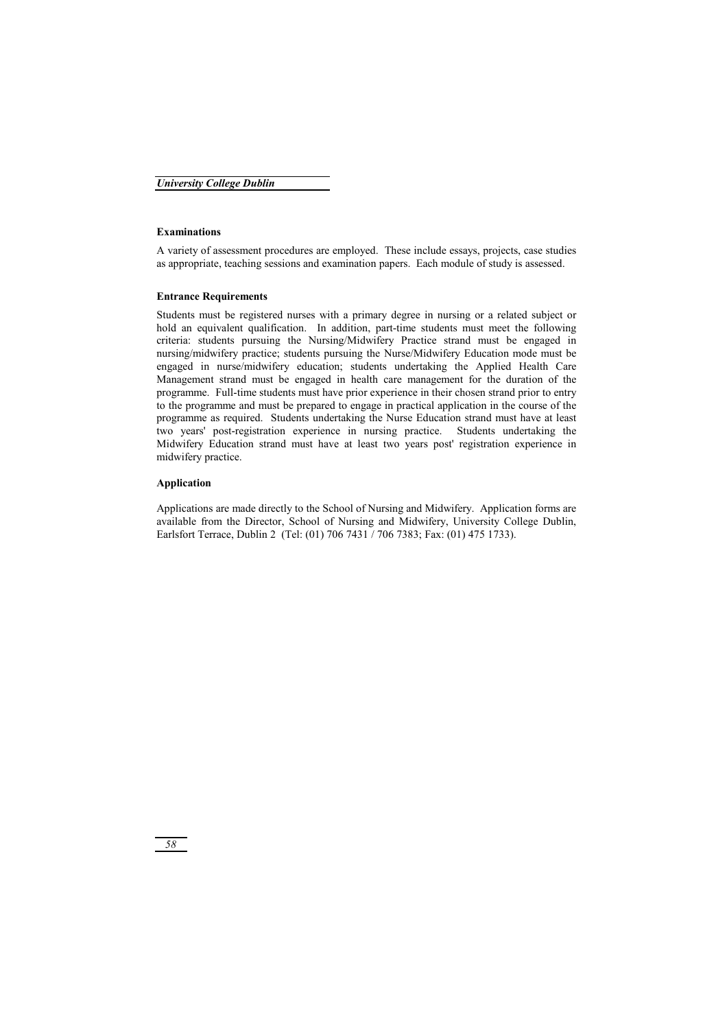#### Examinations

A variety of assessment procedures are employed. These include essays, projects, case studies as appropriate, teaching sessions and examination papers. Each module of study is assessed.

#### Entrance Requirements

Students must be registered nurses with a primary degree in nursing or a related subject or hold an equivalent qualification. In addition, part-time students must meet the following criteria: students pursuing the Nursing/Midwifery Practice strand must be engaged in nursing/midwifery practice; students pursuing the Nurse/Midwifery Education mode must be engaged in nurse/midwifery education; students undertaking the Applied Health Care Management strand must be engaged in health care management for the duration of the programme. Full-time students must have prior experience in their chosen strand prior to entry to the programme and must be prepared to engage in practical application in the course of the programme as required. Students undertaking the Nurse Education strand must have at least two years' post-registration experience in nursing practice. Students undertaking the Midwifery Education strand must have at least two years post' registration experience in midwifery practice.

#### Application

Applications are made directly to the School of Nursing and Midwifery. Application forms are available from the Director, School of Nursing and Midwifery, University College Dublin, Earlsfort Terrace, Dublin 2 (Tel: (01) 706 7431 / 706 7383; Fax: (01) 475 1733).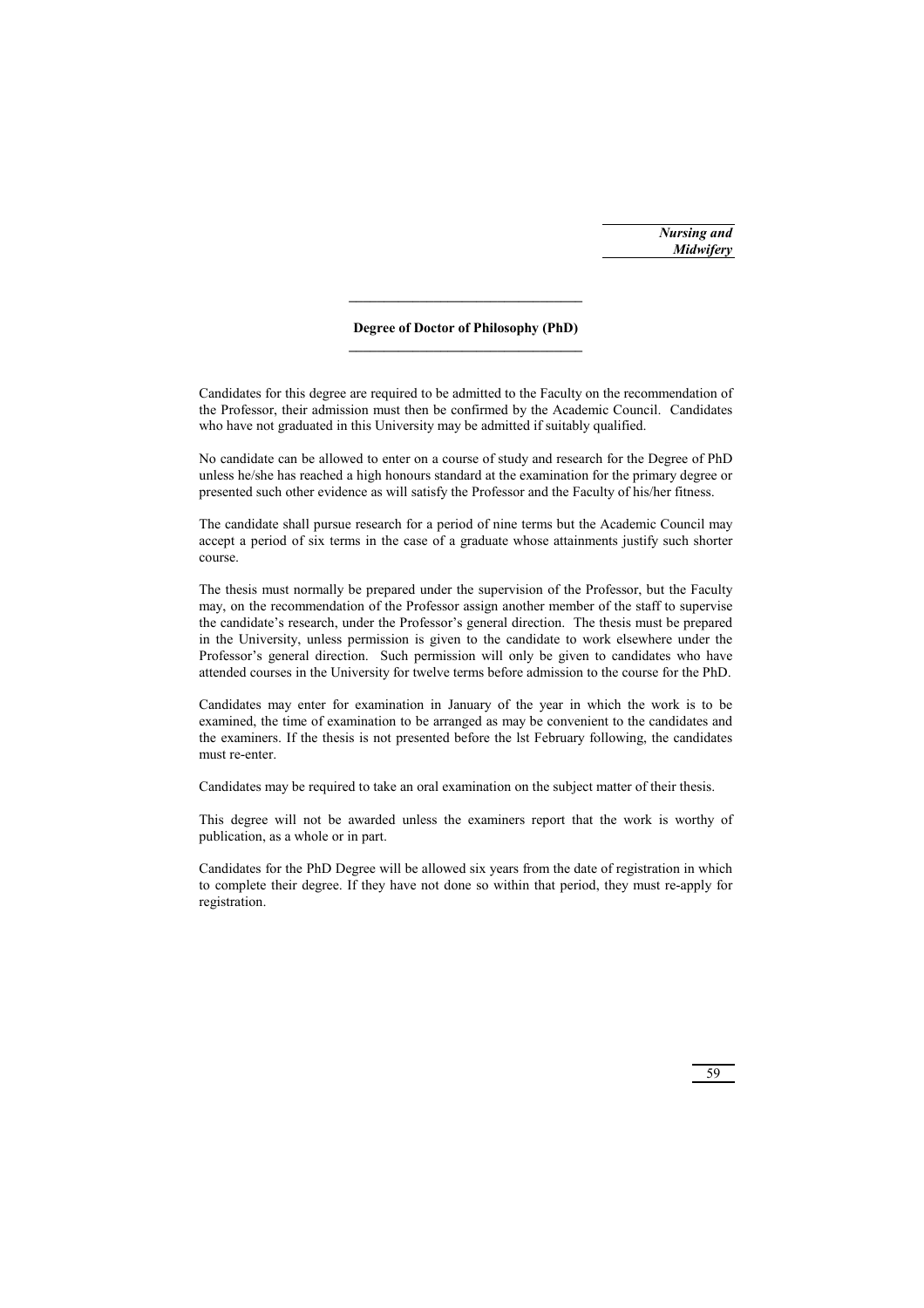## Degree of Doctor of Philosophy (PhD)

Candidates for this degree are required to be admitted to the Faculty on the recommendation of the Professor, their admission must then be confirmed by the Academic Council. Candidates who have not graduated in this University may be admitted if suitably qualified.

No candidate can be allowed to enter on a course of study and research for the Degree of PhD unless he/she has reached a high honours standard at the examination for the primary degree or presented such other evidence as will satisfy the Professor and the Faculty of his/her fitness.

The candidate shall pursue research for a period of nine terms but the Academic Council may accept a period of six terms in the case of a graduate whose attainments justify such shorter course.

The thesis must normally be prepared under the supervision of the Professor, but the Faculty may, on the recommendation of the Professor assign another member of the staff to supervise the candidate's research, under the Professor's general direction. The thesis must be prepared in the University, unless permission is given to the candidate to work elsewhere under the Professor's general direction. Such permission will only be given to candidates who have attended courses in the University for twelve terms before admission to the course for the PhD.

Candidates may enter for examination in January of the year in which the work is to be examined, the time of examination to be arranged as may be convenient to the candidates and the examiners. If the thesis is not presented before the lst February following, the candidates must re-enter.

Candidates may be required to take an oral examination on the subject matter of their thesis.

This degree will not be awarded unless the examiners report that the work is worthy of publication, as a whole or in part.

Candidates for the PhD Degree will be allowed six years from the date of registration in which to complete their degree. If they have not done so within that period, they must re-apply for registration.